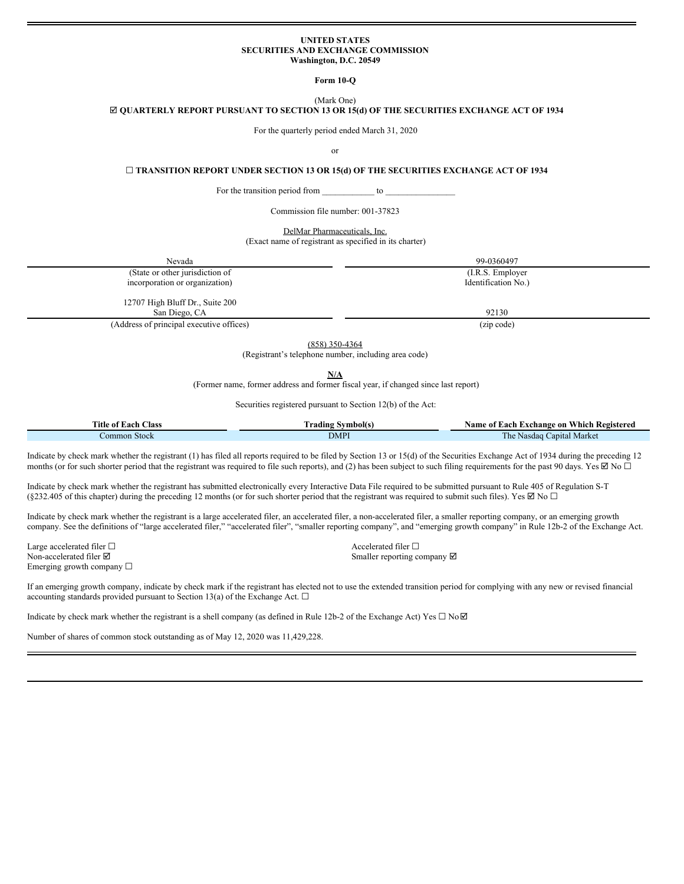**UNITED STATES**
**SECURITIES AND EXCHANGE COMMISSION**
**Washington, D.C. 20549**

**Form 10-Q**

(Mark One)

**☑ QUARTERLY REPORT PURSUANT TO SECTION 13 OR 15(d) OF THE SECURITIES EXCHANGE ACT OF 1934**

For the quarterly period ended March 31, 2020

or

**☐ TRANSITION REPORT UNDER SECTION 13 OR 15(d) OF THE SECURITIES EXCHANGE ACT OF 1934**

For the transition period from ___________ to _______________

Commission file number: 001-37823

DelMar Pharmaceuticals, Inc.
(Exact name of registrant as specified in its charter)

| Nevada | 99-0360497 |
|---|---|
| (State or other jurisdiction of incorporation or organization) | (I.R.S. Employer Identification No.) |
| 12707 High Bluff Dr., Suite 200 San Diego, CA | 92130 |
| (Address of principal executive offices) | (zip code) |

(858) 350-4364
(Registrant's telephone number, including area code)

**N/A**
(Former name, former address and former fiscal year, if changed since last report)

Securities registered pursuant to Section 12(b) of the Act:

| Title of Each Class | Trading Symbol(s) | Name of Each Exchange on Which Registered |
|---|---|---|
| Common Stock | DMPI | The Nasdaq Capital Market |

Indicate by check mark whether the registrant (1) has filed all reports required to be filed by Section 13 or 15(d) of the Securities Exchange Act of 1934 during the preceding 12 months (or for such shorter period that the registrant was required to file such reports), and (2) has been subject to such filing requirements for the past 90 days. Yes ☑ No ☐

Indicate by check mark whether the registrant has submitted electronically every Interactive Data File required to be submitted pursuant to Rule 405 of Regulation S-T (§232.405 of this chapter) during the preceding 12 months (or for such shorter period that the registrant was required to submit such files). Yes ☑ No ☐

Indicate by check mark whether the registrant is a large accelerated filer, an accelerated filer, a non-accelerated filer, a smaller reporting company, or an emerging growth company. See the definitions of "large accelerated filer," "accelerated filer", "smaller reporting company", and "emerging growth company" in Rule 12b-2 of the Exchange Act.

Large accelerated filer ☐
Accelerated filer ☐
Non-accelerated filer ☑
Smaller reporting company ☑
Emerging growth company ☐

If an emerging growth company, indicate by check mark if the registrant has elected not to use the extended transition period for complying with any new or revised financial accounting standards provided pursuant to Section 13(a) of the Exchange Act. ☐

Indicate by check mark whether the registrant is a shell company (as defined in Rule 12b-2 of the Exchange Act) Yes ☐ No ☑

Number of shares of common stock outstanding as of May 12, 2020 was 11,429,228.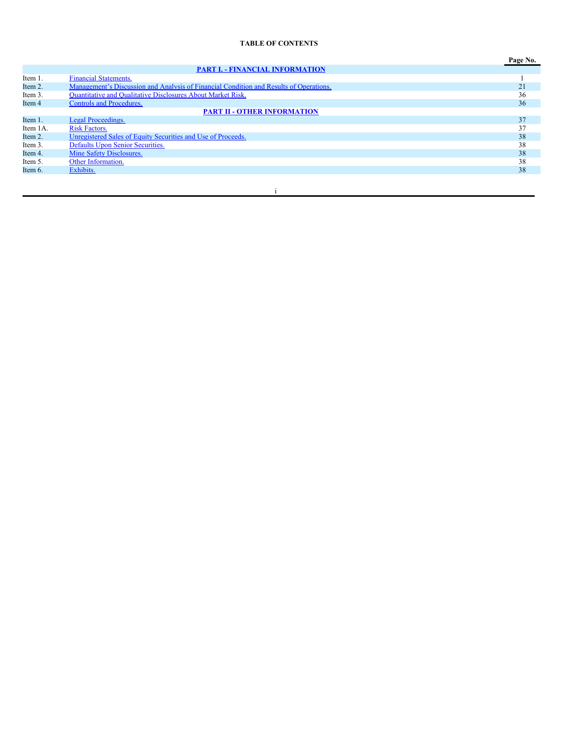**TABLE OF CONTENTS**

| | | Page No. |
|---|---|---|
| | **PART I. - FINANCIAL INFORMATION** | |
| Item 1. | Financial Statements. | 1 |
| Item 2. | Management's Discussion and Analysis of Financial Condition and Results of Operations. | 21 |
| Item 3. | Quantitative and Qualitative Disclosures About Market Risk. | 36 |
| Item 4 | Controls and Procedures. | 36 |
| | **PART II - OTHER INFORMATION** | |
| Item 1. | Legal Proceedings. | 37 |
| Item 1A. | Risk Factors. | 37 |
| Item 2. | Unregistered Sales of Equity Securities and Use of Proceeds. | 38 |
| Item 3. | Defaults Upon Senior Securities. | 38 |
| Item 4. | Mine Safety Disclosures. | 38 |
| Item 5. | Other Information. | 38 |
| Item 6. | Exhibits. | 38 |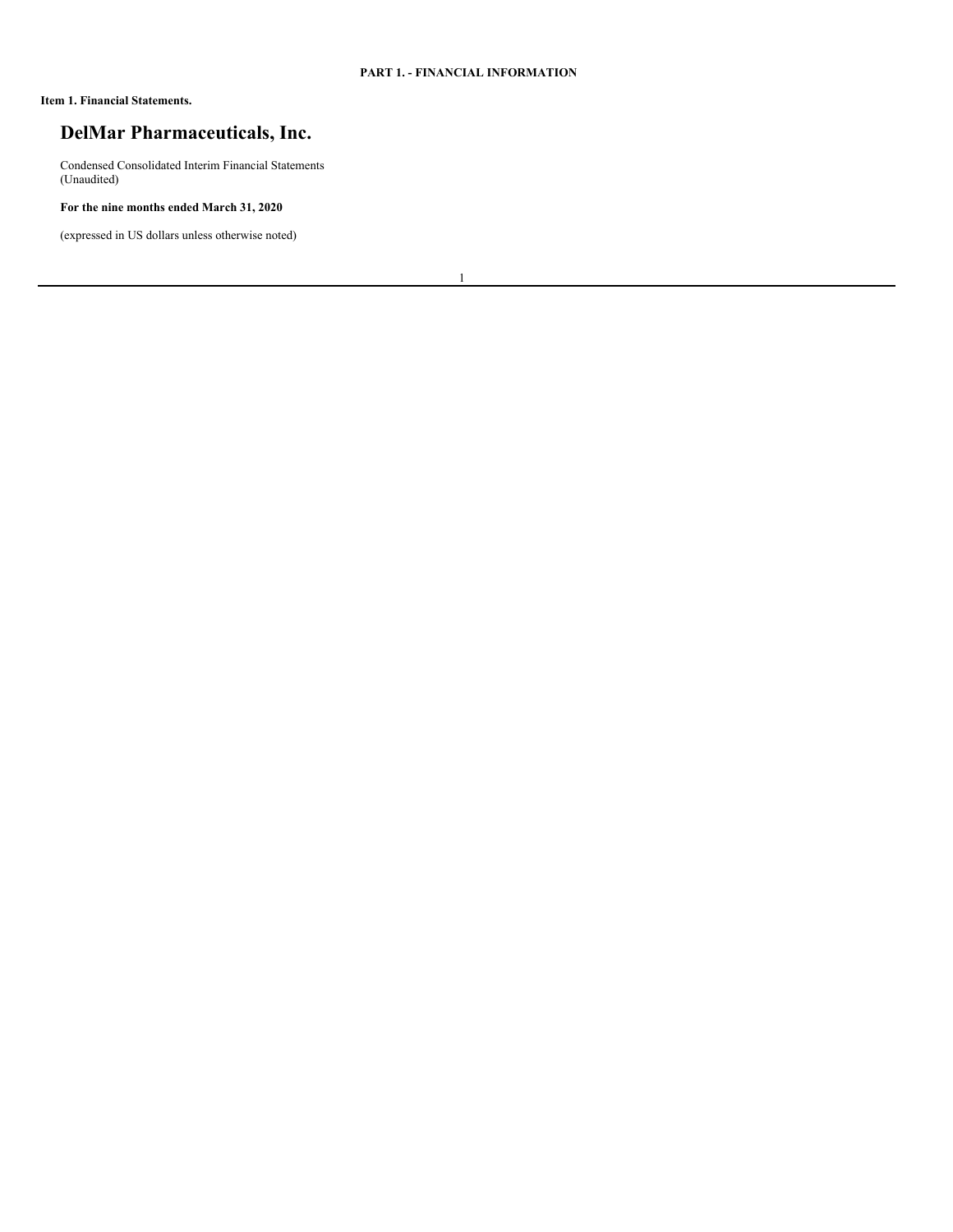**PART 1. - FINANCIAL INFORMATION**

**Item 1. Financial Statements.**

# DelMar Pharmaceuticals, Inc.

Condensed Consolidated Interim Financial Statements
(Unaudited)

**For the nine months ended March 31, 2020**

(expressed in US dollars unless otherwise noted)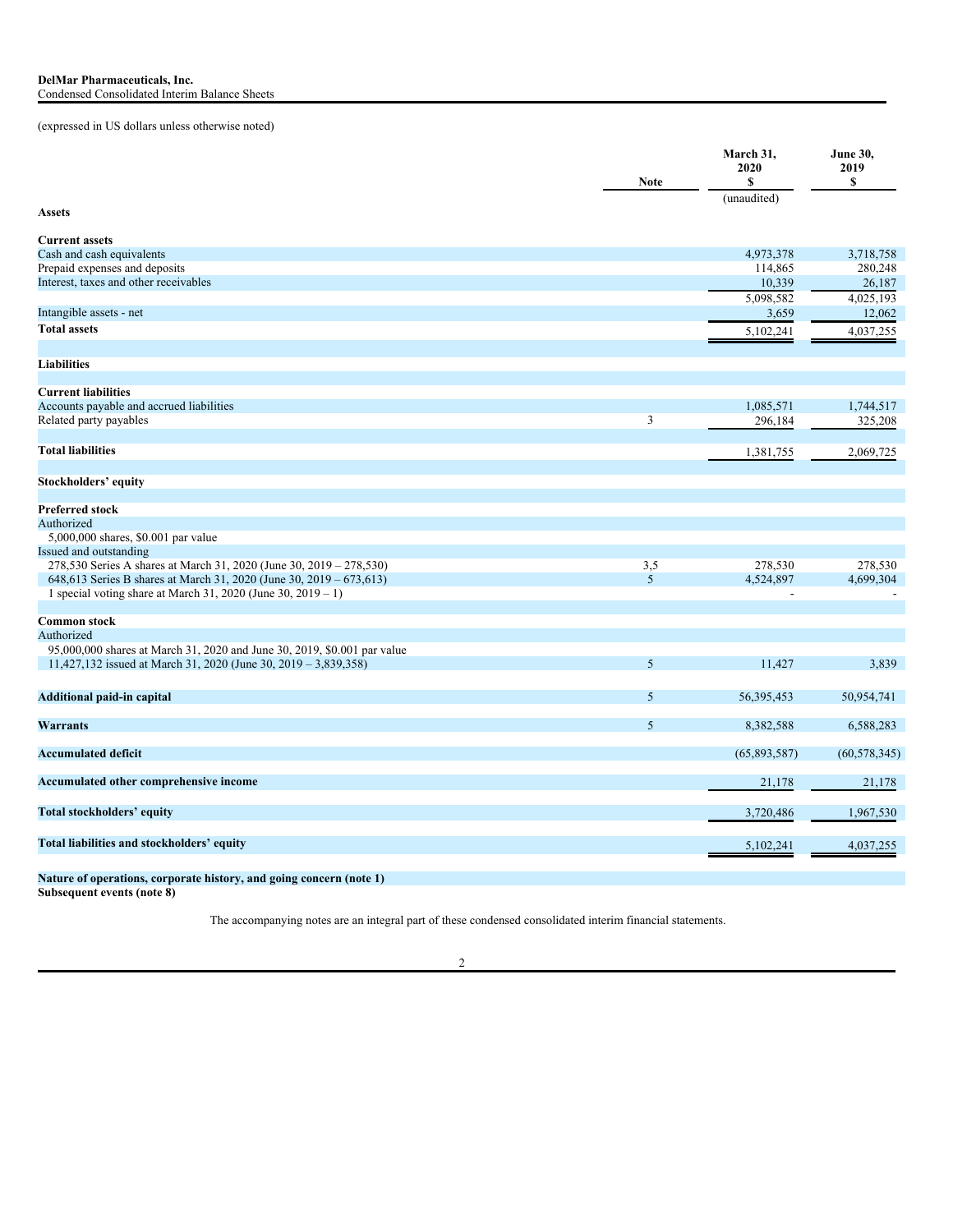**DelMar Pharmaceuticals, Inc.**
Condensed Consolidated Interim Balance Sheets

(expressed in US dollars unless otherwise noted)

| | Note | March 31, 2020 $ | June 30, 2019 $ |
|---|---|---|---|
| | | (unaudited) | |
| **Assets** | | | |
| **Current assets** | | | |
| Cash and cash equivalents | | 4,973,378 | 3,718,758 |
| Prepaid expenses and deposits | | 114,865 | 280,248 |
| Interest, taxes and other receivables | | 10,339 | 26,187 |
| | | 5,098,582 | 4,025,193 |
| Intangible assets - net | | 3,659 | 12,062 |
| **Total assets** | | 5,102,241 | 4,037,255 |
| **Liabilities** | | | |
| **Current liabilities** | | | |
| Accounts payable and accrued liabilities | | 1,085,571 | 1,744,517 |
| Related party payables | 3 | 296,184 | 325,208 |
| **Total liabilities** | | 1,381,755 | 2,069,725 |
| **Stockholders' equity** | | | |
| **Preferred stock** | | | |
| Authorized | | | |
| 5,000,000 shares, $0.001 par value | | | |
| Issued and outstanding | | | |
| 278,530 Series A shares at March 31, 2020 (June 30, 2019 – 278,530) | 3,5 | 278,530 | 278,530 |
| 648,613 Series B shares at March 31, 2020 (June 30, 2019 – 673,613) | 5 | 4,524,897 | 4,699,304 |
| 1 special voting share at March 31, 2020 (June 30, 2019 – 1) | | - | - |
| **Common stock** | | | |
| Authorized | | | |
| 95,000,000 shares at March 31, 2020 and June 30, 2019, $0.001 par value | | | |
| 11,427,132 issued at March 31, 2020 (June 30, 2019 – 3,839,358) | 5 | 11,427 | 3,839 |
| **Additional paid-in capital** | 5 | 56,395,453 | 50,954,741 |
| **Warrants** | 5 | 8,382,588 | 6,588,283 |
| **Accumulated deficit** | | (65,893,587) | (60,578,345) |
| **Accumulated other comprehensive income** | | 21,178 | 21,178 |
| **Total stockholders' equity** | | 3,720,486 | 1,967,530 |
| **Total liabilities and stockholders' equity** | | 5,102,241 | 4,037,255 |

**Nature of operations, corporate history, and going concern (note 1)**
**Subsequent events (note 8)**

The accompanying notes are an integral part of these condensed consolidated interim financial statements.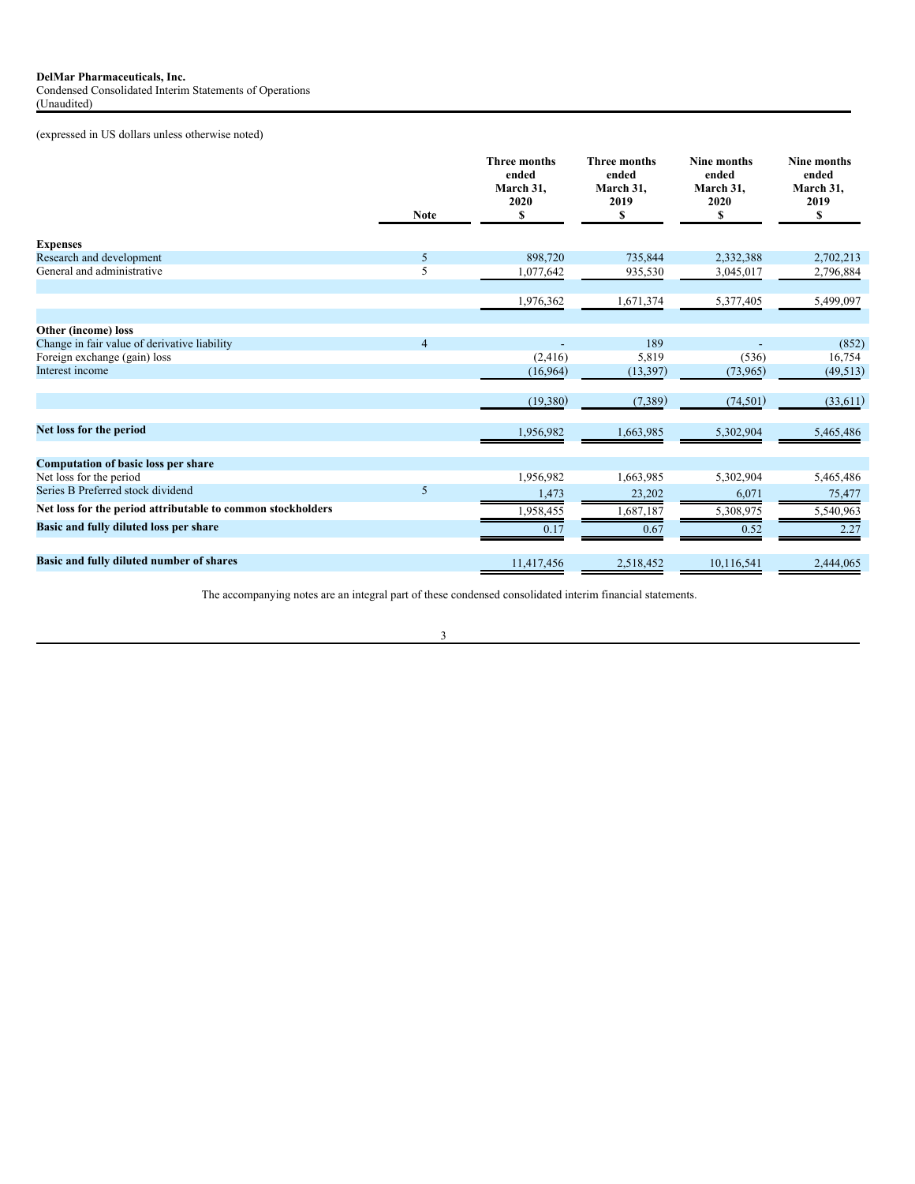**DelMar Pharmaceuticals, Inc.**
Condensed Consolidated Interim Statements of Operations
(Unaudited)

(expressed in US dollars unless otherwise noted)

| | Note | Three months ended March 31, 2020 $ | Three months ended March 31, 2019 $ | Nine months ended March 31, 2020 $ | Nine months ended March 31, 2019 $ |
|---|---|---|---|---|---|
| **Expenses** | | | | | |
| Research and development | 5 | 898,720 | 735,844 | 2,332,388 | 2,702,213 |
| General and administrative | 5 | 1,077,642 | 935,530 | 3,045,017 | 2,796,884 |
| | | 1,976,362 | 1,671,374 | 5,377,405 | 5,499,097 |
| **Other (income) loss** | | | | | |
| Change in fair value of derivative liability | 4 | - | 189 | - | (852) |
| Foreign exchange (gain) loss | | (2,416) | 5,819 | (536) | 16,754 |
| Interest income | | (16,964) | (13,397) | (73,965) | (49,513) |
| | | (19,380) | (7,389) | (74,501) | (33,611) |
| **Net loss for the period** | | 1,956,982 | 1,663,985 | 5,302,904 | 5,465,486 |
| **Computation of basic loss per share** | | | | | |
| Net loss for the period | | 1,956,982 | 1,663,985 | 5,302,904 | 5,465,486 |
| Series B Preferred stock dividend | 5 | 1,473 | 23,202 | 6,071 | 75,477 |
| **Net loss for the period attributable to common stockholders** | | 1,958,455 | 1,687,187 | 5,308,975 | 5,540,963 |
| **Basic and fully diluted loss per share** | | 0.17 | 0.67 | 0.52 | 2.27 |
| **Basic and fully diluted number of shares** | | 11,417,456 | 2,518,452 | 10,116,541 | 2,444,065 |

The accompanying notes are an integral part of these condensed consolidated interim financial statements.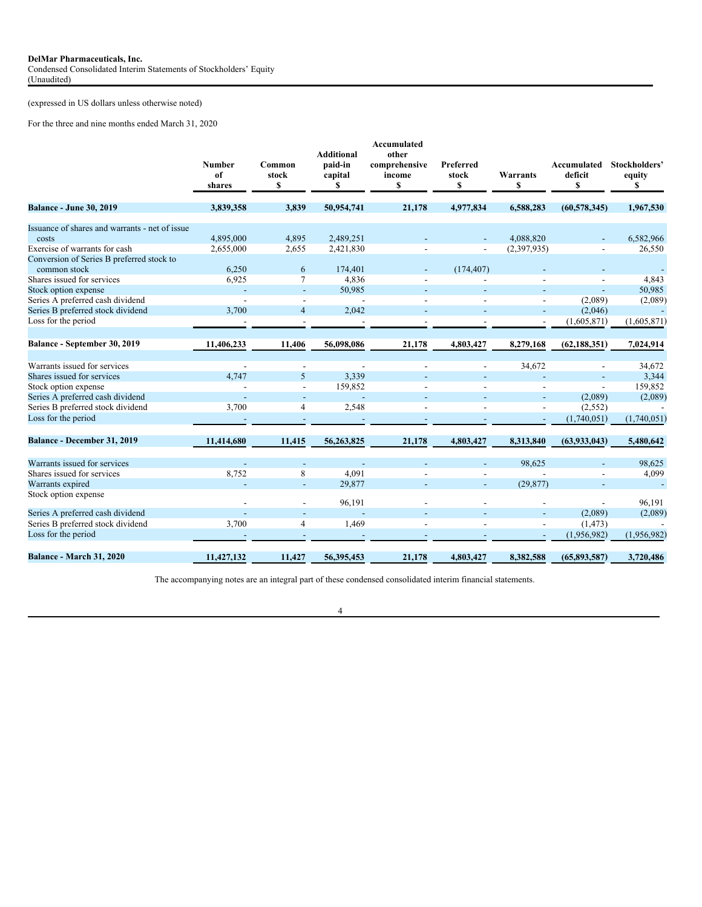**DelMar Pharmaceuticals, Inc.**
Condensed Consolidated Interim Statements of Stockholders' Equity
(Unaudited)

(expressed in US dollars unless otherwise noted)

For the three and nine months ended March 31, 2020

| | Number of shares | Common stock $ | Additional paid-in capital $ | Accumulated other comprehensive income $ | Preferred stock $ | Warrants $ | Accumulated deficit $ | Stockholders' equity $ |
|---|---|---|---|---|---|---|---|---|
| **Balance - June 30, 2019** | **3,839,358** | **3,839** | **50,954,741** | **21,178** | **4,977,834** | **6,588,283** | **(60,578,345)** | **1,967,530** |
| Issuance of shares and warrants - net of issue costs | 4,895,000 | 4,895 | 2,489,251 | - | - | 4,088,820 | - | 6,582,966 |
| Exercise of warrants for cash | 2,655,000 | 2,655 | 2,421,830 | - | - | (2,397,935) | - | 26,550 |
| Conversion of Series B preferred stock to common stock | 6,250 | 6 | 174,401 | - | (174,407) | - | - | - |
| Shares issued for services | 6,925 | 7 | 4,836 | - | - | - | - | 4,843 |
| Stock option expense | - | - | 50,985 | - | - | - | - | 50,985 |
| Series A preferred cash dividend | - | - | - | - | - | - | (2,089) | (2,089) |
| Series B preferred stock dividend | 3,700 | 4 | 2,042 | - | - | - | (2,046) | - |
| Loss for the period | - | - | - | - | - | - | (1,605,871) | (1,605,871) |
| **Balance - September 30, 2019** | **11,406,233** | **11,406** | **56,098,086** | **21,178** | **4,803,427** | **8,279,168** | **(62,188,351)** | **7,024,914** |
| Warrants issued for services | - | - | - | - | - | 34,672 | - | 34,672 |
| Shares issued for services | 4,747 | 5 | 3,339 | - | - | - | - | 3,344 |
| Stock option expense | - | - | 159,852 | - | - | - | - | 159,852 |
| Series A preferred cash dividend | - | - | - | - | - | - | (2,089) | (2,089) |
| Series B preferred stock dividend | 3,700 | 4 | 2,548 | - | - | - | (2,552) | - |
| Loss for the period | - | - | - | - | - | - | (1,740,051) | (1,740,051) |
| **Balance - December 31, 2019** | **11,414,680** | **11,415** | **56,263,825** | **21,178** | **4,803,427** | **8,313,840** | **(63,933,043)** | **5,480,642** |
| Warrants issued for services | - | - | - | - | - | 98,625 | - | 98,625 |
| Shares issued for services | 8,752 | 8 | 4,091 | - | - | - | - | 4,099 |
| Warrants expired | - | - | 29,877 | - | - | (29,877) | - | - |
| Stock option expense | - | - | 96,191 | - | - | - | - | 96,191 |
| Series A preferred cash dividend | - | - | - | - | - | - | (2,089) | (2,089) |
| Series B preferred stock dividend | 3,700 | 4 | 1,469 | - | - | - | (1,473) | - |
| Loss for the period | - | - | - | - | - | - | (1,956,982) | (1,956,982) |
| **Balance - March 31, 2020** | **11,427,132** | **11,427** | **56,395,453** | **21,178** | **4,803,427** | **8,382,588** | **(65,893,587)** | **3,720,486** |

The accompanying notes are an integral part of these condensed consolidated interim financial statements.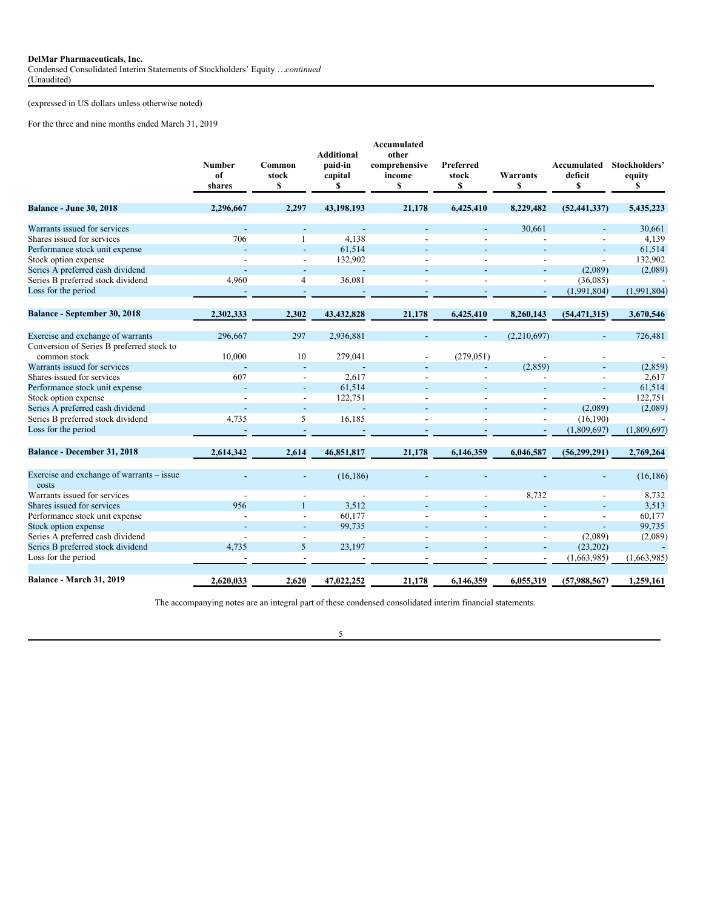**DelMar Pharmaceuticals, Inc.**
Condensed Consolidated Interim Statements of Stockholders' Equity …*continued*
(Unaudited)

(expressed in US dollars unless otherwise noted)

For the three and nine months ended March 31, 2019

| | Number of shares | Common stock $ | Additional paid-in capital $ | Accumulated other comprehensive income $ | Preferred stock $ | Warrants $ | Accumulated deficit $ | Stockholders' equity $ |
|---|---|---|---|---|---|---|---|---|
| **Balance - June 30, 2018** | **2,296,667** | **2,297** | **43,198,193** | **21,178** | **6,425,410** | **8,229,482** | **(52,441,337)** | **5,435,223** |
| Warrants issued for services | - | - | - | - | - | 30,661 | - | 30,661 |
| Shares issued for services | 706 | 1 | 4,138 | - | - | - | - | 4,139 |
| Performance stock unit expense | - | - | 61,514 | - | - | - | - | 61,514 |
| Stock option expense | - | - | 132,902 | - | - | - | - | 132,902 |
| Series A preferred cash dividend | - | - | - | - | - | - | (2,089) | (2,089) |
| Series B preferred stock dividend | 4,960 | 4 | 36,081 | - | - | - | (36,085) | - |
| Loss for the period | - | - | - | - | - | - | (1,991,804) | (1,991,804) |
| **Balance - September 30, 2018** | **2,302,333** | **2,302** | **43,432,828** | **21,178** | **6,425,410** | **8,260,143** | **(54,471,315)** | **3,670,546** |
| Exercise and exchange of warrants | 296,667 | 297 | 2,936,881 | - | - | (2,210,697) | - | 726,481 |
| Conversion of Series B preferred stock to common stock | 10,000 | 10 | 279,041 | - | (279,051) | - | - | - |
| Warrants issued for services | - | - | - | - | - | (2,859) | - | (2,859) |
| Shares issued for services | 607 | - | 2,617 | - | - | - | - | 2,617 |
| Performance stock unit expense | - | - | 61,514 | - | - | - | - | 61,514 |
| Stock option expense | - | - | 122,751 | - | - | - | - | 122,751 |
| Series A preferred cash dividend | - | - | - | - | - | - | (2,089) | (2,089) |
| Series B preferred stock dividend | 4,735 | 5 | 16,185 | - | - | - | (16,190) | - |
| Loss for the period | - | - | - | - | - | - | (1,809,697) | (1,809,697) |
| **Balance - December 31, 2018** | **2,614,342** | **2,614** | **46,851,817** | **21,178** | **6,146,359** | **6,046,587** | **(56,299,291)** | **2,769,264** |
| Exercise and exchange of warrants – issue costs | - | - | (16,186) | - | - | - | - | (16,186) |
| Warrants issued for services | - | - | - | - | - | 8,732 | - | 8,732 |
| Shares issued for services | 956 | 1 | 3,512 | - | - | - | - | 3,513 |
| Performance stock unit expense | - | - | 60,177 | - | - | - | - | 60,177 |
| Stock option expense | - | - | 99,735 | - | - | - | - | 99,735 |
| Series A preferred cash dividend | - | - | - | - | - | - | (2,089) | (2,089) |
| Series B preferred stock dividend | 4,735 | 5 | 23,197 | - | - | - | (23,202) | - |
| Loss for the period | - | - | - | - | - | - | (1,663,985) | (1,663,985) |
| **Balance - March 31, 2019** | **2,620,033** | **2,620** | **47,022,252** | **21,178** | **6,146,359** | **6,055,319** | **(57,988,567)** | **1,259,161** |

The accompanying notes are an integral part of these condensed consolidated interim financial statements.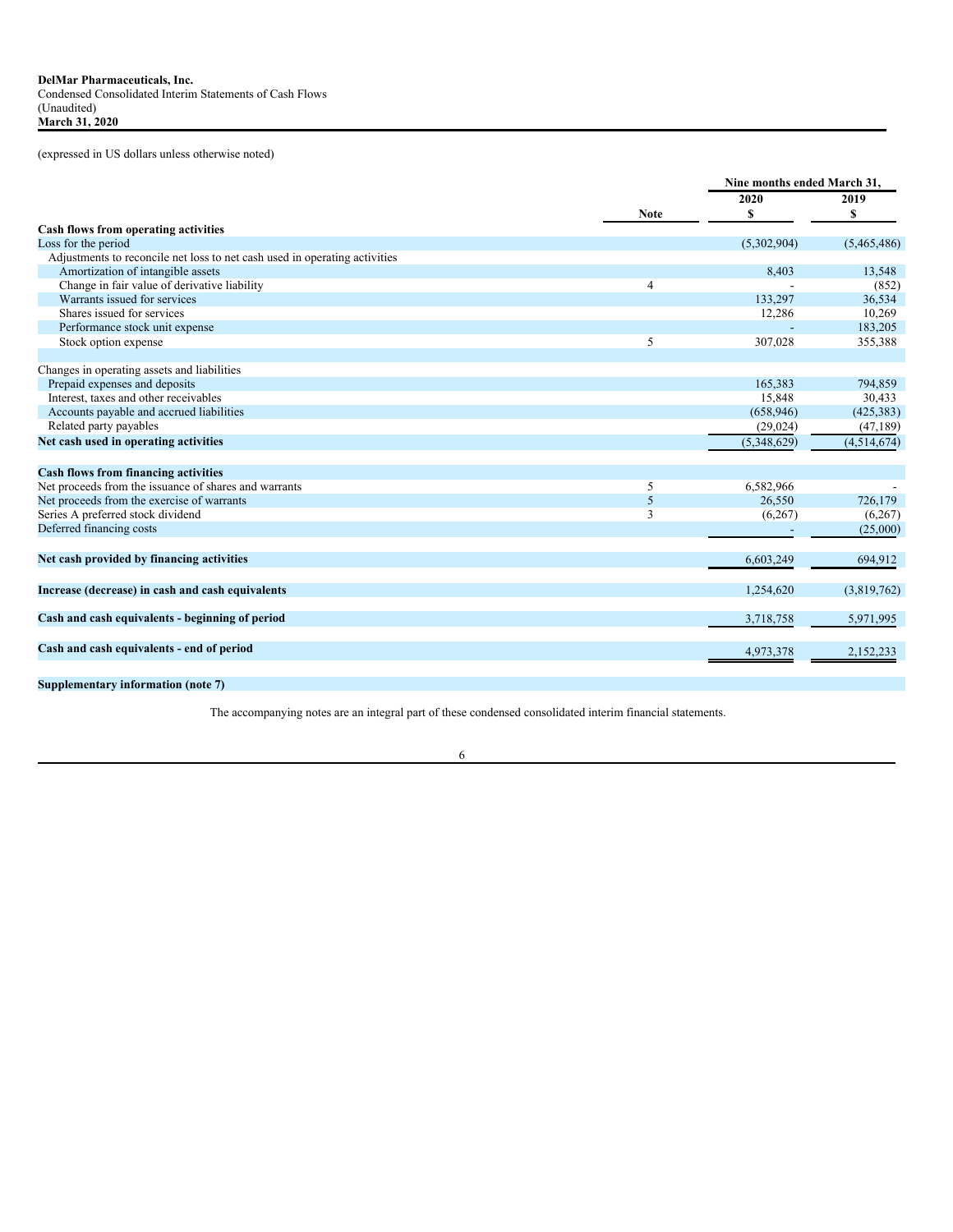**DelMar Pharmaceuticals, Inc.**
Condensed Consolidated Interim Statements of Cash Flows
(Unaudited)
**March 31, 2020**

(expressed in US dollars unless otherwise noted)

| | | Nine months ended March 31, | |
|---|---|---|---|
| | | 2020 | 2019 |
| | **Note** | **$** | **$** |
| **Cash flows from operating activities** | | | |
| Loss for the period | | (5,302,904) | (5,465,486) |
| Adjustments to reconcile net loss to net cash used in operating activities | | | |
| Amortization of intangible assets | | 8,403 | 13,548 |
| Change in fair value of derivative liability | 4 | - | (852) |
| Warrants issued for services | | 133,297 | 36,534 |
| Shares issued for services | | 12,286 | 10,269 |
| Performance stock unit expense | | - | 183,205 |
| Stock option expense | 5 | 307,028 | 355,388 |
| | | | |
| Changes in operating assets and liabilities | | | |
| Prepaid expenses and deposits | | 165,383 | 794,859 |
| Interest, taxes and other receivables | | 15,848 | 30,433 |
| Accounts payable and accrued liabilities | | (658,946) | (425,383) |
| Related party payables | | (29,024) | (47,189) |
| **Net cash used in operating activities** | | (5,348,629) | (4,514,674) |
| | | | |
| **Cash flows from financing activities** | | | |
| Net proceeds from the issuance of shares and warrants | 5 | 6,582,966 | - |
| Net proceeds from the exercise of warrants | 5 | 26,550 | 726,179 |
| Series A preferred stock dividend | 3 | (6,267) | (6,267) |
| Deferred financing costs | | - | (25,000) |
| | | | |
| **Net cash provided by financing activities** | | 6,603,249 | 694,912 |
| | | | |
| **Increase (decrease) in cash and cash equivalents** | | 1,254,620 | (3,819,762) |
| | | | |
| **Cash and cash equivalents - beginning of period** | | 3,718,758 | 5,971,995 |
| | | | |
| **Cash and cash equivalents - end of period** | | 4,973,378 | 2,152,233 |

**Supplementary information (note 7)**

The accompanying notes are an integral part of these condensed consolidated interim financial statements.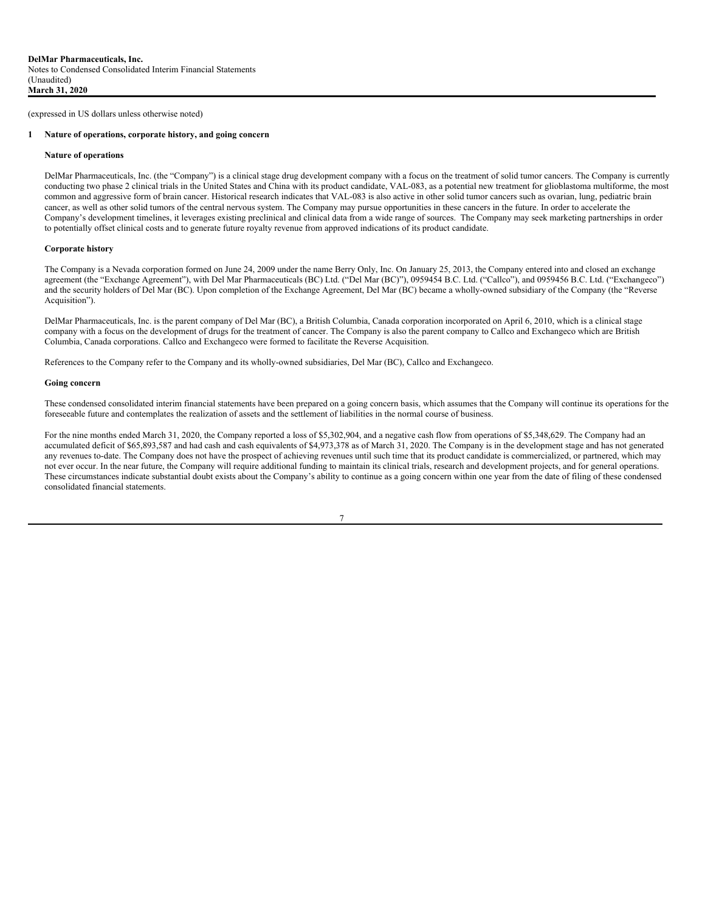**DelMar Pharmaceuticals, Inc.**
Notes to Condensed Consolidated Interim Financial Statements
(Unaudited)
**March 31, 2020**

(expressed in US dollars unless otherwise noted)

## 1 Nature of operations, corporate history, and going concern

### Nature of operations

DelMar Pharmaceuticals, Inc. (the "Company") is a clinical stage drug development company with a focus on the treatment of solid tumor cancers. The Company is currently conducting two phase 2 clinical trials in the United States and China with its product candidate, VAL-083, as a potential new treatment for glioblastoma multiforme, the most common and aggressive form of brain cancer. Historical research indicates that VAL-083 is also active in other solid tumor cancers such as ovarian, lung, pediatric brain cancer, as well as other solid tumors of the central nervous system. The Company may pursue opportunities in these cancers in the future. In order to accelerate the Company's development timelines, it leverages existing preclinical and clinical data from a wide range of sources. The Company may seek marketing partnerships in order to potentially offset clinical costs and to generate future royalty revenue from approved indications of its product candidate.

### Corporate history

The Company is a Nevada corporation formed on June 24, 2009 under the name Berry Only, Inc. On January 25, 2013, the Company entered into and closed an exchange agreement (the "Exchange Agreement"), with Del Mar Pharmaceuticals (BC) Ltd. ("Del Mar (BC)"), 0959454 B.C. Ltd. ("Callco"), and 0959456 B.C. Ltd. ("Exchangeco") and the security holders of Del Mar (BC). Upon completion of the Exchange Agreement, Del Mar (BC) became a wholly-owned subsidiary of the Company (the "Reverse Acquisition").

DelMar Pharmaceuticals, Inc. is the parent company of Del Mar (BC), a British Columbia, Canada corporation incorporated on April 6, 2010, which is a clinical stage company with a focus on the development of drugs for the treatment of cancer. The Company is also the parent company to Callco and Exchangeco which are British Columbia, Canada corporations. Callco and Exchangeco were formed to facilitate the Reverse Acquisition.

References to the Company refer to the Company and its wholly-owned subsidiaries, Del Mar (BC), Callco and Exchangeco.

### Going concern

These condensed consolidated interim financial statements have been prepared on a going concern basis, which assumes that the Company will continue its operations for the foreseeable future and contemplates the realization of assets and the settlement of liabilities in the normal course of business.

For the nine months ended March 31, 2020, the Company reported a loss of $5,302,904, and a negative cash flow from operations of $5,348,629. The Company had an accumulated deficit of $65,893,587 and had cash and cash equivalents of $4,973,378 as of March 31, 2020. The Company is in the development stage and has not generated any revenues to-date. The Company does not have the prospect of achieving revenues until such time that its product candidate is commercialized, or partnered, which may not ever occur. In the near future, the Company will require additional funding to maintain its clinical trials, research and development projects, and for general operations. These circumstances indicate substantial doubt exists about the Company's ability to continue as a going concern within one year from the date of filing of these condensed consolidated financial statements.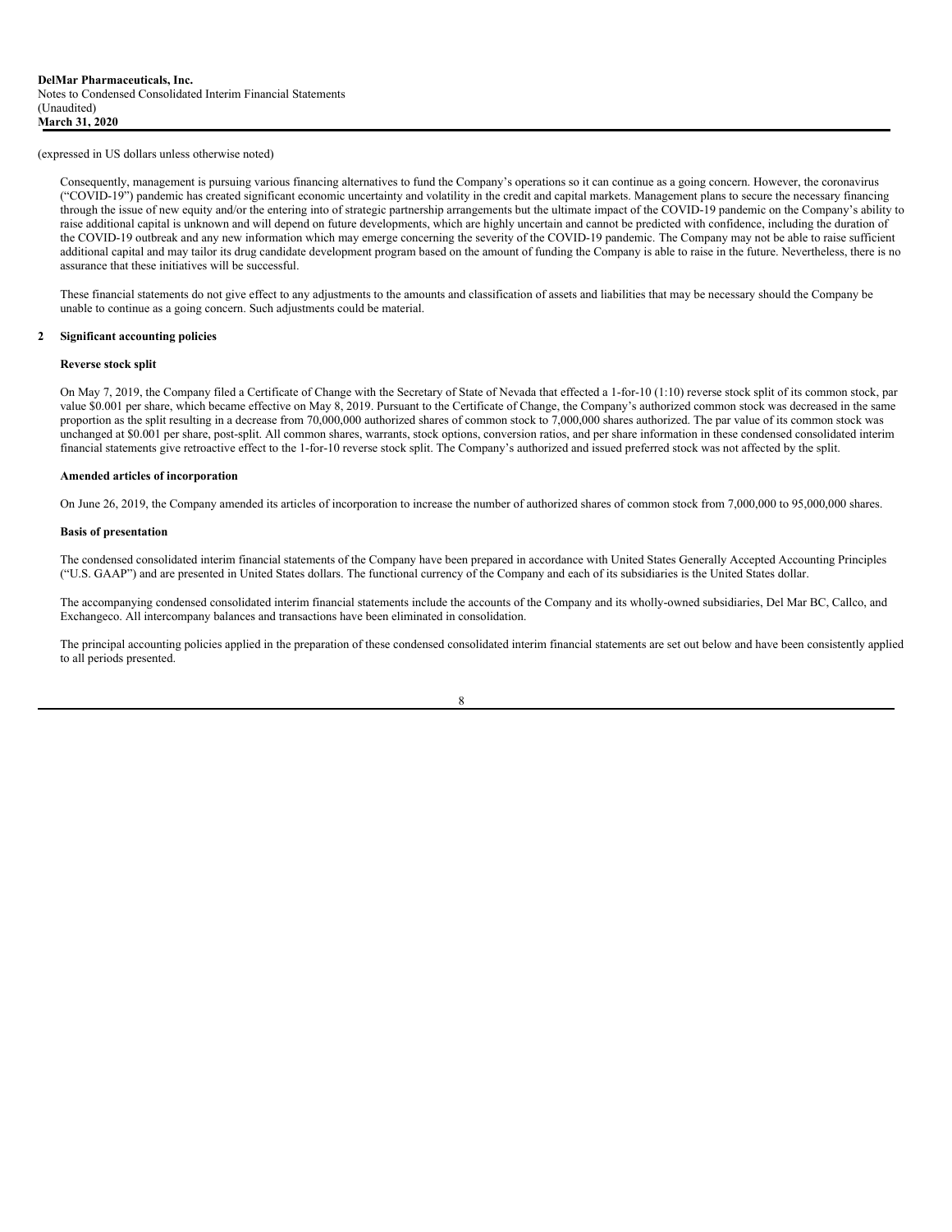(expressed in US dollars unless otherwise noted)

Consequently, management is pursuing various financing alternatives to fund the Company's operations so it can continue as a going concern. However, the coronavirus ("COVID-19") pandemic has created significant economic uncertainty and volatility in the credit and capital markets. Management plans to secure the necessary financing through the issue of new equity and/or the entering into of strategic partnership arrangements but the ultimate impact of the COVID-19 pandemic on the Company's ability to raise additional capital is unknown and will depend on future developments, which are highly uncertain and cannot be predicted with confidence, including the duration of the COVID-19 outbreak and any new information which may emerge concerning the severity of the COVID-19 pandemic. The Company may not be able to raise sufficient additional capital and may tailor its drug candidate development program based on the amount of funding the Company is able to raise in the future. Nevertheless, there is no assurance that these initiatives will be successful.

These financial statements do not give effect to any adjustments to the amounts and classification of assets and liabilities that may be necessary should the Company be unable to continue as a going concern. Such adjustments could be material.

## 2 Significant accounting policies

### Reverse stock split

On May 7, 2019, the Company filed a Certificate of Change with the Secretary of State of Nevada that effected a 1-for-10 (1:10) reverse stock split of its common stock, par value $0.001 per share, which became effective on May 8, 2019. Pursuant to the Certificate of Change, the Company's authorized common stock was decreased in the same proportion as the split resulting in a decrease from 70,000,000 authorized shares of common stock to 7,000,000 shares authorized. The par value of its common stock was unchanged at $0.001 per share, post-split. All common shares, warrants, stock options, conversion ratios, and per share information in these condensed consolidated interim financial statements give retroactive effect to the 1-for-10 reverse stock split. The Company's authorized and issued preferred stock was not affected by the split.

### Amended articles of incorporation

On June 26, 2019, the Company amended its articles of incorporation to increase the number of authorized shares of common stock from 7,000,000 to 95,000,000 shares.

### Basis of presentation

The condensed consolidated interim financial statements of the Company have been prepared in accordance with United States Generally Accepted Accounting Principles ("U.S. GAAP") and are presented in United States dollars. The functional currency of the Company and each of its subsidiaries is the United States dollar.

The accompanying condensed consolidated interim financial statements include the accounts of the Company and its wholly-owned subsidiaries, Del Mar BC, Callco, and Exchangeco. All intercompany balances and transactions have been eliminated in consolidation.

The principal accounting policies applied in the preparation of these condensed consolidated interim financial statements are set out below and have been consistently applied to all periods presented.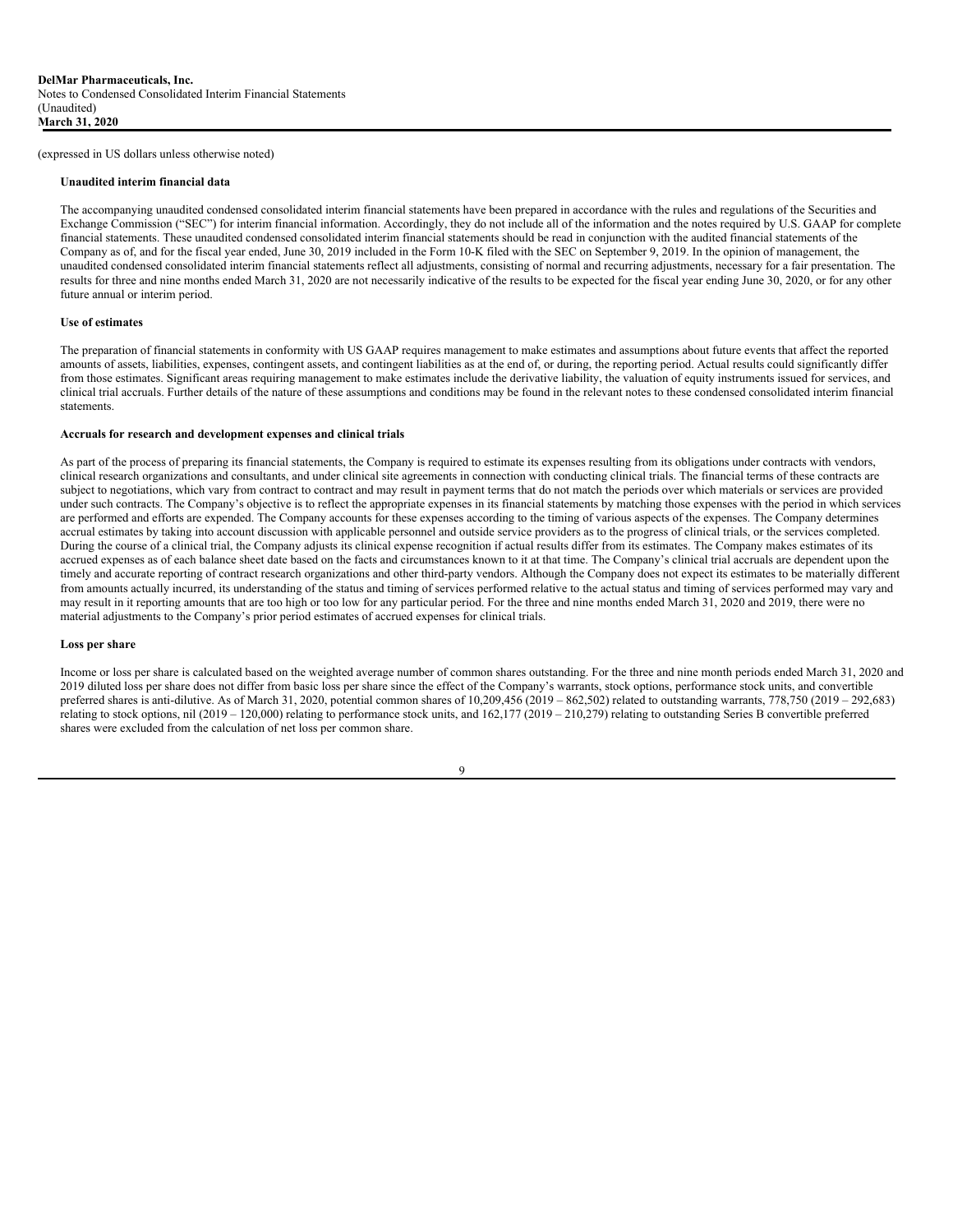(expressed in US dollars unless otherwise noted)

**Unaudited interim financial data**

The accompanying unaudited condensed consolidated interim financial statements have been prepared in accordance with the rules and regulations of the Securities and Exchange Commission ("SEC") for interim financial information. Accordingly, they do not include all of the information and the notes required by U.S. GAAP for complete financial statements. These unaudited condensed consolidated interim financial statements should be read in conjunction with the audited financial statements of the Company as of, and for the fiscal year ended, June 30, 2019 included in the Form 10-K filed with the SEC on September 9, 2019. In the opinion of management, the unaudited condensed consolidated interim financial statements reflect all adjustments, consisting of normal and recurring adjustments, necessary for a fair presentation. The results for three and nine months ended March 31, 2020 are not necessarily indicative of the results to be expected for the fiscal year ending June 30, 2020, or for any other future annual or interim period.

**Use of estimates**

The preparation of financial statements in conformity with US GAAP requires management to make estimates and assumptions about future events that affect the reported amounts of assets, liabilities, expenses, contingent assets, and contingent liabilities as at the end of, or during, the reporting period. Actual results could significantly differ from those estimates. Significant areas requiring management to make estimates include the derivative liability, the valuation of equity instruments issued for services, and clinical trial accruals. Further details of the nature of these assumptions and conditions may be found in the relevant notes to these condensed consolidated interim financial statements.

**Accruals for research and development expenses and clinical trials**

As part of the process of preparing its financial statements, the Company is required to estimate its expenses resulting from its obligations under contracts with vendors, clinical research organizations and consultants, and under clinical site agreements in connection with conducting clinical trials. The financial terms of these contracts are subject to negotiations, which vary from contract to contract and may result in payment terms that do not match the periods over which materials or services are provided under such contracts. The Company's objective is to reflect the appropriate expenses in its financial statements by matching those expenses with the period in which services are performed and efforts are expended. The Company accounts for these expenses according to the timing of various aspects of the expenses. The Company determines accrual estimates by taking into account discussion with applicable personnel and outside service providers as to the progress of clinical trials, or the services completed. During the course of a clinical trial, the Company adjusts its clinical expense recognition if actual results differ from its estimates. The Company makes estimates of its accrued expenses as of each balance sheet date based on the facts and circumstances known to it at that time. The Company's clinical trial accruals are dependent upon the timely and accurate reporting of contract research organizations and other third-party vendors. Although the Company does not expect its estimates to be materially different from amounts actually incurred, its understanding of the status and timing of services performed relative to the actual status and timing of services performed may vary and may result in it reporting amounts that are too high or too low for any particular period. For the three and nine months ended March 31, 2020 and 2019, there were no material adjustments to the Company's prior period estimates of accrued expenses for clinical trials.

**Loss per share**

Income or loss per share is calculated based on the weighted average number of common shares outstanding. For the three and nine month periods ended March 31, 2020 and 2019 diluted loss per share does not differ from basic loss per share since the effect of the Company's warrants, stock options, performance stock units, and convertible preferred shares is anti-dilutive. As of March 31, 2020, potential common shares of 10,209,456 (2019 – 862,502) related to outstanding warrants, 778,750 (2019 – 292,683) relating to stock options, nil (2019 – 120,000) relating to performance stock units, and 162,177 (2019 – 210,279) relating to outstanding Series B convertible preferred shares were excluded from the calculation of net loss per common share.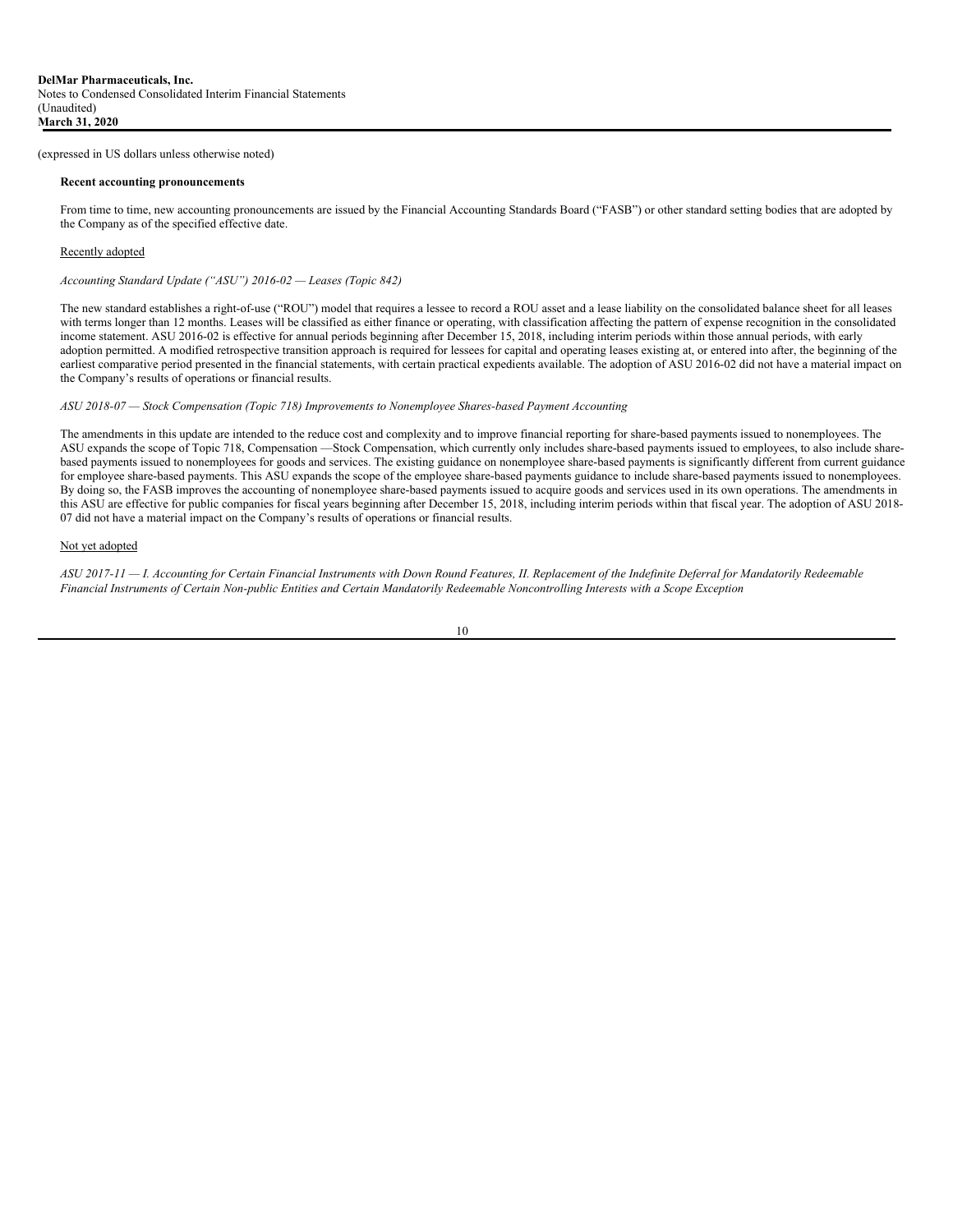(expressed in US dollars unless otherwise noted)

**Recent accounting pronouncements**

From time to time, new accounting pronouncements are issued by the Financial Accounting Standards Board ("FASB") or other standard setting bodies that are adopted by the Company as of the specified effective date.

Recently adopted

*Accounting Standard Update ("ASU") 2016-02 — Leases (Topic 842)*

The new standard establishes a right-of-use ("ROU") model that requires a lessee to record a ROU asset and a lease liability on the consolidated balance sheet for all leases with terms longer than 12 months. Leases will be classified as either finance or operating, with classification affecting the pattern of expense recognition in the consolidated income statement. ASU 2016-02 is effective for annual periods beginning after December 15, 2018, including interim periods within those annual periods, with early adoption permitted. A modified retrospective transition approach is required for lessees for capital and operating leases existing at, or entered into after, the beginning of the earliest comparative period presented in the financial statements, with certain practical expedients available. The adoption of ASU 2016-02 did not have a material impact on the Company's results of operations or financial results.

*ASU 2018-07 — Stock Compensation (Topic 718) Improvements to Nonemployee Shares-based Payment Accounting*

The amendments in this update are intended to the reduce cost and complexity and to improve financial reporting for share-based payments issued to nonemployees. The ASU expands the scope of Topic 718, Compensation —Stock Compensation, which currently only includes share-based payments issued to employees, to also include share-based payments issued to nonemployees for goods and services. The existing guidance on nonemployee share-based payments is significantly different from current guidance for employee share-based payments. This ASU expands the scope of the employee share-based payments guidance to include share-based payments issued to nonemployees. By doing so, the FASB improves the accounting of nonemployee share-based payments issued to acquire goods and services used in its own operations. The amendments in this ASU are effective for public companies for fiscal years beginning after December 15, 2018, including interim periods within that fiscal year. The adoption of ASU 2018-07 did not have a material impact on the Company's results of operations or financial results.

Not yet adopted

*ASU 2017-11 — I. Accounting for Certain Financial Instruments with Down Round Features, II. Replacement of the Indefinite Deferral for Mandatorily Redeemable Financial Instruments of Certain Non-public Entities and Certain Mandatorily Redeemable Noncontrolling Interests with a Scope Exception*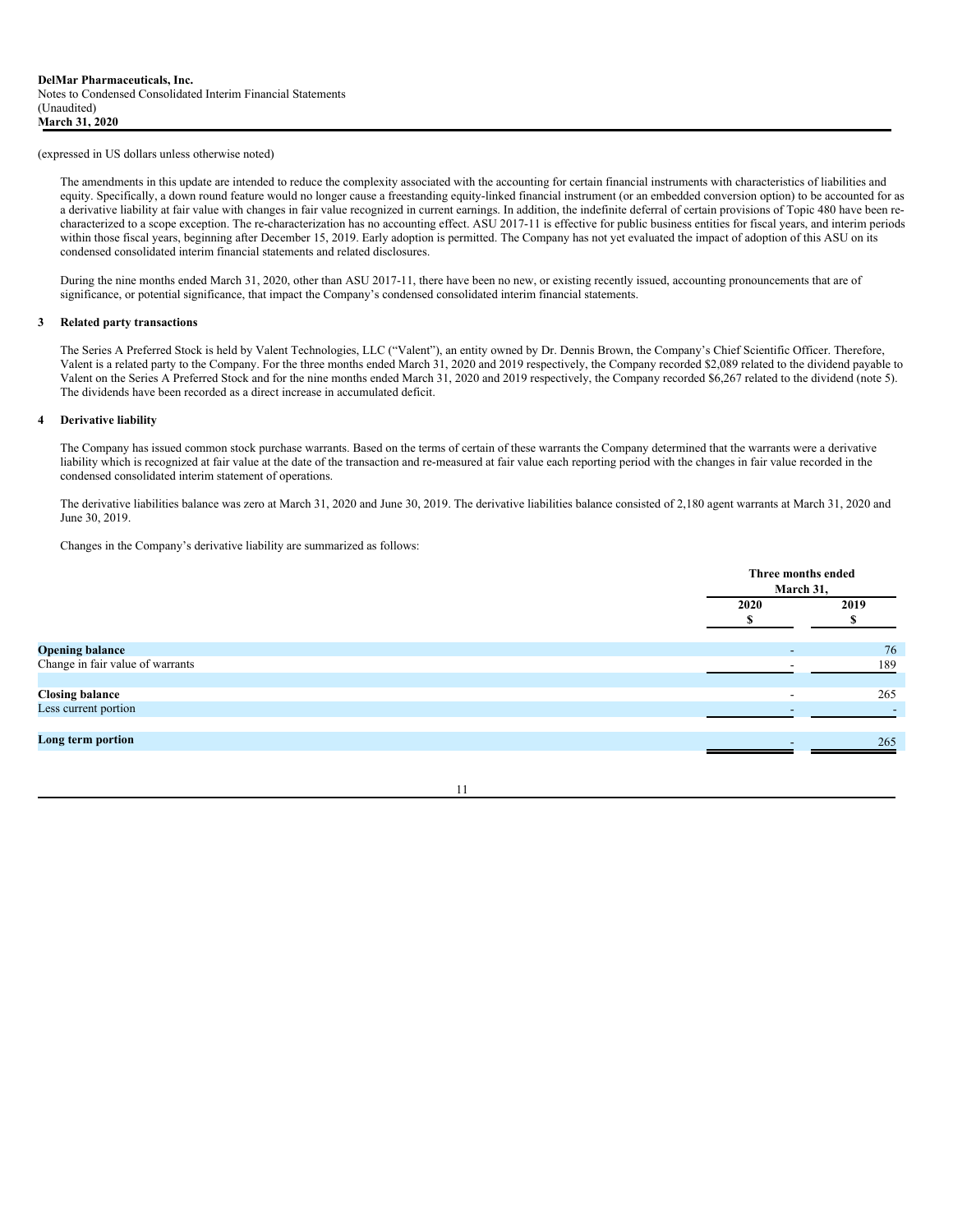**DelMar Pharmaceuticals, Inc.**
Notes to Condensed Consolidated Interim Financial Statements
(Unaudited)
**March 31, 2020**

(expressed in US dollars unless otherwise noted)

The amendments in this update are intended to reduce the complexity associated with the accounting for certain financial instruments with characteristics of liabilities and equity. Specifically, a down round feature would no longer cause a freestanding equity-linked financial instrument (or an embedded conversion option) to be accounted for as a derivative liability at fair value with changes in fair value recognized in current earnings. In addition, the indefinite deferral of certain provisions of Topic 480 have been re-characterized to a scope exception. The re-characterization has no accounting effect. ASU 2017-11 is effective for public business entities for fiscal years, and interim periods within those fiscal years, beginning after December 15, 2019. Early adoption is permitted. The Company has not yet evaluated the impact of adoption of this ASU on its condensed consolidated interim financial statements and related disclosures.

During the nine months ended March 31, 2020, other than ASU 2017-11, there have been no new, or existing recently issued, accounting pronouncements that are of significance, or potential significance, that impact the Company's condensed consolidated interim financial statements.

## 3 Related party transactions

The Series A Preferred Stock is held by Valent Technologies, LLC ("Valent"), an entity owned by Dr. Dennis Brown, the Company's Chief Scientific Officer. Therefore, Valent is a related party to the Company. For the three months ended March 31, 2020 and 2019 respectively, the Company recorded $2,089 related to the dividend payable to Valent on the Series A Preferred Stock and for the nine months ended March 31, 2020 and 2019 respectively, the Company recorded $6,267 related to the dividend (note 5). The dividends have been recorded as a direct increase in accumulated deficit.

## 4 Derivative liability

The Company has issued common stock purchase warrants. Based on the terms of certain of these warrants the Company determined that the warrants were a derivative liability which is recognized at fair value at the date of the transaction and re-measured at fair value each reporting period with the changes in fair value recorded in the condensed consolidated interim statement of operations.

The derivative liabilities balance was zero at March 31, 2020 and June 30, 2019. The derivative liabilities balance consisted of 2,180 agent warrants at March 31, 2020 and June 30, 2019.

Changes in the Company's derivative liability are summarized as follows:

| | Three months ended March 31, | |
|---|---|---|
| | 2020<br>$ | 2019<br>$ |
| **Opening balance** | - | 76 |
| Change in fair value of warrants | - | 189 |
| **Closing balance** | - | 265 |
| Less current portion | - | - |
| **Long term portion** | - | 265 |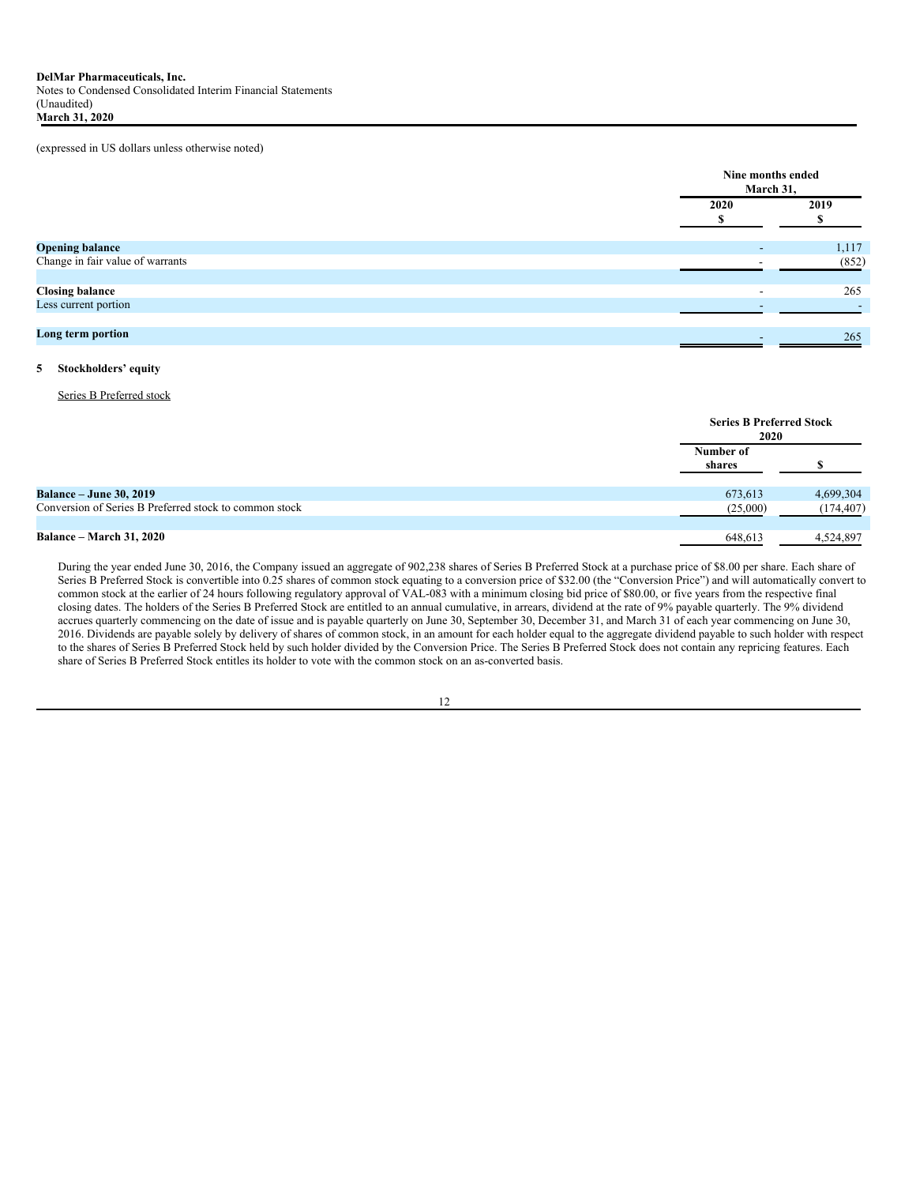(expressed in US dollars unless otherwise noted)

| | Nine months ended March 31, | |
|---|---|---|
| | 2020 | 2019 |
| | $ | $ |
| **Opening balance** | - | 1,117 |
| Change in fair value of warrants | - | (852) |
| **Closing balance** | - | 265 |
| Less current portion | - | - |
| **Long term portion** | - | 265 |

## 5 Stockholders' equity

Series B Preferred stock

| | Series B Preferred Stock 2020 | |
|---|---|---|
| | Number of shares | $ |
| **Balance – June 30, 2019** | 673,613 | 4,699,304 |
| Conversion of Series B Preferred stock to common stock | (25,000) | (174,407) |
| **Balance – March 31, 2020** | 648,613 | 4,524,897 |

During the year ended June 30, 2016, the Company issued an aggregate of 902,238 shares of Series B Preferred Stock at a purchase price of $8.00 per share. Each share of Series B Preferred Stock is convertible into 0.25 shares of common stock equating to a conversion price of $32.00 (the "Conversion Price") and will automatically convert to common stock at the earlier of 24 hours following regulatory approval of VAL-083 with a minimum closing bid price of $80.00, or five years from the respective final closing dates. The holders of the Series B Preferred Stock are entitled to an annual cumulative, in arrears, dividend at the rate of 9% payable quarterly. The 9% dividend accrues quarterly commencing on the date of issue and is payable quarterly on June 30, September 30, December 31, and March 31 of each year commencing on June 30, 2016. Dividends are payable solely by delivery of shares of common stock, in an amount for each holder equal to the aggregate dividend payable to such holder with respect to the shares of Series B Preferred Stock held by such holder divided by the Conversion Price. The Series B Preferred Stock does not contain any repricing features. Each share of Series B Preferred Stock entitles its holder to vote with the common stock on an as-converted basis.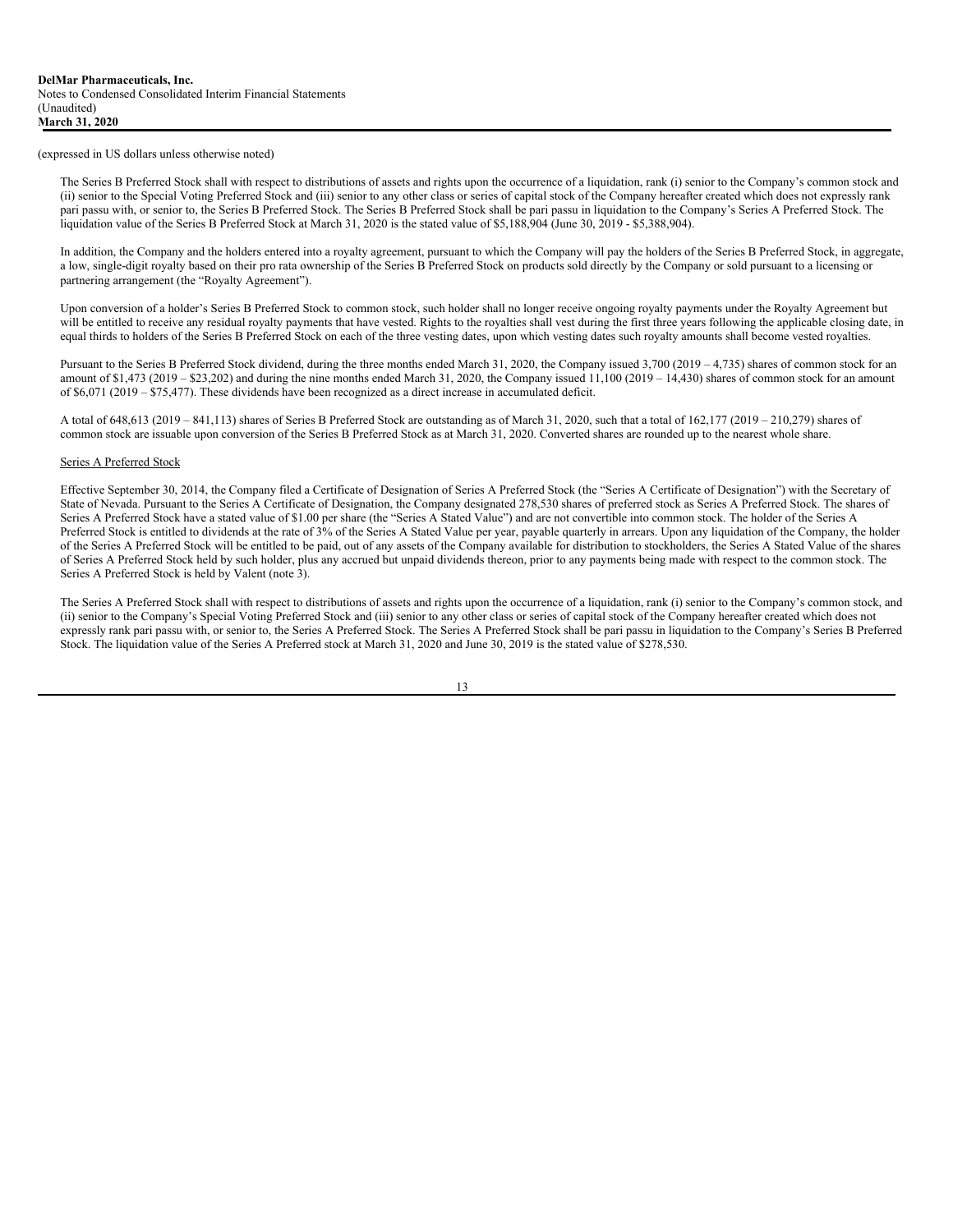(expressed in US dollars unless otherwise noted)

The Series B Preferred Stock shall with respect to distributions of assets and rights upon the occurrence of a liquidation, rank (i) senior to the Company's common stock and (ii) senior to the Special Voting Preferred Stock and (iii) senior to any other class or series of capital stock of the Company hereafter created which does not expressly rank pari passu with, or senior to, the Series B Preferred Stock. The Series B Preferred Stock shall be pari passu in liquidation to the Company's Series A Preferred Stock. The liquidation value of the Series B Preferred Stock at March 31, 2020 is the stated value of $5,188,904 (June 30, 2019 - $5,388,904).

In addition, the Company and the holders entered into a royalty agreement, pursuant to which the Company will pay the holders of the Series B Preferred Stock, in aggregate, a low, single-digit royalty based on their pro rata ownership of the Series B Preferred Stock on products sold directly by the Company or sold pursuant to a licensing or partnering arrangement (the "Royalty Agreement").

Upon conversion of a holder's Series B Preferred Stock to common stock, such holder shall no longer receive ongoing royalty payments under the Royalty Agreement but will be entitled to receive any residual royalty payments that have vested. Rights to the royalties shall vest during the first three years following the applicable closing date, in equal thirds to holders of the Series B Preferred Stock on each of the three vesting dates, upon which vesting dates such royalty amounts shall become vested royalties.

Pursuant to the Series B Preferred Stock dividend, during the three months ended March 31, 2020, the Company issued 3,700 (2019 – 4,735) shares of common stock for an amount of $1,473 (2019 – $23,202) and during the nine months ended March 31, 2020, the Company issued 11,100 (2019 – 14,430) shares of common stock for an amount of $6,071 (2019 – $75,477). These dividends have been recognized as a direct increase in accumulated deficit.

A total of 648,613 (2019 – 841,113) shares of Series B Preferred Stock are outstanding as of March 31, 2020, such that a total of 162,177 (2019 – 210,279) shares of common stock are issuable upon conversion of the Series B Preferred Stock as at March 31, 2020. Converted shares are rounded up to the nearest whole share.

Series A Preferred Stock

Effective September 30, 2014, the Company filed a Certificate of Designation of Series A Preferred Stock (the "Series A Certificate of Designation") with the Secretary of State of Nevada. Pursuant to the Series A Certificate of Designation, the Company designated 278,530 shares of preferred stock as Series A Preferred Stock. The shares of Series A Preferred Stock have a stated value of $1.00 per share (the "Series A Stated Value") and are not convertible into common stock. The holder of the Series A Preferred Stock is entitled to dividends at the rate of 3% of the Series A Stated Value per year, payable quarterly in arrears. Upon any liquidation of the Company, the holder of the Series A Preferred Stock will be entitled to be paid, out of any assets of the Company available for distribution to stockholders, the Series A Stated Value of the shares of Series A Preferred Stock held by such holder, plus any accrued but unpaid dividends thereon, prior to any payments being made with respect to the common stock. The Series A Preferred Stock is held by Valent (note 3).

The Series A Preferred Stock shall with respect to distributions of assets and rights upon the occurrence of a liquidation, rank (i) senior to the Company's common stock, and (ii) senior to the Company's Special Voting Preferred Stock and (iii) senior to any other class or series of capital stock of the Company hereafter created which does not expressly rank pari passu with, or senior to, the Series A Preferred Stock. The Series A Preferred Stock shall be pari passu in liquidation to the Company's Series B Preferred Stock. The liquidation value of the Series A Preferred stock at March 31, 2020 and June 30, 2019 is the stated value of $278,530.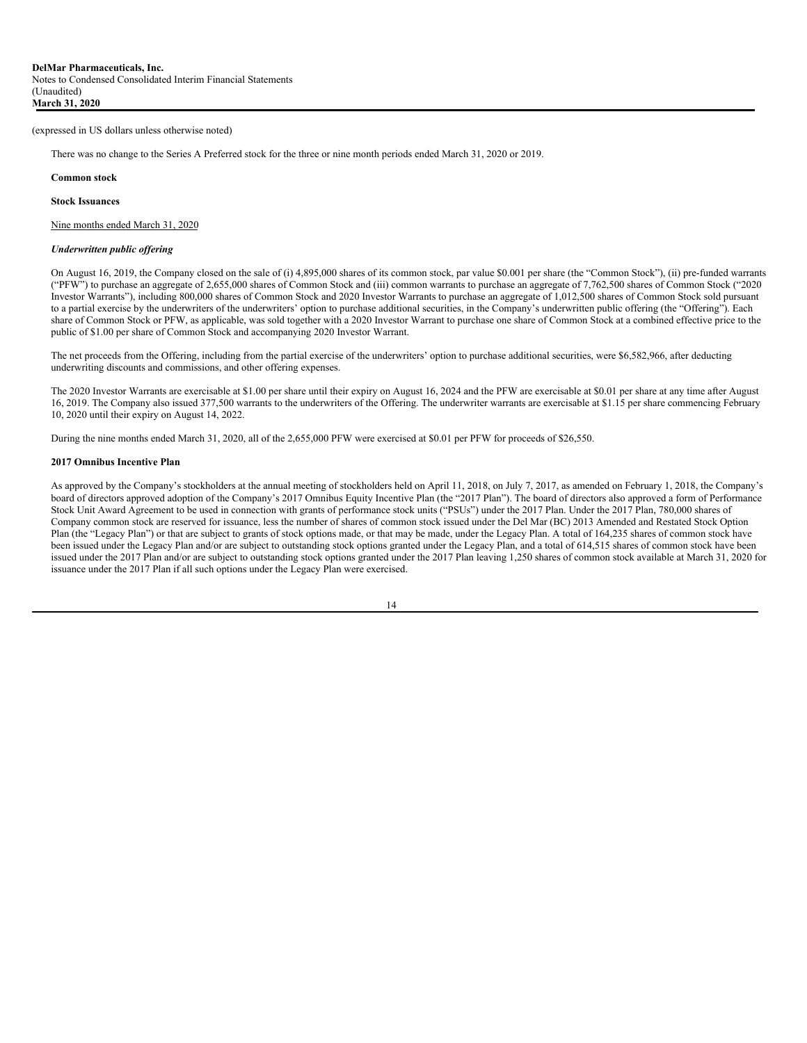(expressed in US dollars unless otherwise noted)

There was no change to the Series A Preferred stock for the three or nine month periods ended March 31, 2020 or 2019.

**Common stock**

**Stock Issuances**

Nine months ended March 31, 2020

***Underwritten public offering***

On August 16, 2019, the Company closed on the sale of (i) 4,895,000 shares of its common stock, par value $0.001 per share (the "Common Stock"), (ii) pre-funded warrants ("PFW") to purchase an aggregate of 2,655,000 shares of Common Stock and (iii) common warrants to purchase an aggregate of 7,762,500 shares of Common Stock ("2020 Investor Warrants"), including 800,000 shares of Common Stock and 2020 Investor Warrants to purchase an aggregate of 1,012,500 shares of Common Stock sold pursuant to a partial exercise by the underwriters of the underwriters' option to purchase additional securities, in the Company's underwritten public offering (the "Offering"). Each share of Common Stock or PFW, as applicable, was sold together with a 2020 Investor Warrant to purchase one share of Common Stock at a combined effective price to the public of $1.00 per share of Common Stock and accompanying 2020 Investor Warrant.

The net proceeds from the Offering, including from the partial exercise of the underwriters' option to purchase additional securities, were $6,582,966, after deducting underwriting discounts and commissions, and other offering expenses.

The 2020 Investor Warrants are exercisable at $1.00 per share until their expiry on August 16, 2024 and the PFW are exercisable at $0.01 per share at any time after August 16, 2019. The Company also issued 377,500 warrants to the underwriters of the Offering. The underwriter warrants are exercisable at $1.15 per share commencing February 10, 2020 until their expiry on August 14, 2022.

During the nine months ended March 31, 2020, all of the 2,655,000 PFW were exercised at $0.01 per PFW for proceeds of $26,550.

**2017 Omnibus Incentive Plan**

As approved by the Company's stockholders at the annual meeting of stockholders held on April 11, 2018, on July 7, 2017, as amended on February 1, 2018, the Company's board of directors approved adoption of the Company's 2017 Omnibus Equity Incentive Plan (the "2017 Plan"). The board of directors also approved a form of Performance Stock Unit Award Agreement to be used in connection with grants of performance stock units ("PSUs") under the 2017 Plan. Under the 2017 Plan, 780,000 shares of Company common stock are reserved for issuance, less the number of shares of common stock issued under the Del Mar (BC) 2013 Amended and Restated Stock Option Plan (the "Legacy Plan") or that are subject to grants of stock options made, or that may be made, under the Legacy Plan. A total of 164,235 shares of common stock have been issued under the Legacy Plan and/or are subject to outstanding stock options granted under the Legacy Plan, and a total of 614,515 shares of common stock have been issued under the 2017 Plan and/or are subject to outstanding stock options granted under the 2017 Plan leaving 1,250 shares of common stock available at March 31, 2020 for issuance under the 2017 Plan if all such options under the Legacy Plan were exercised.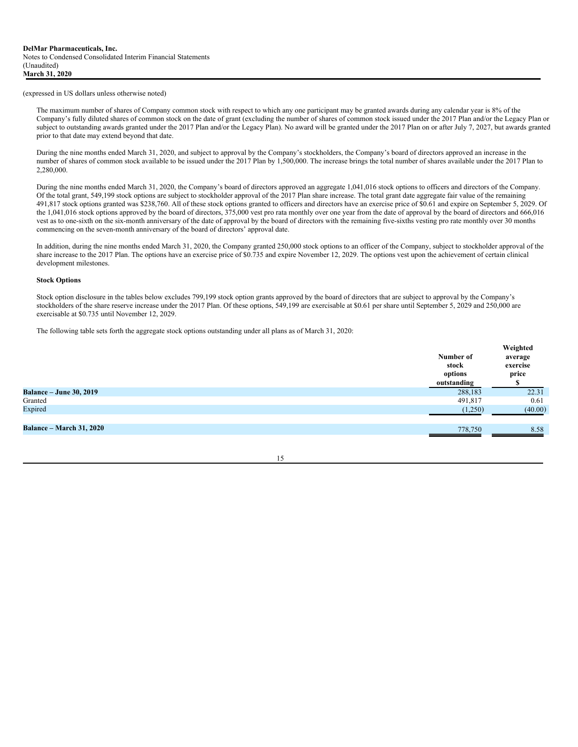(expressed in US dollars unless otherwise noted)

The maximum number of shares of Company common stock with respect to which any one participant may be granted awards during any calendar year is 8% of the Company's fully diluted shares of common stock on the date of grant (excluding the number of shares of common stock issued under the 2017 Plan and/or the Legacy Plan or subject to outstanding awards granted under the 2017 Plan and/or the Legacy Plan). No award will be granted under the 2017 Plan on or after July 7, 2027, but awards granted prior to that date may extend beyond that date.

During the nine months ended March 31, 2020, and subject to approval by the Company's stockholders, the Company's board of directors approved an increase in the number of shares of common stock available to be issued under the 2017 Plan by 1,500,000. The increase brings the total number of shares available under the 2017 Plan to 2,280,000.

During the nine months ended March 31, 2020, the Company's board of directors approved an aggregate 1,041,016 stock options to officers and directors of the Company. Of the total grant, 549,199 stock options are subject to stockholder approval of the 2017 Plan share increase. The total grant date aggregate fair value of the remaining 491,817 stock options granted was $238,760. All of these stock options granted to officers and directors have an exercise price of $0.61 and expire on September 5, 2029. Of the 1,041,016 stock options approved by the board of directors, 375,000 vest pro rata monthly over one year from the date of approval by the board of directors and 666,016 vest as to one-sixth on the six-month anniversary of the date of approval by the board of directors with the remaining five-sixths vesting pro rate monthly over 30 months commencing on the seven-month anniversary of the board of directors' approval date.

In addition, during the nine months ended March 31, 2020, the Company granted 250,000 stock options to an officer of the Company, subject to stockholder approval of the share increase to the 2017 Plan. The options have an exercise price of $0.735 and expire November 12, 2029. The options vest upon the achievement of certain clinical development milestones.

**Stock Options**

Stock option disclosure in the tables below excludes 799,199 stock option grants approved by the board of directors that are subject to approval by the Company's stockholders of the share reserve increase under the 2017 Plan. Of these options, 549,199 are exercisable at $0.61 per share until September 5, 2029 and 250,000 are exercisable at $0.735 until November 12, 2029.

The following table sets forth the aggregate stock options outstanding under all plans as of March 31, 2020:

| | Number of stock options outstanding | Weighted average exercise price $ |
|---|---|---|
| **Balance – June 30, 2019** | 288,183 | 22.31 |
| Granted | 491,817 | 0.61 |
| Expired | (1,250) | (40.00) |
| **Balance – March 31, 2020** | 778,750 | 8.58 |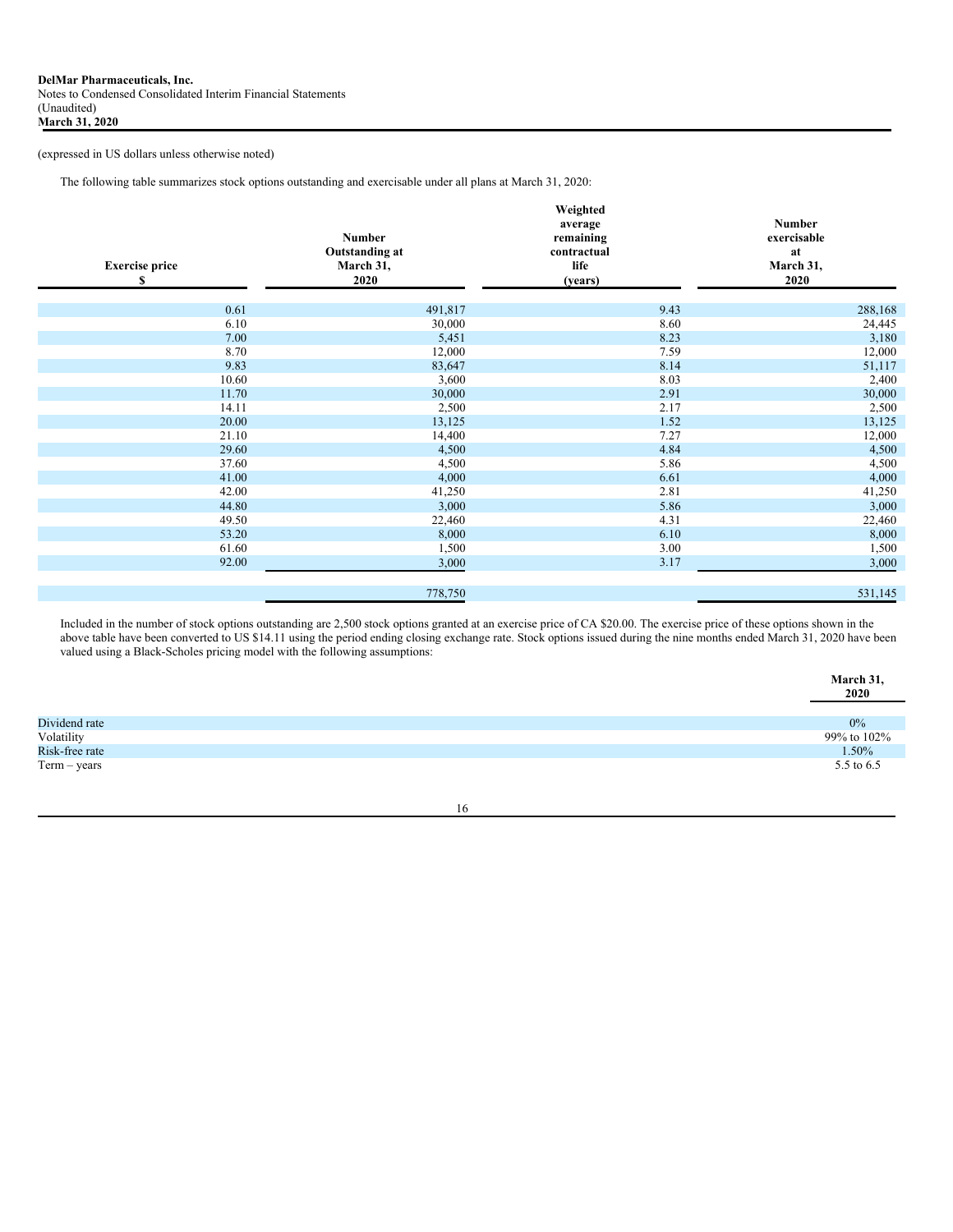**DelMar Pharmaceuticals, Inc.**
Notes to Condensed Consolidated Interim Financial Statements
(Unaudited)
**March 31, 2020**

(expressed in US dollars unless otherwise noted)

The following table summarizes stock options outstanding and exercisable under all plans at March 31, 2020:

| Exercise price $ | Number Outstanding at March 31, 2020 | Weighted average remaining contractual life (years) | Number exercisable at March 31, 2020 |
|---|---|---|---|
| 0.61 | 491,817 | 9.43 | 288,168 |
| 6.10 | 30,000 | 8.60 | 24,445 |
| 7.00 | 5,451 | 8.23 | 3,180 |
| 8.70 | 12,000 | 7.59 | 12,000 |
| 9.83 | 83,647 | 8.14 | 51,117 |
| 10.60 | 3,600 | 8.03 | 2,400 |
| 11.70 | 30,000 | 2.91 | 30,000 |
| 14.11 | 2,500 | 2.17 | 2,500 |
| 20.00 | 13,125 | 1.52 | 13,125 |
| 21.10 | 14,400 | 7.27 | 12,000 |
| 29.60 | 4,500 | 4.84 | 4,500 |
| 37.60 | 4,500 | 5.86 | 4,500 |
| 41.00 | 4,000 | 6.61 | 4,000 |
| 42.00 | 41,250 | 2.81 | 41,250 |
| 44.80 | 3,000 | 5.86 | 3,000 |
| 49.50 | 22,460 | 4.31 | 22,460 |
| 53.20 | 8,000 | 6.10 | 8,000 |
| 61.60 | 1,500 | 3.00 | 1,500 |
| 92.00 | 3,000 | 3.17 | 3,000 |
| | 778,750 | | 531,145 |

Included in the number of stock options outstanding are 2,500 stock options granted at an exercise price of CA $20.00. The exercise price of these options shown in the above table have been converted to US $14.11 using the period ending closing exchange rate. Stock options issued during the nine months ended March 31, 2020 have been valued using a Black-Scholes pricing model with the following assumptions:

| | March 31, 2020 |
|---|---|
| Dividend rate | 0% |
| Volatility | 99% to 102% |
| Risk-free rate | 1.50% |
| Term – years | 5.5 to 6.5 |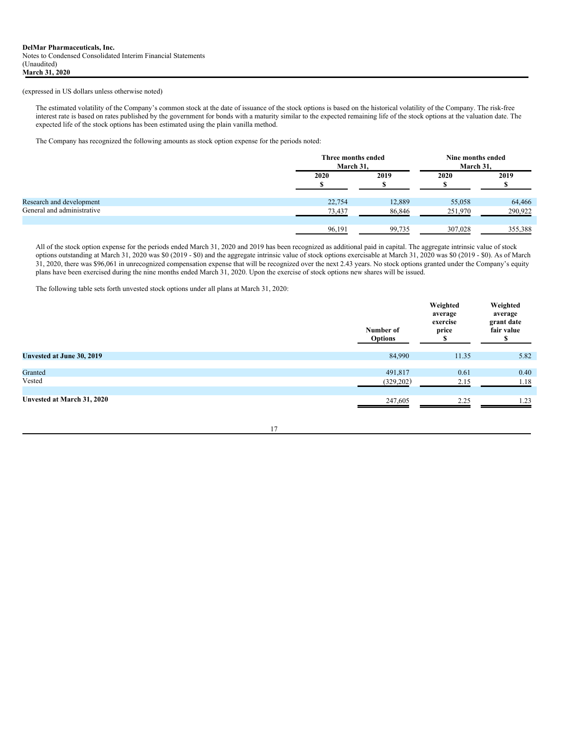(expressed in US dollars unless otherwise noted)

The estimated volatility of the Company's common stock at the date of issuance of the stock options is based on the historical volatility of the Company. The risk-free interest rate is based on rates published by the government for bonds with a maturity similar to the expected remaining life of the stock options at the valuation date. The expected life of the stock options has been estimated using the plain vanilla method.

The Company has recognized the following amounts as stock option expense for the periods noted:

| | Three months ended March 31, | | Nine months ended March 31, | |
|---|---|---|---|---|
| | 2020 $ | 2019 $ | 2020 $ | 2019 $ |
| Research and development | 22,754 | 12,889 | 55,058 | 64,466 |
| General and administrative | 73,437 | 86,846 | 251,970 | 290,922 |
| | 96,191 | 99,735 | 307,028 | 355,388 |

All of the stock option expense for the periods ended March 31, 2020 and 2019 has been recognized as additional paid in capital. The aggregate intrinsic value of stock options outstanding at March 31, 2020 was $0 (2019 - $0) and the aggregate intrinsic value of stock options exercisable at March 31, 2020 was $0 (2019 - $0). As of March 31, 2020, there was $96,061 in unrecognized compensation expense that will be recognized over the next 2.43 years. No stock options granted under the Company's equity plans have been exercised during the nine months ended March 31, 2020. Upon the exercise of stock options new shares will be issued.

The following table sets forth unvested stock options under all plans at March 31, 2020:

| | Number of Options | Weighted average exercise price $ | Weighted average grant date fair value $ |
|---|---|---|---|
| **Unvested at June 30, 2019** | 84,990 | 11.35 | 5.82 |
| Granted | 491,817 | 0.61 | 0.40 |
| Vested | (329,202) | 2.15 | 1.18 |
| **Unvested at March 31, 2020** | 247,605 | 2.25 | 1.23 |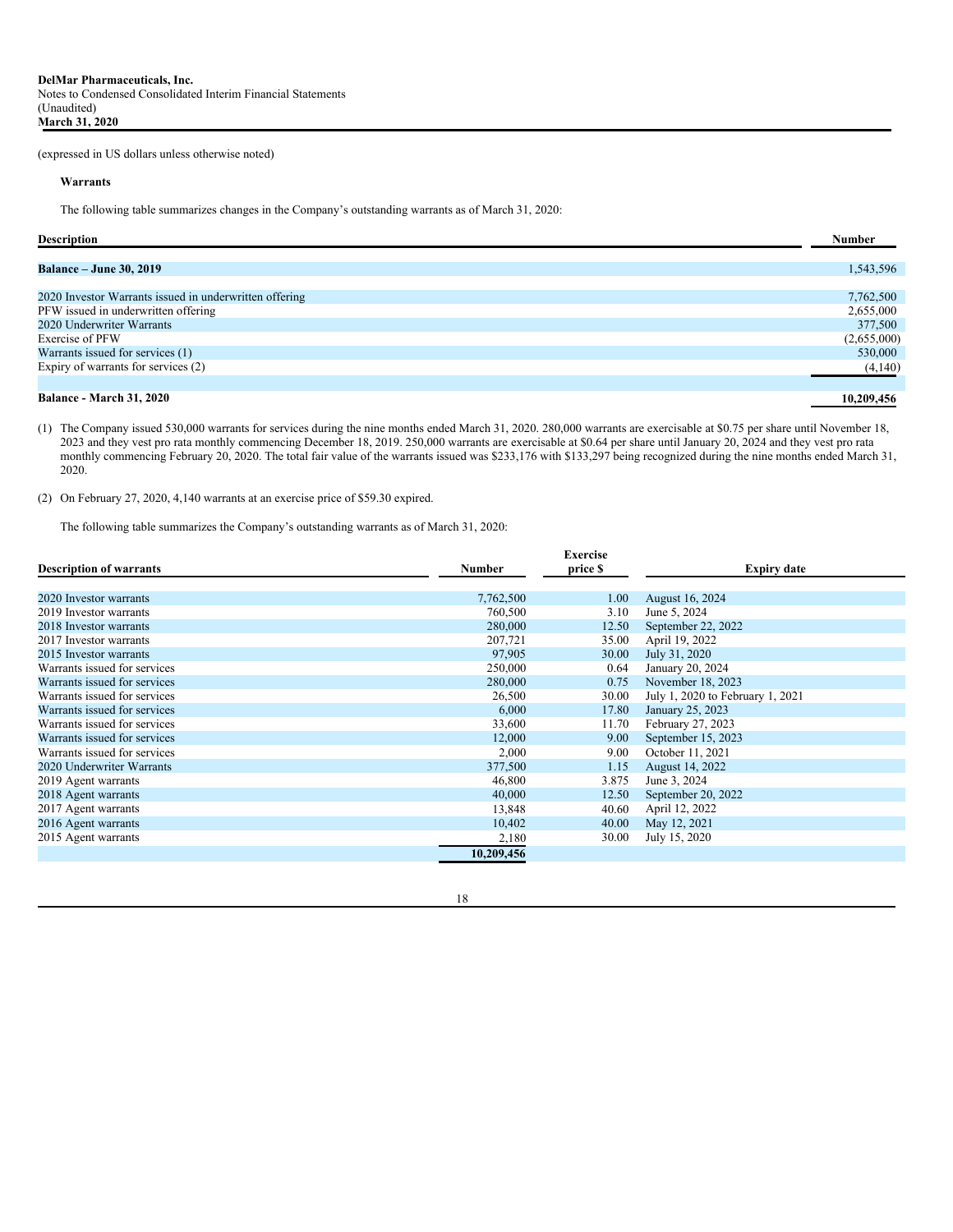(expressed in US dollars unless otherwise noted)

**Warrants**

The following table summarizes changes in the Company's outstanding warrants as of March 31, 2020:

| Description | Number |
|---|---|
| **Balance – June 30, 2019** | 1,543,596 |
| 2020 Investor Warrants issued in underwritten offering | 7,762,500 |
| PFW issued in underwritten offering | 2,655,000 |
| 2020 Underwriter Warrants | 377,500 |
| Exercise of PFW | (2,655,000) |
| Warrants issued for services (1) | 530,000 |
| Expiry of warrants for services (2) | (4,140) |
| **Balance - March 31, 2020** | **10,209,456** |

(1) The Company issued 530,000 warrants for services during the nine months ended March 31, 2020. 280,000 warrants are exercisable at $0.75 per share until November 18, 2023 and they vest pro rata monthly commencing December 18, 2019. 250,000 warrants are exercisable at $0.64 per share until January 20, 2024 and they vest pro rata monthly commencing February 20, 2020. The total fair value of the warrants issued was $233,176 with $133,297 being recognized during the nine months ended March 31, 2020.

(2) On February 27, 2020, 4,140 warrants at an exercise price of $59.30 expired.

The following table summarizes the Company's outstanding warrants as of March 31, 2020:

| Description of warrants | Number | Exercise price $ | Expiry date |
|---|---|---|---|
| 2020 Investor warrants | 7,762,500 | 1.00 | August 16, 2024 |
| 2019 Investor warrants | 760,500 | 3.10 | June 5, 2024 |
| 2018 Investor warrants | 280,000 | 12.50 | September 22, 2022 |
| 2017 Investor warrants | 207,721 | 35.00 | April 19, 2022 |
| 2015 Investor warrants | 97,905 | 30.00 | July 31, 2020 |
| Warrants issued for services | 250,000 | 0.64 | January 20, 2024 |
| Warrants issued for services | 280,000 | 0.75 | November 18, 2023 |
| Warrants issued for services | 26,500 | 30.00 | July 1, 2020 to February 1, 2021 |
| Warrants issued for services | 6,000 | 17.80 | January 25, 2023 |
| Warrants issued for services | 33,600 | 11.70 | February 27, 2023 |
| Warrants issued for services | 12,000 | 9.00 | September 15, 2023 |
| Warrants issued for services | 2,000 | 9.00 | October 11, 2021 |
| 2020 Underwriter Warrants | 377,500 | 1.15 | August 14, 2022 |
| 2019 Agent warrants | 46,800 | 3.875 | June 3, 2024 |
| 2018 Agent warrants | 40,000 | 12.50 | September 20, 2022 |
| 2017 Agent warrants | 13,848 | 40.60 | April 12, 2022 |
| 2016 Agent warrants | 10,402 | 40.00 | May 12, 2021 |
| 2015 Agent warrants | 2,180 | 30.00 | July 15, 2020 |
| | **10,209,456** | | |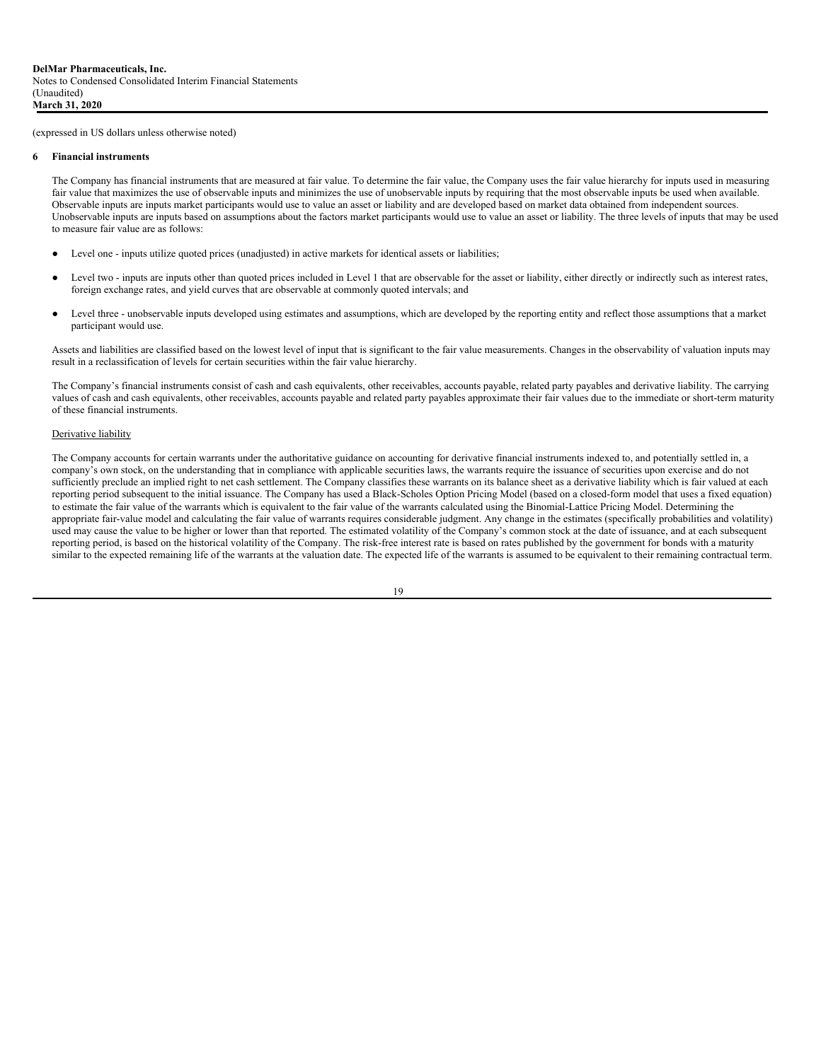(expressed in US dollars unless otherwise noted)

## 6 Financial instruments

The Company has financial instruments that are measured at fair value. To determine the fair value, the Company uses the fair value hierarchy for inputs used in measuring fair value that maximizes the use of observable inputs and minimizes the use of unobservable inputs by requiring that the most observable inputs be used when available. Observable inputs are inputs market participants would use to value an asset or liability and are developed based on market data obtained from independent sources. Unobservable inputs are inputs based on assumptions about the factors market participants would use to value an asset or liability. The three levels of inputs that may be used to measure fair value are as follows:

- Level one - inputs utilize quoted prices (unadjusted) in active markets for identical assets or liabilities;
- Level two - inputs are inputs other than quoted prices included in Level 1 that are observable for the asset or liability, either directly or indirectly such as interest rates, foreign exchange rates, and yield curves that are observable at commonly quoted intervals; and
- Level three - unobservable inputs developed using estimates and assumptions, which are developed by the reporting entity and reflect those assumptions that a market participant would use.

Assets and liabilities are classified based on the lowest level of input that is significant to the fair value measurements. Changes in the observability of valuation inputs may result in a reclassification of levels for certain securities within the fair value hierarchy.

The Company's financial instruments consist of cash and cash equivalents, other receivables, accounts payable, related party payables and derivative liability. The carrying values of cash and cash equivalents, other receivables, accounts payable and related party payables approximate their fair values due to the immediate or short-term maturity of these financial instruments.

Derivative liability

The Company accounts for certain warrants under the authoritative guidance on accounting for derivative financial instruments indexed to, and potentially settled in, a company's own stock, on the understanding that in compliance with applicable securities laws, the warrants require the issuance of securities upon exercise and do not sufficiently preclude an implied right to net cash settlement. The Company classifies these warrants on its balance sheet as a derivative liability which is fair valued at each reporting period subsequent to the initial issuance. The Company has used a Black-Scholes Option Pricing Model (based on a closed-form model that uses a fixed equation) to estimate the fair value of the warrants which is equivalent to the fair value of the warrants calculated using the Binomial-Lattice Pricing Model. Determining the appropriate fair-value model and calculating the fair value of warrants requires considerable judgment. Any change in the estimates (specifically probabilities and volatility) used may cause the value to be higher or lower than that reported. The estimated volatility of the Company's common stock at the date of issuance, and at each subsequent reporting period, is based on the historical volatility of the Company. The risk-free interest rate is based on rates published by the government for bonds with a maturity similar to the expected remaining life of the warrants at the valuation date. The expected life of the warrants is assumed to be equivalent to their remaining contractual term.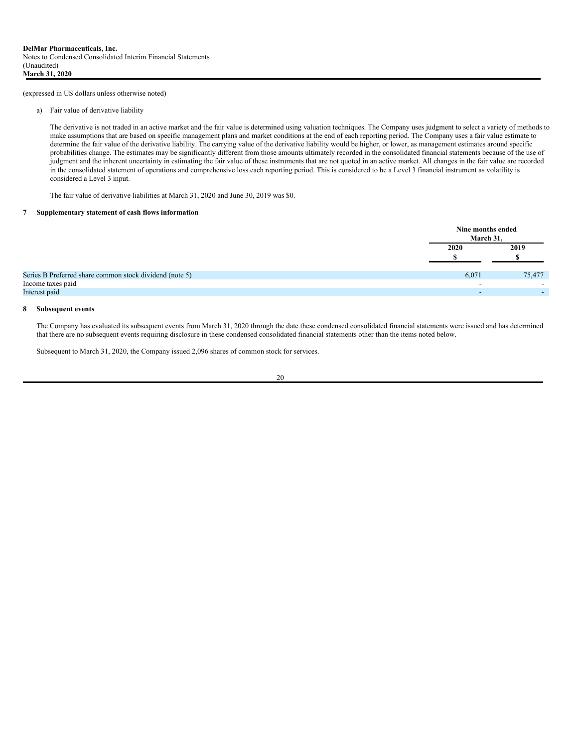(expressed in US dollars unless otherwise noted)

a) Fair value of derivative liability

The derivative is not traded in an active market and the fair value is determined using valuation techniques. The Company uses judgment to select a variety of methods to make assumptions that are based on specific management plans and market conditions at the end of each reporting period. The Company uses a fair value estimate to determine the fair value of the derivative liability. The carrying value of the derivative liability would be higher, or lower, as management estimates around specific probabilities change. The estimates may be significantly different from those amounts ultimately recorded in the consolidated financial statements because of the use of judgment and the inherent uncertainty in estimating the fair value of these instruments that are not quoted in an active market. All changes in the fair value are recorded in the consolidated statement of operations and comprehensive loss each reporting period. This is considered to be a Level 3 financial instrument as volatility is considered a Level 3 input.

The fair value of derivative liabilities at March 31, 2020 and June 30, 2019 was $0.

## 7 Supplementary statement of cash flows information

| | Nine months ended March 31, | |
|---|---|---|
| | 2020 | 2019 |
| | $ | $ |
| Series B Preferred share common stock dividend (note 5) | 6,071 | 75,477 |
| Income taxes paid | - | - |
| Interest paid | - | - |

## 8 Subsequent events

The Company has evaluated its subsequent events from March 31, 2020 through the date these condensed consolidated financial statements were issued and has determined that there are no subsequent events requiring disclosure in these condensed consolidated financial statements other than the items noted below.

Subsequent to March 31, 2020, the Company issued 2,096 shares of common stock for services.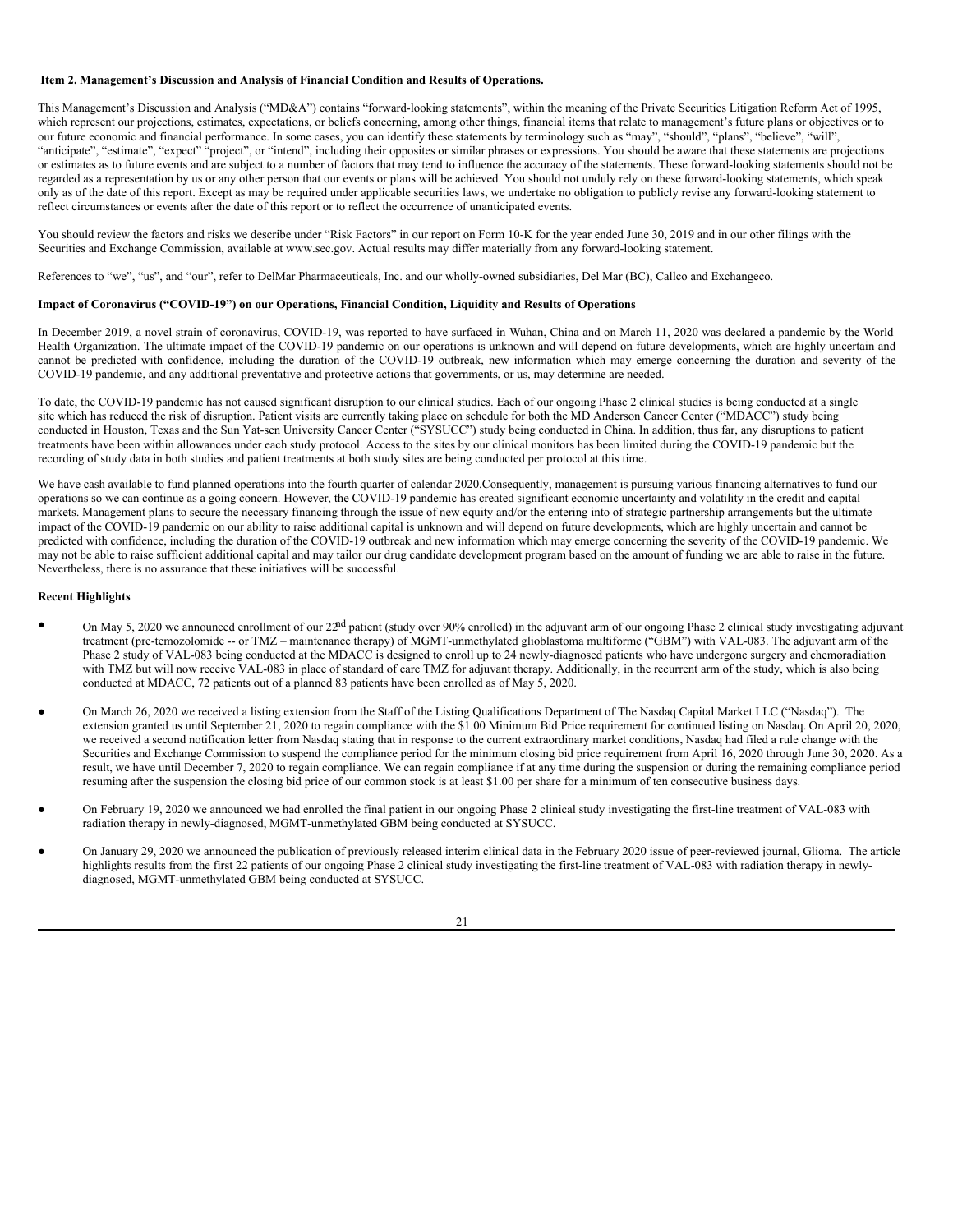**Item 2. Management's Discussion and Analysis of Financial Condition and Results of Operations.**

This Management's Discussion and Analysis ("MD&A") contains "forward-looking statements", within the meaning of the Private Securities Litigation Reform Act of 1995, which represent our projections, estimates, expectations, or beliefs concerning, among other things, financial items that relate to management's future plans or objectives or to our future economic and financial performance. In some cases, you can identify these statements by terminology such as "may", "should", "plans", "believe", "will", "anticipate", "estimate", "expect" "project", or "intend", including their opposites or similar phrases or expressions. You should be aware that these statements are projections or estimates as to future events and are subject to a number of factors that may tend to influence the accuracy of the statements. These forward-looking statements should not be regarded as a representation by us or any other person that our events or plans will be achieved. You should not unduly rely on these forward-looking statements, which speak only as of the date of this report. Except as may be required under applicable securities laws, we undertake no obligation to publicly revise any forward-looking statement to reflect circumstances or events after the date of this report or to reflect the occurrence of unanticipated events.

You should review the factors and risks we describe under "Risk Factors" in our report on Form 10-K for the year ended June 30, 2019 and in our other filings with the Securities and Exchange Commission, available at www.sec.gov. Actual results may differ materially from any forward-looking statement.

References to "we", "us", and "our", refer to DelMar Pharmaceuticals, Inc. and our wholly-owned subsidiaries, Del Mar (BC), Callco and Exchangeco.

**Impact of Coronavirus ("COVID-19") on our Operations, Financial Condition, Liquidity and Results of Operations**

In December 2019, a novel strain of coronavirus, COVID-19, was reported to have surfaced in Wuhan, China and on March 11, 2020 was declared a pandemic by the World Health Organization. The ultimate impact of the COVID-19 pandemic on our operations is unknown and will depend on future developments, which are highly uncertain and cannot be predicted with confidence, including the duration of the COVID-19 outbreak, new information which may emerge concerning the duration and severity of the COVID-19 pandemic, and any additional preventative and protective actions that governments, or us, may determine are needed.

To date, the COVID-19 pandemic has not caused significant disruption to our clinical studies. Each of our ongoing Phase 2 clinical studies is being conducted at a single site which has reduced the risk of disruption. Patient visits are currently taking place on schedule for both the MD Anderson Cancer Center ("MDACC") study being conducted in Houston, Texas and the Sun Yat-sen University Cancer Center ("SYSUCC") study being conducted in China. In addition, thus far, any disruptions to patient treatments have been within allowances under each study protocol. Access to the sites by our clinical monitors has been limited during the COVID-19 pandemic but the recording of study data in both studies and patient treatments at both study sites are being conducted per protocol at this time.

We have cash available to fund planned operations into the fourth quarter of calendar 2020.Consequently, management is pursuing various financing alternatives to fund our operations so we can continue as a going concern. However, the COVID-19 pandemic has created significant economic uncertainty and volatility in the credit and capital markets. Management plans to secure the necessary financing through the issue of new equity and/or the entering into of strategic partnership arrangements but the ultimate impact of the COVID-19 pandemic on our ability to raise additional capital is unknown and will depend on future developments, which are highly uncertain and cannot be predicted with confidence, including the duration of the COVID-19 outbreak and new information which may emerge concerning the severity of the COVID-19 pandemic. We may not be able to raise sufficient additional capital and may tailor our drug candidate development program based on the amount of funding we are able to raise in the future. Nevertheless, there is no assurance that these initiatives will be successful.

**Recent Highlights**

- On May 5, 2020 we announced enrollment of our 22nd patient (study over 90% enrolled) in the adjuvant arm of our ongoing Phase 2 clinical study investigating adjuvant treatment (pre-temozolomide -- or TMZ – maintenance therapy) of MGMT-unmethylated glioblastoma multiforme ("GBM") with VAL-083. The adjuvant arm of the Phase 2 study of VAL-083 being conducted at the MDACC is designed to enroll up to 24 newly-diagnosed patients who have undergone surgery and chemoradiation with TMZ but will now receive VAL-083 in place of standard of care TMZ for adjuvant therapy. Additionally, in the recurrent arm of the study, which is also being conducted at MDACC, 72 patients out of a planned 83 patients have been enrolled as of May 5, 2020.
- On March 26, 2020 we received a listing extension from the Staff of the Listing Qualifications Department of The Nasdaq Capital Market LLC ("Nasdaq"). The extension granted us until September 21, 2020 to regain compliance with the $1.00 Minimum Bid Price requirement for continued listing on Nasdaq. On April 20, 2020, we received a second notification letter from Nasdaq stating that in response to the current extraordinary market conditions, Nasdaq had filed a rule change with the Securities and Exchange Commission to suspend the compliance period for the minimum closing bid price requirement from April 16, 2020 through June 30, 2020. As a result, we have until December 7, 2020 to regain compliance. We can regain compliance if at any time during the suspension or during the remaining compliance period resuming after the suspension the closing bid price of our common stock is at least $1.00 per share for a minimum of ten consecutive business days.
- On February 19, 2020 we announced we had enrolled the final patient in our ongoing Phase 2 clinical study investigating the first-line treatment of VAL-083 with radiation therapy in newly-diagnosed, MGMT-unmethylated GBM being conducted at SYSUCC.
- On January 29, 2020 we announced the publication of previously released interim clinical data in the February 2020 issue of peer-reviewed journal, Glioma. The article highlights results from the first 22 patients of our ongoing Phase 2 clinical study investigating the first-line treatment of VAL-083 with radiation therapy in newly-diagnosed, MGMT-unmethylated GBM being conducted at SYSUCC.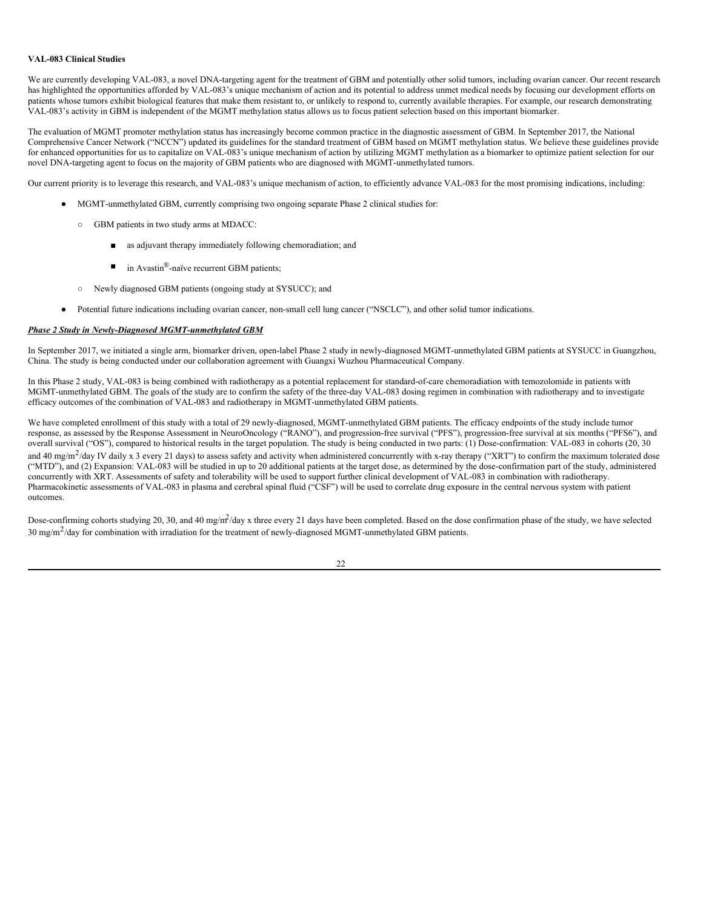**VAL-083 Clinical Studies**

We are currently developing VAL-083, a novel DNA-targeting agent for the treatment of GBM and potentially other solid tumors, including ovarian cancer. Our recent research has highlighted the opportunities afforded by VAL-083's unique mechanism of action and its potential to address unmet medical needs by focusing our development efforts on patients whose tumors exhibit biological features that make them resistant to, or unlikely to respond to, currently available therapies. For example, our research demonstrating VAL-083's activity in GBM is independent of the MGMT methylation status allows us to focus patient selection based on this important biomarker.

The evaluation of MGMT promoter methylation status has increasingly become common practice in the diagnostic assessment of GBM. In September 2017, the National Comprehensive Cancer Network ("NCCN") updated its guidelines for the standard treatment of GBM based on MGMT methylation status. We believe these guidelines provide for enhanced opportunities for us to capitalize on VAL-083's unique mechanism of action by utilizing MGMT methylation as a biomarker to optimize patient selection for our novel DNA-targeting agent to focus on the majority of GBM patients who are diagnosed with MGMT-unmethylated tumors.

Our current priority is to leverage this research, and VAL-083's unique mechanism of action, to efficiently advance VAL-083 for the most promising indications, including:

- MGMT-unmethylated GBM, currently comprising two ongoing separate Phase 2 clinical studies for:
  - GBM patients in two study arms at MDACC:
    - as adjuvant therapy immediately following chemoradiation; and
    - in Avastin®-naïve recurrent GBM patients;
  - Newly diagnosed GBM patients (ongoing study at SYSUCC); and
- Potential future indications including ovarian cancer, non-small cell lung cancer ("NSCLC"), and other solid tumor indications.

***Phase 2 Study in Newly-Diagnosed MGMT-unmethylated GBM***

In September 2017, we initiated a single arm, biomarker driven, open-label Phase 2 study in newly-diagnosed MGMT-unmethylated GBM patients at SYSUCC in Guangzhou, China. The study is being conducted under our collaboration agreement with Guangxi Wuzhou Pharmaceutical Company.

In this Phase 2 study, VAL-083 is being combined with radiotherapy as a potential replacement for standard-of-care chemoradiation with temozolomide in patients with MGMT-unmethylated GBM. The goals of the study are to confirm the safety of the three-day VAL-083 dosing regimen in combination with radiotherapy and to investigate efficacy outcomes of the combination of VAL-083 and radiotherapy in MGMT-unmethylated GBM patients.

We have completed enrollment of this study with a total of 29 newly-diagnosed, MGMT-unmethylated GBM patients. The efficacy endpoints of the study include tumor response, as assessed by the Response Assessment in NeuroOncology ("RANO"), and progression-free survival ("PFS"), progression-free survival at six months ("PFS6"), and overall survival ("OS"), compared to historical results in the target population. The study is being conducted in two parts: (1) Dose-confirmation: VAL-083 in cohorts (20, 30 and 40 mg/m$^2$/day IV daily x 3 every 21 days) to assess safety and activity when administered concurrently with x-ray therapy ("XRT") to confirm the maximum tolerated dose ("MTD"), and (2) Expansion: VAL-083 will be studied in up to 20 additional patients at the target dose, as determined by the dose-confirmation part of the study, administered concurrently with XRT. Assessments of safety and tolerability will be used to support further clinical development of VAL-083 in combination with radiotherapy. Pharmacokinetic assessments of VAL-083 in plasma and cerebral spinal fluid ("CSF") will be used to correlate drug exposure in the central nervous system with patient outcomes.

Dose-confirming cohorts studying 20, 30, and 40 mg/m$^2$/day x three every 21 days have been completed. Based on the dose confirmation phase of the study, we have selected 30 mg/m$^2$/day for combination with irradiation for the treatment of newly-diagnosed MGMT-unmethylated GBM patients.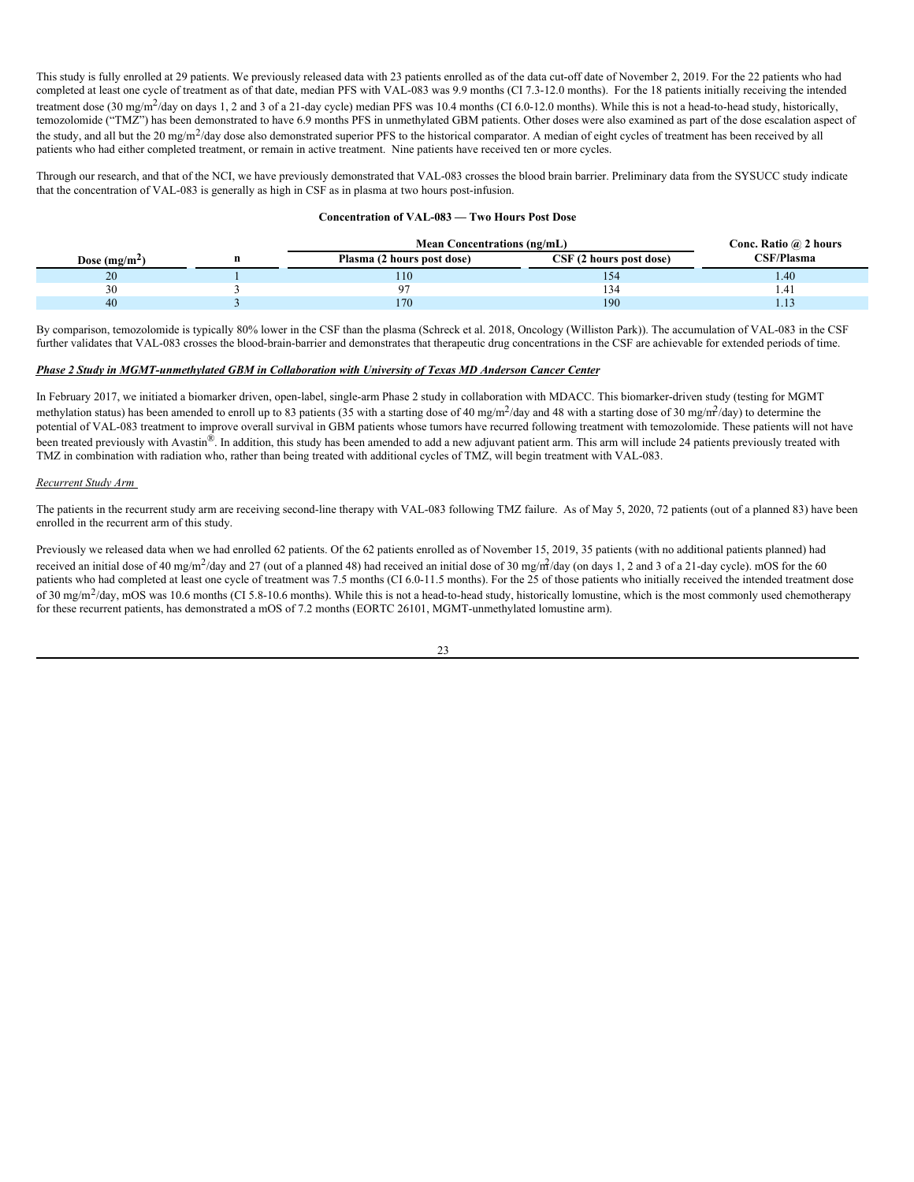This study is fully enrolled at 29 patients. We previously released data with 23 patients enrolled as of the data cut-off date of November 2, 2019. For the 22 patients who had completed at least one cycle of treatment as of that date, median PFS with VAL-083 was 9.9 months (CI 7.3-12.0 months). For the 18 patients initially receiving the intended treatment dose (30 mg/m$^2$/day on days 1, 2 and 3 of a 21-day cycle) median PFS was 10.4 months (CI 6.0-12.0 months). While this is not a head-to-head study, historically, temozolomide ("TMZ") has been demonstrated to have 6.9 months PFS in unmethylated GBM patients. Other doses were also examined as part of the dose escalation aspect of the study, and all but the 20 mg/m$^2$/day dose also demonstrated superior PFS to the historical comparator. A median of eight cycles of treatment has been received by all patients who had either completed treatment, or remain in active treatment. Nine patients have received ten or more cycles.

Through our research, and that of the NCI, we have previously demonstrated that VAL-083 crosses the blood brain barrier. Preliminary data from the SYSUCC study indicate that the concentration of VAL-083 is generally as high in CSF as in plasma at two hours post-infusion.

**Concentration of VAL-083 — Two Hours Post Dose**

| Dose (mg/m$^2$) | n | Mean Concentrations (ng/mL) | | Conc. Ratio @ 2 hours |
|---|---|---|---|---|
| | | Plasma (2 hours post dose) | CSF (2 hours post dose) | CSF/Plasma |
| 20 | 1 | 110 | 154 | 1.40 |
| 30 | 3 | 97 | 134 | 1.41 |
| 40 | 3 | 170 | 190 | 1.13 |

By comparison, temozolomide is typically 80% lower in the CSF than the plasma (Schreck et al. 2018, Oncology (Williston Park)). The accumulation of VAL-083 in the CSF further validates that VAL-083 crosses the blood-brain-barrier and demonstrates that therapeutic drug concentrations in the CSF are achievable for extended periods of time.

***Phase 2 Study in MGMT-unmethylated GBM in Collaboration with University of Texas MD Anderson Cancer Center***

In February 2017, we initiated a biomarker driven, open-label, single-arm Phase 2 study in collaboration with MDACC. This biomarker-driven study (testing for MGMT methylation status) has been amended to enroll up to 83 patients (35 with a starting dose of 40 mg/m$^2$/day and 48 with a starting dose of 30 mg/m$^2$/day) to determine the potential of VAL-083 treatment to improve overall survival in GBM patients whose tumors have recurred following treatment with temozolomide. These patients will not have been treated previously with Avastin®. In addition, this study has been amended to add a new adjuvant patient arm. This arm will include 24 patients previously treated with TMZ in combination with radiation who, rather than being treated with additional cycles of TMZ, will begin treatment with VAL-083.

*Recurrent Study Arm*

The patients in the recurrent study arm are receiving second-line therapy with VAL-083 following TMZ failure. As of May 5, 2020, 72 patients (out of a planned 83) have been enrolled in the recurrent arm of this study.

Previously we released data when we had enrolled 62 patients. Of the 62 patients enrolled as of November 15, 2019, 35 patients (with no additional patients planned) had received an initial dose of 40 mg/m$^2$/day and 27 (out of a planned 48) had received an initial dose of 30 mg/m$^2$/day (on days 1, 2 and 3 of a 21-day cycle). mOS for the 60 patients who had completed at least one cycle of treatment was 7.5 months (CI 6.0-11.5 months). For the 25 of those patients who initially received the intended treatment dose of 30 mg/m$^2$/day, mOS was 10.6 months (CI 5.8-10.6 months). While this is not a head-to-head study, historically lomustine, which is the most commonly used chemotherapy for these recurrent patients, has demonstrated a mOS of 7.2 months (EORTC 26101, MGMT-unmethylated lomustine arm).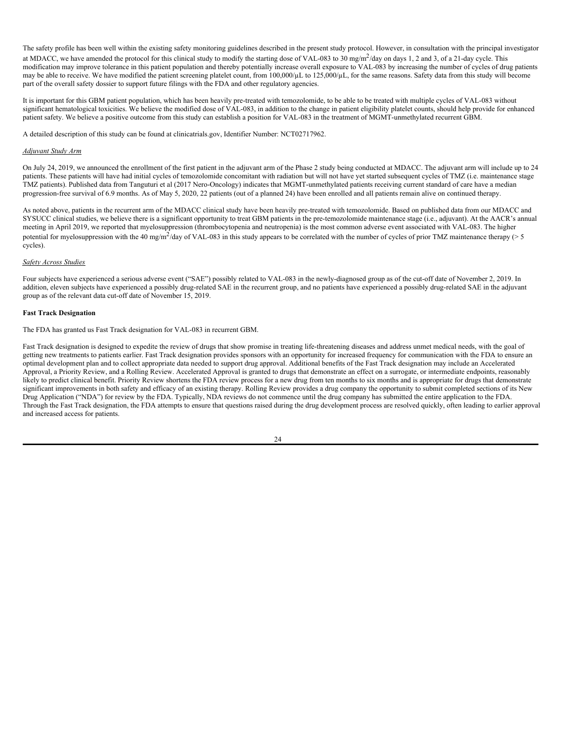The safety profile has been well within the existing safety monitoring guidelines described in the present study protocol. However, in consultation with the principal investigator at MDACC, we have amended the protocol for this clinical study to modify the starting dose of VAL-083 to 30 mg/m$^2$/day on days 1, 2 and 3, of a 21-day cycle. This modification may improve tolerance in this patient population and thereby potentially increase overall exposure to VAL-083 by increasing the number of cycles of drug patients may be able to receive. We have modified the patient screening platelet count, from 100,000/µL to 125,000/µL, for the same reasons. Safety data from this study will become part of the overall safety dossier to support future filings with the FDA and other regulatory agencies.

It is important for this GBM patient population, which has been heavily pre-treated with temozolomide, to be able to be treated with multiple cycles of VAL-083 without significant hematological toxicities. We believe the modified dose of VAL-083, in addition to the change in patient eligibility platelet counts, should help provide for enhanced patient safety. We believe a positive outcome from this study can establish a position for VAL-083 in the treatment of MGMT-unmethylated recurrent GBM.

A detailed description of this study can be found at clinicatrials.gov, Identifier Number: NCT02717962.

*Adjuvant Study Arm*

On July 24, 2019, we announced the enrollment of the first patient in the adjuvant arm of the Phase 2 study being conducted at MDACC. The adjuvant arm will include up to 24 patients. These patients will have had initial cycles of temozolomide concomitant with radiation but will not have yet started subsequent cycles of TMZ (i.e. maintenance stage TMZ patients). Published data from Tanguturi et al (2017 Nero-Oncology) indicates that MGMT-unmethylated patients receiving current standard of care have a median progression-free survival of 6.9 months. As of May 5, 2020, 22 patients (out of a planned 24) have been enrolled and all patients remain alive on continued therapy.

As noted above, patients in the recurrent arm of the MDACC clinical study have been heavily pre-treated with temozolomide. Based on published data from our MDACC and SYSUCC clinical studies, we believe there is a significant opportunity to treat GBM patients in the pre-temozolomide maintenance stage (i.e., adjuvant). At the AACR's annual meeting in April 2019, we reported that myelosuppression (thrombocytopenia and neutropenia) is the most common adverse event associated with VAL-083. The higher potential for myelosuppression with the 40 mg/m$^2$/day of VAL-083 in this study appears to be correlated with the number of cycles of prior TMZ maintenance therapy (> 5 cycles).

*Safety Across Studies*

Four subjects have experienced a serious adverse event ("SAE") possibly related to VAL-083 in the newly-diagnosed group as of the cut-off date of November 2, 2019. In addition, eleven subjects have experienced a possibly drug-related SAE in the recurrent group, and no patients have experienced a possibly drug-related SAE in the adjuvant group as of the relevant data cut-off date of November 15, 2019.

**Fast Track Designation**

The FDA has granted us Fast Track designation for VAL-083 in recurrent GBM.

Fast Track designation is designed to expedite the review of drugs that show promise in treating life-threatening diseases and address unmet medical needs, with the goal of getting new treatments to patients earlier. Fast Track designation provides sponsors with an opportunity for increased frequency for communication with the FDA to ensure an optimal development plan and to collect appropriate data needed to support drug approval. Additional benefits of the Fast Track designation may include an Accelerated Approval, a Priority Review, and a Rolling Review. Accelerated Approval is granted to drugs that demonstrate an effect on a surrogate, or intermediate endpoints, reasonably likely to predict clinical benefit. Priority Review shortens the FDA review process for a new drug from ten months to six months and is appropriate for drugs that demonstrate significant improvements in both safety and efficacy of an existing therapy. Rolling Review provides a drug company the opportunity to submit completed sections of its New Drug Application ("NDA") for review by the FDA. Typically, NDA reviews do not commence until the drug company has submitted the entire application to the FDA. Through the Fast Track designation, the FDA attempts to ensure that questions raised during the drug development process are resolved quickly, often leading to earlier approval and increased access for patients.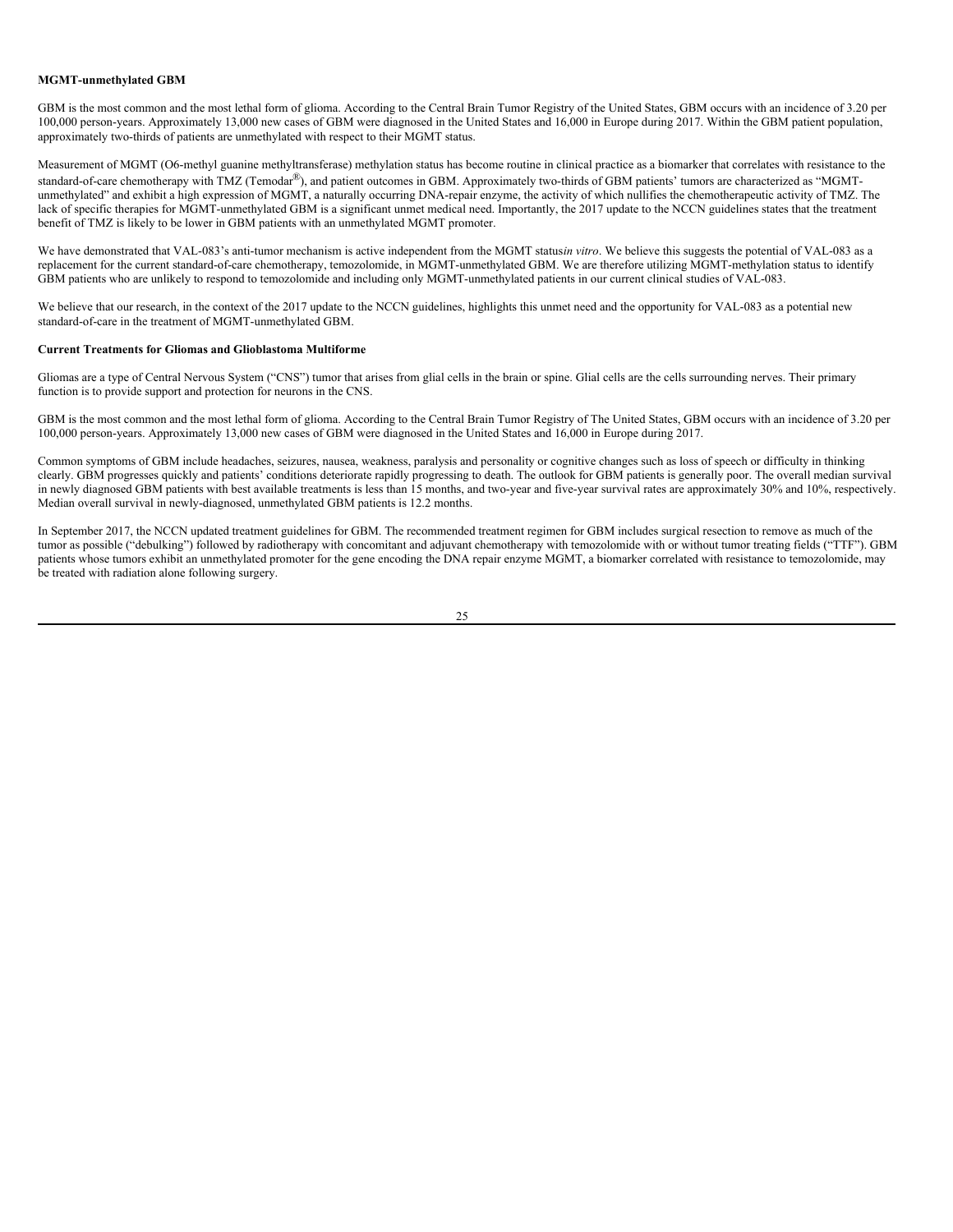**MGMT-unmethylated GBM**

GBM is the most common and the most lethal form of glioma. According to the Central Brain Tumor Registry of the United States, GBM occurs with an incidence of 3.20 per 100,000 person-years. Approximately 13,000 new cases of GBM were diagnosed in the United States and 16,000 in Europe during 2017. Within the GBM patient population, approximately two-thirds of patients are unmethylated with respect to their MGMT status.

Measurement of MGMT (O6-methyl guanine methyltransferase) methylation status has become routine in clinical practice as a biomarker that correlates with resistance to the standard-of-care chemotherapy with TMZ (Temodar®), and patient outcomes in GBM. Approximately two-thirds of GBM patients' tumors are characterized as "MGMT-unmethylated" and exhibit a high expression of MGMT, a naturally occurring DNA-repair enzyme, the activity of which nullifies the chemotherapeutic activity of TMZ. The lack of specific therapies for MGMT-unmethylated GBM is a significant unmet medical need. Importantly, the 2017 update to the NCCN guidelines states that the treatment benefit of TMZ is likely to be lower in GBM patients with an unmethylated MGMT promoter.

We have demonstrated that VAL-083's anti-tumor mechanism is active independent from the MGMT status *in vitro*. We believe this suggests the potential of VAL-083 as a replacement for the current standard-of-care chemotherapy, temozolomide, in MGMT-unmethylated GBM. We are therefore utilizing MGMT-methylation status to identify GBM patients who are unlikely to respond to temozolomide and including only MGMT-unmethylated patients in our current clinical studies of VAL-083.

We believe that our research, in the context of the 2017 update to the NCCN guidelines, highlights this unmet need and the opportunity for VAL-083 as a potential new standard-of-care in the treatment of MGMT-unmethylated GBM.

**Current Treatments for Gliomas and Glioblastoma Multiforme**

Gliomas are a type of Central Nervous System ("CNS") tumor that arises from glial cells in the brain or spine. Glial cells are the cells surrounding nerves. Their primary function is to provide support and protection for neurons in the CNS.

GBM is the most common and the most lethal form of glioma. According to the Central Brain Tumor Registry of The United States, GBM occurs with an incidence of 3.20 per 100,000 person-years. Approximately 13,000 new cases of GBM were diagnosed in the United States and 16,000 in Europe during 2017.

Common symptoms of GBM include headaches, seizures, nausea, weakness, paralysis and personality or cognitive changes such as loss of speech or difficulty in thinking clearly. GBM progresses quickly and patients' conditions deteriorate rapidly progressing to death. The outlook for GBM patients is generally poor. The overall median survival in newly diagnosed GBM patients with best available treatments is less than 15 months, and two-year and five-year survival rates are approximately 30% and 10%, respectively. Median overall survival in newly-diagnosed, unmethylated GBM patients is 12.2 months.

In September 2017, the NCCN updated treatment guidelines for GBM. The recommended treatment regimen for GBM includes surgical resection to remove as much of the tumor as possible ("debulking") followed by radiotherapy with concomitant and adjuvant chemotherapy with temozolomide with or without tumor treating fields ("TTF"). GBM patients whose tumors exhibit an unmethylated promoter for the gene encoding the DNA repair enzyme MGMT, a biomarker correlated with resistance to temozolomide, may be treated with radiation alone following surgery.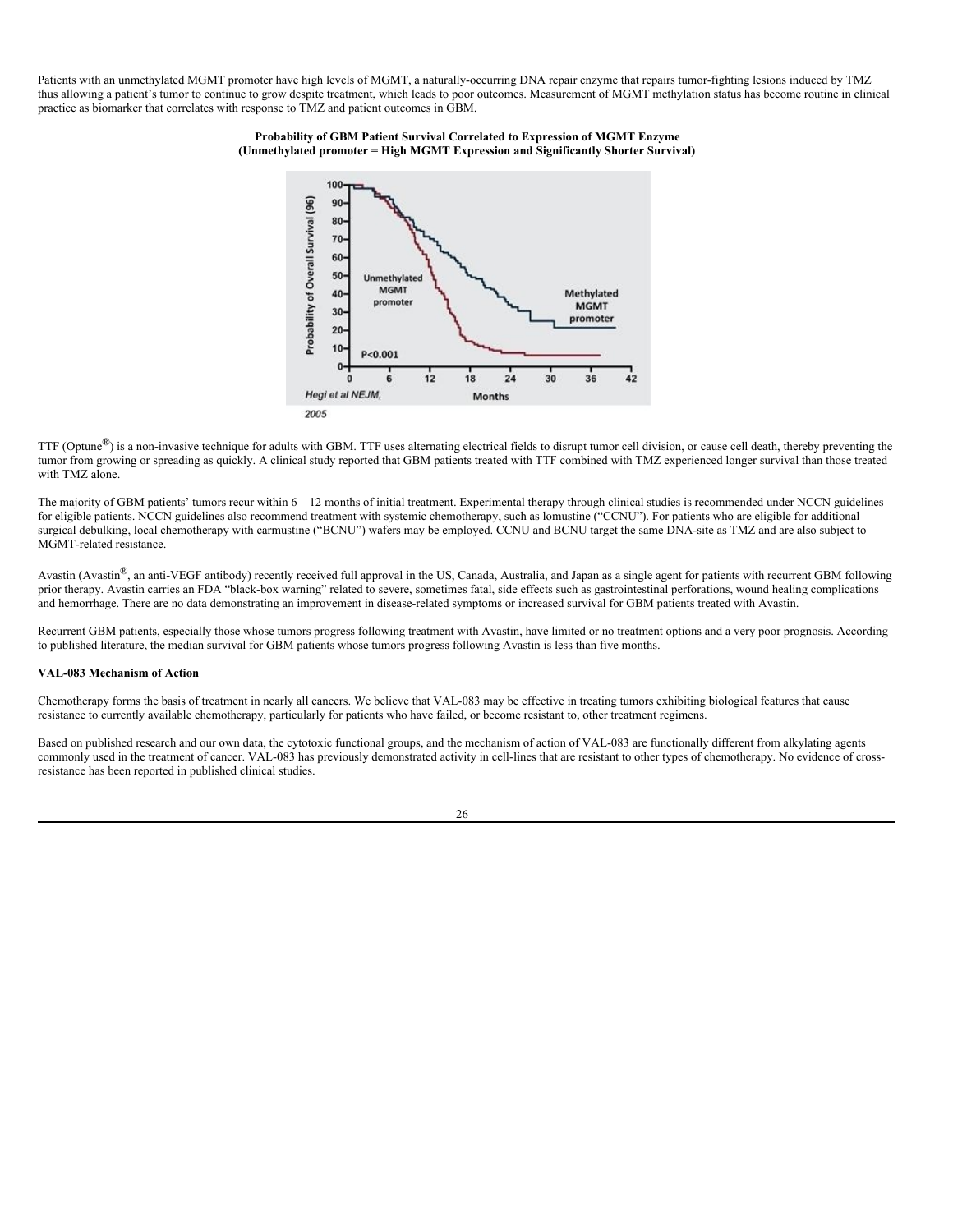Patients with an unmethylated MGMT promoter have high levels of MGMT, a naturally-occurring DNA repair enzyme that repairs tumor-fighting lesions induced by TMZ thus allowing a patient's tumor to continue to grow despite treatment, which leads to poor outcomes. Measurement of MGMT methylation status has become routine in clinical practice as biomarker that correlates with response to TMZ and patient outcomes in GBM.

**Probability of GBM Patient Survival Correlated to Expression of MGMT Enzyme**
**(Unmethylated promoter = High MGMT Expression and Significantly Shorter Survival)**

TTF (Optune®) is a non-invasive technique for adults with GBM. TTF uses alternating electrical fields to disrupt tumor cell division, or cause cell death, thereby preventing the tumor from growing or spreading as quickly. A clinical study reported that GBM patients treated with TTF combined with TMZ experienced longer survival than those treated with TMZ alone.

The majority of GBM patients' tumors recur within 6 – 12 months of initial treatment. Experimental therapy through clinical studies is recommended under NCCN guidelines for eligible patients. NCCN guidelines also recommend treatment with systemic chemotherapy, such as lomustine ("CCNU"). For patients who are eligible for additional surgical debulking, local chemotherapy with carmustine ("BCNU") wafers may be employed. CCNU and BCNU target the same DNA-site as TMZ and are also subject to MGMT-related resistance.

Avastin (Avastin®, an anti-VEGF antibody) recently received full approval in the US, Canada, Australia, and Japan as a single agent for patients with recurrent GBM following prior therapy. Avastin carries an FDA "black-box warning" related to severe, sometimes fatal, side effects such as gastrointestinal perforations, wound healing complications and hemorrhage. There are no data demonstrating an improvement in disease-related symptoms or increased survival for GBM patients treated with Avastin.

Recurrent GBM patients, especially those whose tumors progress following treatment with Avastin, have limited or no treatment options and a very poor prognosis. According to published literature, the median survival for GBM patients whose tumors progress following Avastin is less than five months.

**VAL-083 Mechanism of Action**

Chemotherapy forms the basis of treatment in nearly all cancers. We believe that VAL-083 may be effective in treating tumors exhibiting biological features that cause resistance to currently available chemotherapy, particularly for patients who have failed, or become resistant to, other treatment regimens.

Based on published research and our own data, the cytotoxic functional groups, and the mechanism of action of VAL-083 are functionally different from alkylating agents commonly used in the treatment of cancer. VAL-083 has previously demonstrated activity in cell-lines that are resistant to other types of chemotherapy. No evidence of cross-resistance has been reported in published clinical studies.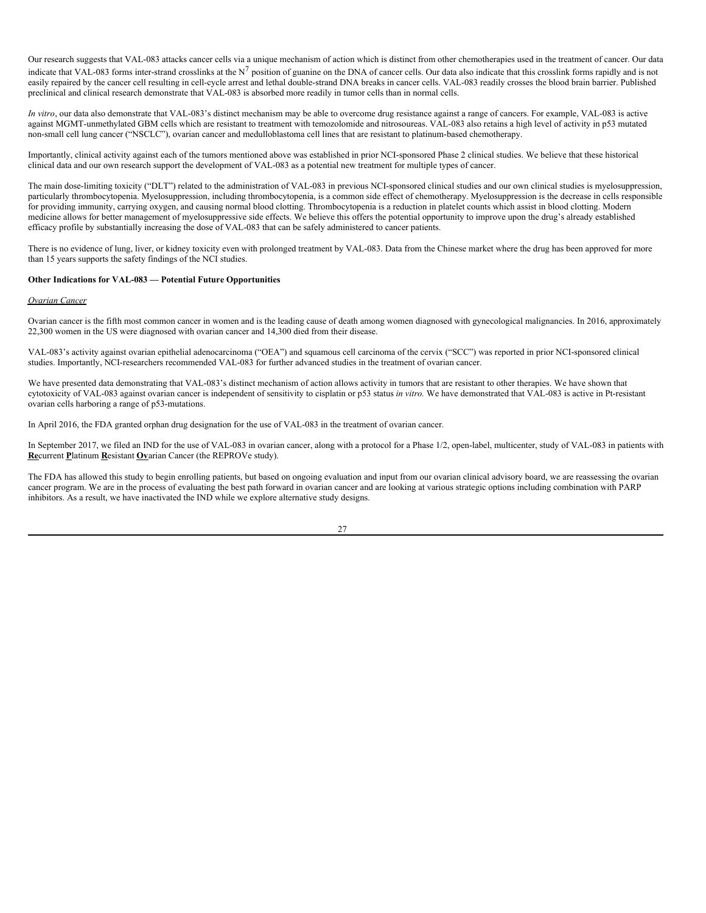Our research suggests that VAL-083 attacks cancer cells via a unique mechanism of action which is distinct from other chemotherapies used in the treatment of cancer. Our data indicate that VAL-083 forms inter-strand crosslinks at the $N^7$ position of guanine on the DNA of cancer cells. Our data also indicate that this crosslink forms rapidly and is not easily repaired by the cancer cell resulting in cell-cycle arrest and lethal double-strand DNA breaks in cancer cells. VAL-083 readily crosses the blood brain barrier. Published preclinical and clinical research demonstrate that VAL-083 is absorbed more readily in tumor cells than in normal cells.

*In vitro*, our data also demonstrate that VAL-083's distinct mechanism may be able to overcome drug resistance against a range of cancers. For example, VAL-083 is active against MGMT-unmethylated GBM cells which are resistant to treatment with temozolomide and nitrosoureas. VAL-083 also retains a high level of activity in p53 mutated non-small cell lung cancer ("NSCLC"), ovarian cancer and medulloblastoma cell lines that are resistant to platinum-based chemotherapy.

Importantly, clinical activity against each of the tumors mentioned above was established in prior NCI-sponsored Phase 2 clinical studies. We believe that these historical clinical data and our own research support the development of VAL-083 as a potential new treatment for multiple types of cancer.

The main dose-limiting toxicity ("DLT") related to the administration of VAL-083 in previous NCI-sponsored clinical studies and our own clinical studies is myelosuppression, particularly thrombocytopenia. Myelosuppression, including thrombocytopenia, is a common side effect of chemotherapy. Myelosuppression is the decrease in cells responsible for providing immunity, carrying oxygen, and causing normal blood clotting. Thrombocytopenia is a reduction in platelet counts which assist in blood clotting. Modern medicine allows for better management of myelosuppressive side effects. We believe this offers the potential opportunity to improve upon the drug's already established efficacy profile by substantially increasing the dose of VAL-083 that can be safely administered to cancer patients.

There is no evidence of lung, liver, or kidney toxicity even with prolonged treatment by VAL-083. Data from the Chinese market where the drug has been approved for more than 15 years supports the safety findings of the NCI studies.

**Other Indications for VAL-083 — Potential Future Opportunities**

*Ovarian Cancer*

Ovarian cancer is the fifth most common cancer in women and is the leading cause of death among women diagnosed with gynecological malignancies. In 2016, approximately 22,300 women in the US were diagnosed with ovarian cancer and 14,300 died from their disease.

VAL-083's activity against ovarian epithelial adenocarcinoma ("OEA") and squamous cell carcinoma of the cervix ("SCC") was reported in prior NCI-sponsored clinical studies. Importantly, NCI-researchers recommended VAL-083 for further advanced studies in the treatment of ovarian cancer.

We have presented data demonstrating that VAL-083's distinct mechanism of action allows activity in tumors that are resistant to other therapies. We have shown that cytotoxicity of VAL-083 against ovarian cancer is independent of sensitivity to cisplatin or p53 status *in vitro.* We have demonstrated that VAL-083 is active in Pt-resistant ovarian cells harboring a range of p53-mutations.

In April 2016, the FDA granted orphan drug designation for the use of VAL-083 in the treatment of ovarian cancer.

In September 2017, we filed an IND for the use of VAL-083 in ovarian cancer, along with a protocol for a Phase 1/2, open-label, multicenter, study of VAL-083 in patients with **Re**current **P**latinum **R**esistant **Ov**arian Cancer (the REPROVe study).

The FDA has allowed this study to begin enrolling patients, but based on ongoing evaluation and input from our ovarian clinical advisory board, we are reassessing the ovarian cancer program. We are in the process of evaluating the best path forward in ovarian cancer and are looking at various strategic options including combination with PARP inhibitors. As a result, we have inactivated the IND while we explore alternative study designs.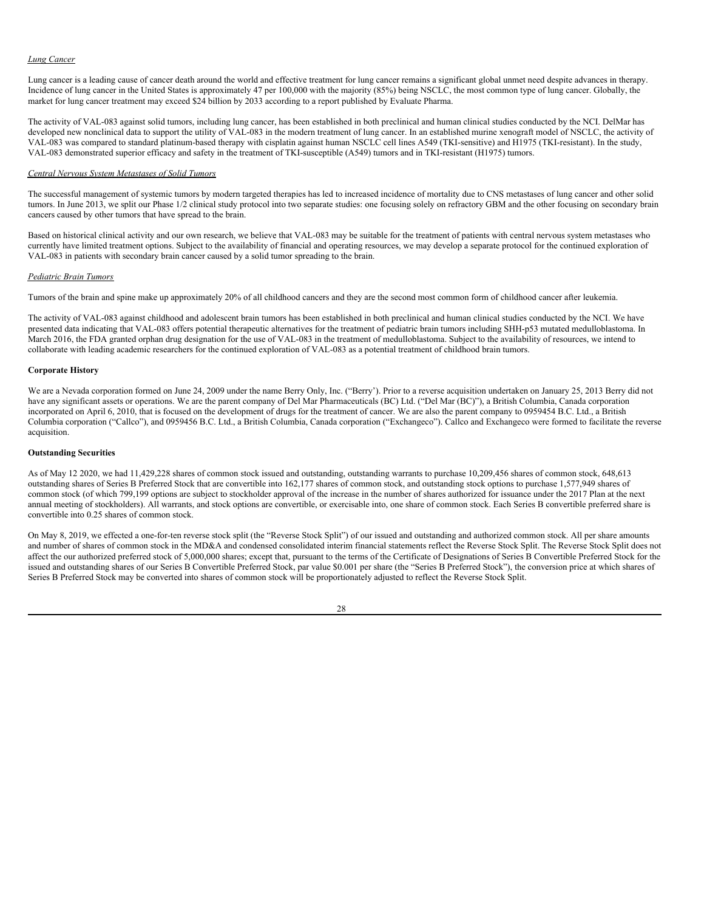*Lung Cancer*

Lung cancer is a leading cause of cancer death around the world and effective treatment for lung cancer remains a significant global unmet need despite advances in therapy. Incidence of lung cancer in the United States is approximately 47 per 100,000 with the majority (85%) being NSCLC, the most common type of lung cancer. Globally, the market for lung cancer treatment may exceed $24 billion by 2033 according to a report published by Evaluate Pharma.

The activity of VAL-083 against solid tumors, including lung cancer, has been established in both preclinical and human clinical studies conducted by the NCI. DelMar has developed new nonclinical data to support the utility of VAL-083 in the modern treatment of lung cancer. In an established murine xenograft model of NSCLC, the activity of VAL-083 was compared to standard platinum-based therapy with cisplatin against human NSCLC cell lines A549 (TKI-sensitive) and H1975 (TKI-resistant). In the study, VAL-083 demonstrated superior efficacy and safety in the treatment of TKI-susceptible (A549) tumors and in TKI-resistant (H1975) tumors.

*Central Nervous System Metastases of Solid Tumors*

The successful management of systemic tumors by modern targeted therapies has led to increased incidence of mortality due to CNS metastases of lung cancer and other solid tumors. In June 2013, we split our Phase 1/2 clinical study protocol into two separate studies: one focusing solely on refractory GBM and the other focusing on secondary brain cancers caused by other tumors that have spread to the brain.

Based on historical clinical activity and our own research, we believe that VAL-083 may be suitable for the treatment of patients with central nervous system metastases who currently have limited treatment options. Subject to the availability of financial and operating resources, we may develop a separate protocol for the continued exploration of VAL-083 in patients with secondary brain cancer caused by a solid tumor spreading to the brain.

*Pediatric Brain Tumors*

Tumors of the brain and spine make up approximately 20% of all childhood cancers and they are the second most common form of childhood cancer after leukemia.

The activity of VAL-083 against childhood and adolescent brain tumors has been established in both preclinical and human clinical studies conducted by the NCI. We have presented data indicating that VAL-083 offers potential therapeutic alternatives for the treatment of pediatric brain tumors including SHH-p53 mutated medulloblastoma. In March 2016, the FDA granted orphan drug designation for the use of VAL-083 in the treatment of medulloblastoma. Subject to the availability of resources, we intend to collaborate with leading academic researchers for the continued exploration of VAL-083 as a potential treatment of childhood brain tumors.

**Corporate History**

We are a Nevada corporation formed on June 24, 2009 under the name Berry Only, Inc. ("Berry'). Prior to a reverse acquisition undertaken on January 25, 2013 Berry did not have any significant assets or operations. We are the parent company of Del Mar Pharmaceuticals (BC) Ltd. ("Del Mar (BC)"), a British Columbia, Canada corporation incorporated on April 6, 2010, that is focused on the development of drugs for the treatment of cancer. We are also the parent company to 0959454 B.C. Ltd., a British Columbia corporation ("Callco"), and 0959456 B.C. Ltd., a British Columbia, Canada corporation ("Exchangeco"). Callco and Exchangeco were formed to facilitate the reverse acquisition.

**Outstanding Securities**

As of May 12 2020, we had 11,429,228 shares of common stock issued and outstanding, outstanding warrants to purchase 10,209,456 shares of common stock, 648,613 outstanding shares of Series B Preferred Stock that are convertible into 162,177 shares of common stock, and outstanding stock options to purchase 1,577,949 shares of common stock (of which 799,199 options are subject to stockholder approval of the increase in the number of shares authorized for issuance under the 2017 Plan at the next annual meeting of stockholders). All warrants, and stock options are convertible, or exercisable into, one share of common stock. Each Series B convertible preferred share is convertible into 0.25 shares of common stock.

On May 8, 2019, we effected a one-for-ten reverse stock split (the "Reverse Stock Split") of our issued and outstanding and authorized common stock. All per share amounts and number of shares of common stock in the MD&A and condensed consolidated interim financial statements reflect the Reverse Stock Split. The Reverse Stock Split does not affect the our authorized preferred stock of 5,000,000 shares; except that, pursuant to the terms of the Certificate of Designations of Series B Convertible Preferred Stock for the issued and outstanding shares of our Series B Convertible Preferred Stock, par value $0.001 per share (the "Series B Preferred Stock"), the conversion price at which shares of Series B Preferred Stock may be converted into shares of common stock will be proportionately adjusted to reflect the Reverse Stock Split.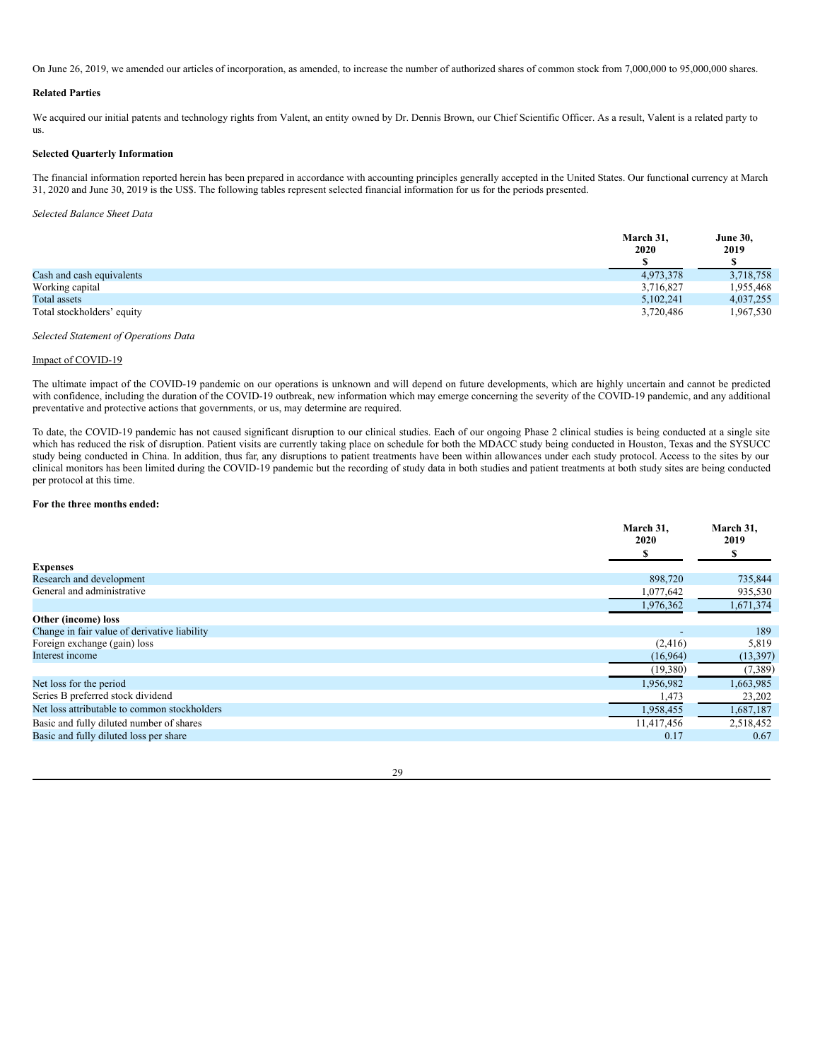On June 26, 2019, we amended our articles of incorporation, as amended, to increase the number of authorized shares of common stock from 7,000,000 to 95,000,000 shares.

**Related Parties**

We acquired our initial patents and technology rights from Valent, an entity owned by Dr. Dennis Brown, our Chief Scientific Officer. As a result, Valent is a related party to us.

**Selected Quarterly Information**

The financial information reported herein has been prepared in accordance with accounting principles generally accepted in the United States. Our functional currency at March 31, 2020 and June 30, 2019 is the US$. The following tables represent selected financial information for us for the periods presented.

*Selected Balance Sheet Data*

| | March 31, 2020 $ | June 30, 2019 $ |
|---|---|---|
| Cash and cash equivalents | 4,973,378 | 3,718,758 |
| Working capital | 3,716,827 | 1,955,468 |
| Total assets | 5,102,241 | 4,037,255 |
| Total stockholders' equity | 3,720,486 | 1,967,530 |

*Selected Statement of Operations Data*

Impact of COVID-19

The ultimate impact of the COVID-19 pandemic on our operations is unknown and will depend on future developments, which are highly uncertain and cannot be predicted with confidence, including the duration of the COVID-19 outbreak, new information which may emerge concerning the severity of the COVID-19 pandemic, and any additional preventative and protective actions that governments, or us, may determine are required.

To date, the COVID-19 pandemic has not caused significant disruption to our clinical studies. Each of our ongoing Phase 2 clinical studies is being conducted at a single site which has reduced the risk of disruption. Patient visits are currently taking place on schedule for both the MDACC study being conducted in Houston, Texas and the SYSUCC study being conducted in China. In addition, thus far, any disruptions to patient treatments have been within allowances under each study protocol. Access to the sites by our clinical monitors has been limited during the COVID-19 pandemic but the recording of study data in both studies and patient treatments at both study sites are being conducted per protocol at this time.

**For the three months ended:**

| | March 31, 2020 $ | March 31, 2019 $ |
|---|---|---|
| **Expenses** | | |
| Research and development | 898,720 | 735,844 |
| General and administrative | 1,077,642 | 935,530 |
| | 1,976,362 | 1,671,374 |
| **Other (income) loss** | | |
| Change in fair value of derivative liability | - | 189 |
| Foreign exchange (gain) loss | (2,416) | 5,819 |
| Interest income | (16,964) | (13,397) |
| | (19,380) | (7,389) |
| Net loss for the period | 1,956,982 | 1,663,985 |
| Series B preferred stock dividend | 1,473 | 23,202 |
| Net loss attributable to common stockholders | 1,958,455 | 1,687,187 |
| Basic and fully diluted number of shares | 11,417,456 | 2,518,452 |
| Basic and fully diluted loss per share | 0.17 | 0.67 |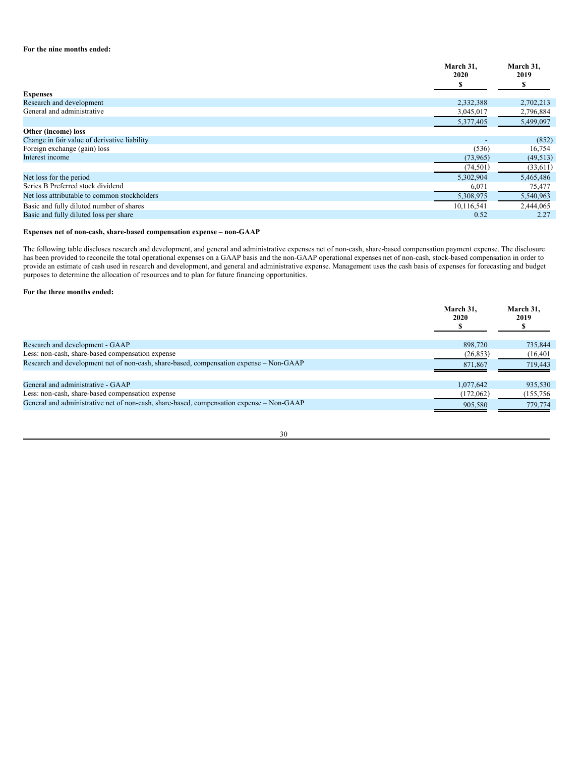**For the nine months ended:**

| | March 31, 2020 $ | March 31, 2019 $ |
|---|---|---|
| **Expenses** | | |
| Research and development | 2,332,388 | 2,702,213 |
| General and administrative | 3,045,017 | 2,796,884 |
| | 5,377,405 | 5,499,097 |
| **Other (income) loss** | | |
| Change in fair value of derivative liability | - | (852) |
| Foreign exchange (gain) loss | (536) | 16,754 |
| Interest income | (73,965) | (49,513) |
| | (74,501) | (33,611) |
| Net loss for the period | 5,302,904 | 5,465,486 |
| Series B Preferred stock dividend | 6,071 | 75,477 |
| Net loss attributable to common stockholders | 5,308,975 | 5,540,963 |
| Basic and fully diluted number of shares | 10,116,541 | 2,444,065 |
| Basic and fully diluted loss per share | 0.52 | 2.27 |

**Expenses net of non-cash, share-based compensation expense – non-GAAP**

The following table discloses research and development, and general and administrative expenses net of non-cash, share-based compensation payment expense. The disclosure has been provided to reconcile the total operational expenses on a GAAP basis and the non-GAAP operational expenses net of non-cash, stock-based compensation in order to provide an estimate of cash used in research and development, and general and administrative expense. Management uses the cash basis of expenses for forecasting and budget purposes to determine the allocation of resources and to plan for future financing opportunities.

**For the three months ended:**

| | March 31, 2020 $ | March 31, 2019 $ |
|---|---|---|
| Research and development - GAAP | 898,720 | 735,844 |
| Less: non-cash, share-based compensation expense | (26,853) | (16,401 |
| Research and development net of non-cash, share-based, compensation expense – Non-GAAP | 871,867 | 719,443 |
| | | |
| General and administrative - GAAP | 1,077,642 | 935,530 |
| Less: non-cash, share-based compensation expense | (172,062) | (155,756 |
| General and administrative net of non-cash, share-based, compensation expense – Non-GAAP | 905,580 | 779,774 |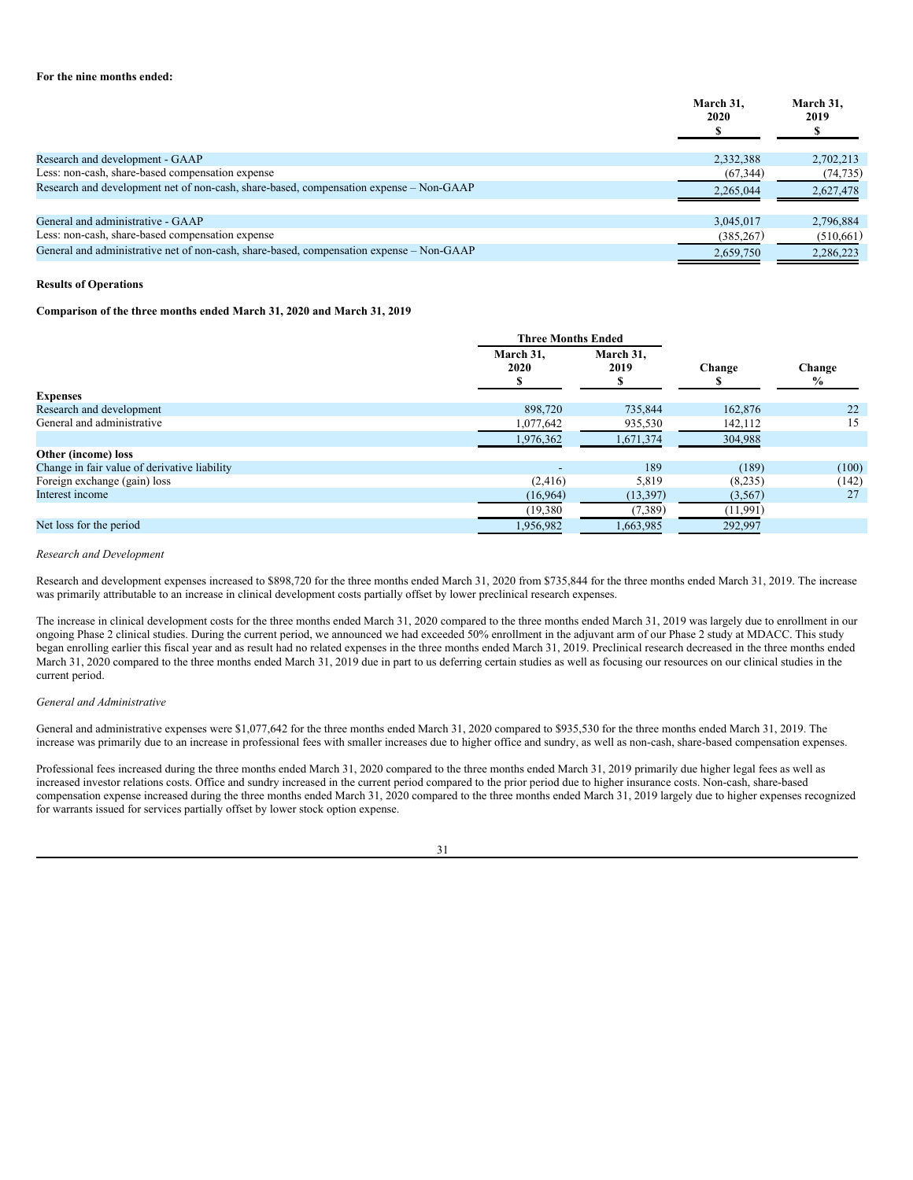**For the nine months ended:**

| | March 31, 2020 $ | March 31, 2019 $ |
|---|---|---|
| Research and development - GAAP | 2,332,388 | 2,702,213 |
| Less: non-cash, share-based compensation expense | (67,344) | (74,735) |
| Research and development net of non-cash, share-based, compensation expense – Non-GAAP | 2,265,044 | 2,627,478 |
| | | |
| General and administrative - GAAP | 3,045,017 | 2,796,884 |
| Less: non-cash, share-based compensation expense | (385,267) | (510,661) |
| General and administrative net of non-cash, share-based, compensation expense – Non-GAAP | 2,659,750 | 2,286,223 |

**Results of Operations**

**Comparison of the three months ended March 31, 2020 and March 31, 2019**

| | Three Months Ended | | | |
|---|---|---|---|---|
| | March 31, 2020 $ | March 31, 2019 $ | Change $ | Change % |
| **Expenses** | | | | |
| Research and development | 898,720 | 735,844 | 162,876 | 22 |
| General and administrative | 1,077,642 | 935,530 | 142,112 | 15 |
| | 1,976,362 | 1,671,374 | 304,988 | |
| **Other (income) loss** | | | | |
| Change in fair value of derivative liability | - | 189 | (189) | (100) |
| Foreign exchange (gain) loss | (2,416) | 5,819 | (8,235) | (142) |
| Interest income | (16,964) | (13,397) | (3,567) | 27 |
| | (19,380 | (7,389) | (11,991) | |
| Net loss for the period | 1,956,982 | 1,663,985 | 292,997 | |

*Research and Development*

Research and development expenses increased to $898,720 for the three months ended March 31, 2020 from $735,844 for the three months ended March 31, 2019. The increase was primarily attributable to an increase in clinical development costs partially offset by lower preclinical research expenses.

The increase in clinical development costs for the three months ended March 31, 2020 compared to the three months ended March 31, 2019 was largely due to enrollment in our ongoing Phase 2 clinical studies. During the current period, we announced we had exceeded 50% enrollment in the adjuvant arm of our Phase 2 study at MDACC. This study began enrolling earlier this fiscal year and as result had no related expenses in the three months ended March 31, 2019. Preclinical research decreased in the three months ended March 31, 2020 compared to the three months ended March 31, 2019 due in part to us deferring certain studies as well as focusing our resources on our clinical studies in the current period.

*General and Administrative*

General and administrative expenses were $1,077,642 for the three months ended March 31, 2020 compared to $935,530 for the three months ended March 31, 2019. The increase was primarily due to an increase in professional fees with smaller increases due to higher office and sundry, as well as non-cash, share-based compensation expenses.

Professional fees increased during the three months ended March 31, 2020 compared to the three months ended March 31, 2019 primarily due higher legal fees as well as increased investor relations costs. Office and sundry increased in the current period compared to the prior period due to higher insurance costs. Non-cash, share-based compensation expense increased during the three months ended March 31, 2020 compared to the three months ended March 31, 2019 largely due to higher expenses recognized for warrants issued for services partially offset by lower stock option expense.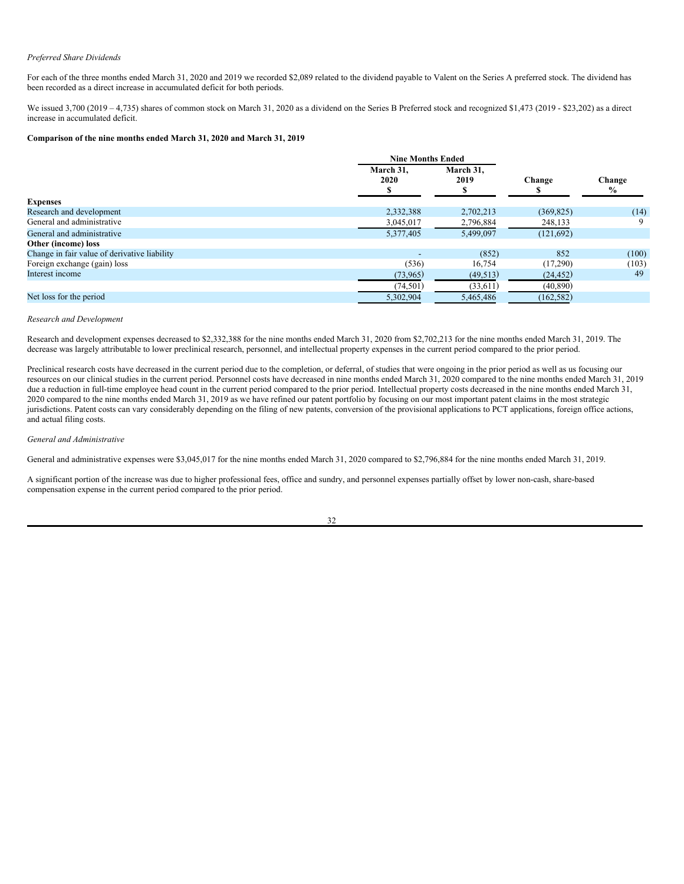*Preferred Share Dividends*

For each of the three months ended March 31, 2020 and 2019 we recorded $2,089 related to the dividend payable to Valent on the Series A preferred stock. The dividend has been recorded as a direct increase in accumulated deficit for both periods.

We issued 3,700 (2019 – 4,735) shares of common stock on March 31, 2020 as a dividend on the Series B Preferred stock and recognized $1,473 (2019 - $23,202) as a direct increase in accumulated deficit.

**Comparison of the nine months ended March 31, 2020 and March 31, 2019**

| | Nine Months Ended | | | |
|---|---|---|---|---|
| | March 31, 2020 $ | March 31, 2019 $ | Change $ | Change % |
| **Expenses** | | | | |
| Research and development | 2,332,388 | 2,702,213 | (369,825) | (14) |
| General and administrative | 3,045,017 | 2,796,884 | 248,133 | 9 |
| General and administrative | 5,377,405 | 5,499,097 | (121,692) | |
| **Other (income) loss** | | | | |
| Change in fair value of derivative liability | - | (852) | 852 | (100) |
| Foreign exchange (gain) loss | (536) | 16,754 | (17,290) | (103) |
| Interest income | (73,965) | (49,513) | (24,452) | 49 |
| | (74,501) | (33,611) | (40,890) | |
| Net loss for the period | 5,302,904 | 5,465,486 | (162,582) | |

*Research and Development*

Research and development expenses decreased to $2,332,388 for the nine months ended March 31, 2020 from $2,702,213 for the nine months ended March 31, 2019. The decrease was largely attributable to lower preclinical research, personnel, and intellectual property expenses in the current period compared to the prior period.

Preclinical research costs have decreased in the current period due to the completion, or deferral, of studies that were ongoing in the prior period as well as us focusing our resources on our clinical studies in the current period. Personnel costs have decreased in nine months ended March 31, 2020 compared to the nine months ended March 31, 2019 due a reduction in full-time employee head count in the current period compared to the prior period. Intellectual property costs decreased in the nine months ended March 31, 2020 compared to the nine months ended March 31, 2019 as we have refined our patent portfolio by focusing on our most important patent claims in the most strategic jurisdictions. Patent costs can vary considerably depending on the filing of new patents, conversion of the provisional applications to PCT applications, foreign office actions, and actual filing costs.

*General and Administrative*

General and administrative expenses were $3,045,017 for the nine months ended March 31, 2020 compared to $2,796,884 for the nine months ended March 31, 2019.

A significant portion of the increase was due to higher professional fees, office and sundry, and personnel expenses partially offset by lower non-cash, share-based compensation expense in the current period compared to the prior period.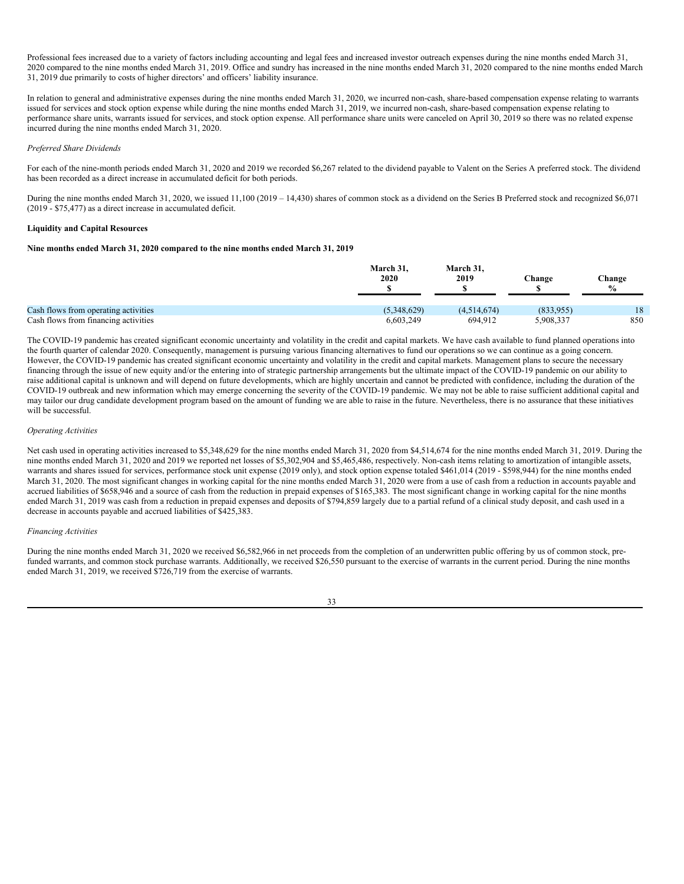Professional fees increased due to a variety of factors including accounting and legal fees and increased investor outreach expenses during the nine months ended March 31, 2020 compared to the nine months ended March 31, 2019. Office and sundry has increased in the nine months ended March 31, 2020 compared to the nine months ended March 31, 2019 due primarily to costs of higher directors' and officers' liability insurance.

In relation to general and administrative expenses during the nine months ended March 31, 2020, we incurred non-cash, share-based compensation expense relating to warrants issued for services and stock option expense while during the nine months ended March 31, 2019, we incurred non-cash, share-based compensation expense relating to performance share units, warrants issued for services, and stock option expense. All performance share units were canceled on April 30, 2019 so there was no related expense incurred during the nine months ended March 31, 2020.

*Preferred Share Dividends*

For each of the nine-month periods ended March 31, 2020 and 2019 we recorded $6,267 related to the dividend payable to Valent on the Series A preferred stock. The dividend has been recorded as a direct increase in accumulated deficit for both periods.

During the nine months ended March 31, 2020, we issued 11,100 (2019 – 14,430) shares of common stock as a dividend on the Series B Preferred stock and recognized $6,071 (2019 - $75,477) as a direct increase in accumulated deficit.

**Liquidity and Capital Resources**

**Nine months ended March 31, 2020 compared to the nine months ended March 31, 2019**

| | March 31, 2020 $ | March 31, 2019 $ | Change $ | Change % |
|---|---|---|---|---|
| Cash flows from operating activities | (5,348,629) | (4,514,674) | (833,955) | 18 |
| Cash flows from financing activities | 6,603,249 | 694,912 | 5,908,337 | 850 |

The COVID-19 pandemic has created significant economic uncertainty and volatility in the credit and capital markets. We have cash available to fund planned operations into the fourth quarter of calendar 2020. Consequently, management is pursuing various financing alternatives to fund our operations so we can continue as a going concern. However, the COVID-19 pandemic has created significant economic uncertainty and volatility in the credit and capital markets. Management plans to secure the necessary financing through the issue of new equity and/or the entering into of strategic partnership arrangements but the ultimate impact of the COVID-19 pandemic on our ability to raise additional capital is unknown and will depend on future developments, which are highly uncertain and cannot be predicted with confidence, including the duration of the COVID-19 outbreak and new information which may emerge concerning the severity of the COVID-19 pandemic. We may not be able to raise sufficient additional capital and may tailor our drug candidate development program based on the amount of funding we are able to raise in the future. Nevertheless, there is no assurance that these initiatives will be successful.

*Operating Activities*

Net cash used in operating activities increased to $5,348,629 for the nine months ended March 31, 2020 from $4,514,674 for the nine months ended March 31, 2019. During the nine months ended March 31, 2020 and 2019 we reported net losses of $5,302,904 and $5,465,486, respectively. Non-cash items relating to amortization of intangible assets, warrants and shares issued for services, performance stock unit expense (2019 only), and stock option expense totaled $461,014 (2019 - $598,944) for the nine months ended March 31, 2020. The most significant changes in working capital for the nine months ended March 31, 2020 were from a use of cash from a reduction in accounts payable and accrued liabilities of $658,946 and a source of cash from the reduction in prepaid expenses of $165,383. The most significant change in working capital for the nine months ended March 31, 2019 was cash from a reduction in prepaid expenses and deposits of $794,859 largely due to a partial refund of a clinical study deposit, and cash used in a decrease in accounts payable and accrued liabilities of $425,383.

*Financing Activities*

During the nine months ended March 31, 2020 we received $6,582,966 in net proceeds from the completion of an underwritten public offering by us of common stock, pre-funded warrants, and common stock purchase warrants. Additionally, we received $26,550 pursuant to the exercise of warrants in the current period. During the nine months ended March 31, 2019, we received $726,719 from the exercise of warrants.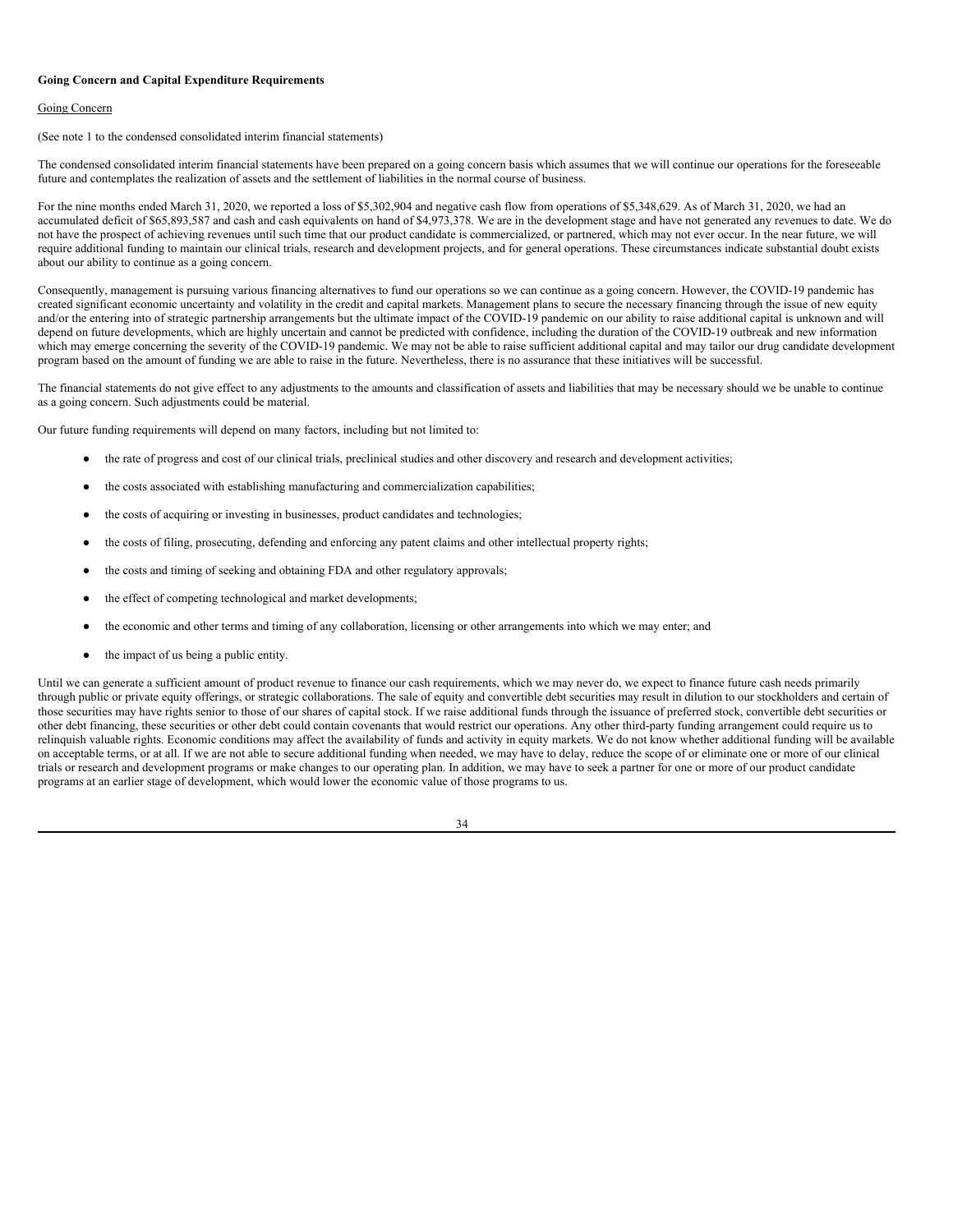**Going Concern and Capital Expenditure Requirements**

Going Concern

(See note 1 to the condensed consolidated interim financial statements)

The condensed consolidated interim financial statements have been prepared on a going concern basis which assumes that we will continue our operations for the foreseeable future and contemplates the realization of assets and the settlement of liabilities in the normal course of business.

For the nine months ended March 31, 2020, we reported a loss of $5,302,904 and negative cash flow from operations of $5,348,629. As of March 31, 2020, we had an accumulated deficit of $65,893,587 and cash and cash equivalents on hand of $4,973,378. We are in the development stage and have not generated any revenues to date. We do not have the prospect of achieving revenues until such time that our product candidate is commercialized, or partnered, which may not ever occur. In the near future, we will require additional funding to maintain our clinical trials, research and development projects, and for general operations. These circumstances indicate substantial doubt exists about our ability to continue as a going concern.

Consequently, management is pursuing various financing alternatives to fund our operations so we can continue as a going concern. However, the COVID-19 pandemic has created significant economic uncertainty and volatility in the credit and capital markets. Management plans to secure the necessary financing through the issue of new equity and/or the entering into of strategic partnership arrangements but the ultimate impact of the COVID-19 pandemic on our ability to raise additional capital is unknown and will depend on future developments, which are highly uncertain and cannot be predicted with confidence, including the duration of the COVID-19 outbreak and new information which may emerge concerning the severity of the COVID-19 pandemic. We may not be able to raise sufficient additional capital and may tailor our drug candidate development program based on the amount of funding we are able to raise in the future. Nevertheless, there is no assurance that these initiatives will be successful.

The financial statements do not give effect to any adjustments to the amounts and classification of assets and liabilities that may be necessary should we be unable to continue as a going concern. Such adjustments could be material.

Our future funding requirements will depend on many factors, including but not limited to:

- the rate of progress and cost of our clinical trials, preclinical studies and other discovery and research and development activities;
- the costs associated with establishing manufacturing and commercialization capabilities;
- the costs of acquiring or investing in businesses, product candidates and technologies;
- the costs of filing, prosecuting, defending and enforcing any patent claims and other intellectual property rights;
- the costs and timing of seeking and obtaining FDA and other regulatory approvals;
- the effect of competing technological and market developments;
- the economic and other terms and timing of any collaboration, licensing or other arrangements into which we may enter; and
- the impact of us being a public entity.

Until we can generate a sufficient amount of product revenue to finance our cash requirements, which we may never do, we expect to finance future cash needs primarily through public or private equity offerings, or strategic collaborations. The sale of equity and convertible debt securities may result in dilution to our stockholders and certain of those securities may have rights senior to those of our shares of capital stock. If we raise additional funds through the issuance of preferred stock, convertible debt securities or other debt financing, these securities or other debt could contain covenants that would restrict our operations. Any other third-party funding arrangement could require us to relinquish valuable rights. Economic conditions may affect the availability of funds and activity in equity markets. We do not know whether additional funding will be available on acceptable terms, or at all. If we are not able to secure additional funding when needed, we may have to delay, reduce the scope of or eliminate one or more of our clinical trials or research and development programs or make changes to our operating plan. In addition, we may have to seek a partner for one or more of our product candidate programs at an earlier stage of development, which would lower the economic value of those programs to us.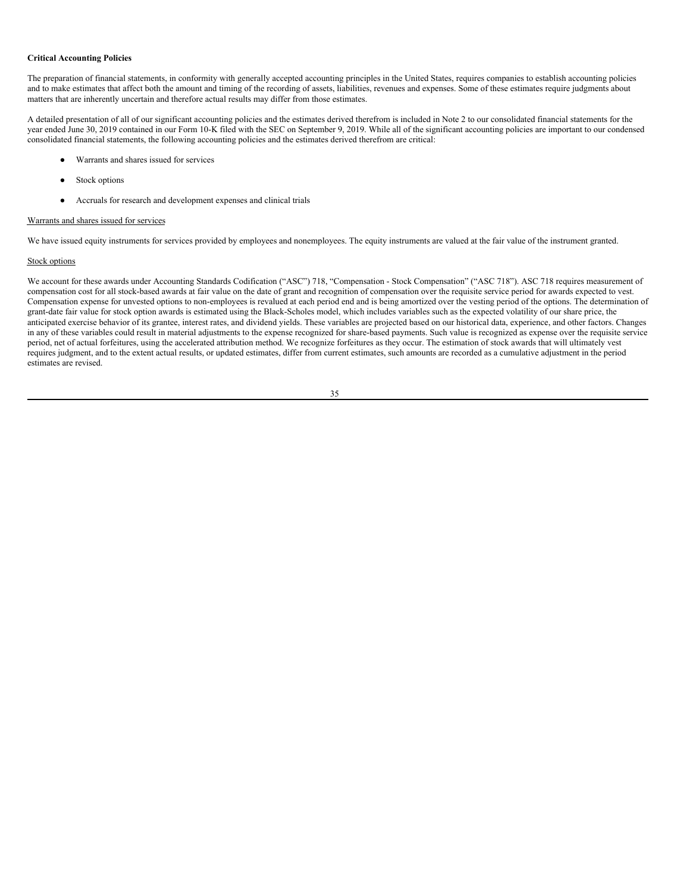**Critical Accounting Policies**

The preparation of financial statements, in conformity with generally accepted accounting principles in the United States, requires companies to establish accounting policies and to make estimates that affect both the amount and timing of the recording of assets, liabilities, revenues and expenses. Some of these estimates require judgments about matters that are inherently uncertain and therefore actual results may differ from those estimates.

A detailed presentation of all of our significant accounting policies and the estimates derived therefrom is included in Note 2 to our consolidated financial statements for the year ended June 30, 2019 contained in our Form 10-K filed with the SEC on September 9, 2019. While all of the significant accounting policies are important to our condensed consolidated financial statements, the following accounting policies and the estimates derived therefrom are critical:

- Warrants and shares issued for services
- Stock options
- Accruals for research and development expenses and clinical trials

Warrants and shares issued for services

We have issued equity instruments for services provided by employees and nonemployees. The equity instruments are valued at the fair value of the instrument granted.

Stock options

We account for these awards under Accounting Standards Codification ("ASC") 718, "Compensation - Stock Compensation" ("ASC 718"). ASC 718 requires measurement of compensation cost for all stock-based awards at fair value on the date of grant and recognition of compensation over the requisite service period for awards expected to vest. Compensation expense for unvested options to non-employees is revalued at each period end and is being amortized over the vesting period of the options. The determination of grant-date fair value for stock option awards is estimated using the Black-Scholes model, which includes variables such as the expected volatility of our share price, the anticipated exercise behavior of its grantee, interest rates, and dividend yields. These variables are projected based on our historical data, experience, and other factors. Changes in any of these variables could result in material adjustments to the expense recognized for share-based payments. Such value is recognized as expense over the requisite service period, net of actual forfeitures, using the accelerated attribution method. We recognize forfeitures as they occur. The estimation of stock awards that will ultimately vest requires judgment, and to the extent actual results, or updated estimates, differ from current estimates, such amounts are recorded as a cumulative adjustment in the period estimates are revised.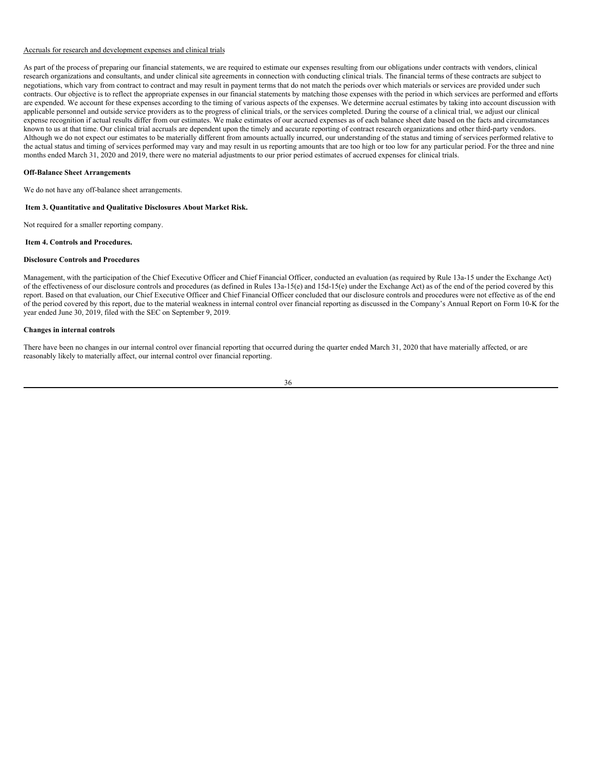Accruals for research and development expenses and clinical trials

As part of the process of preparing our financial statements, we are required to estimate our expenses resulting from our obligations under contracts with vendors, clinical research organizations and consultants, and under clinical site agreements in connection with conducting clinical trials. The financial terms of these contracts are subject to negotiations, which vary from contract to contract and may result in payment terms that do not match the periods over which materials or services are provided under such contracts. Our objective is to reflect the appropriate expenses in our financial statements by matching those expenses with the period in which services are performed and efforts are expended. We account for these expenses according to the timing of various aspects of the expenses. We determine accrual estimates by taking into account discussion with applicable personnel and outside service providers as to the progress of clinical trials, or the services completed. During the course of a clinical trial, we adjust our clinical expense recognition if actual results differ from our estimates. We make estimates of our accrued expenses as of each balance sheet date based on the facts and circumstances known to us at that time. Our clinical trial accruals are dependent upon the timely and accurate reporting of contract research organizations and other third-party vendors. Although we do not expect our estimates to be materially different from amounts actually incurred, our understanding of the status and timing of services performed relative to the actual status and timing of services performed may vary and may result in us reporting amounts that are too high or too low for any particular period. For the three and nine months ended March 31, 2020 and 2019, there were no material adjustments to our prior period estimates of accrued expenses for clinical trials.

**Off-Balance Sheet Arrangements**

We do not have any off-balance sheet arrangements.

## Item 3. Quantitative and Qualitative Disclosures About Market Risk.

Not required for a smaller reporting company.

## Item 4. Controls and Procedures.

**Disclosure Controls and Procedures**

Management, with the participation of the Chief Executive Officer and Chief Financial Officer, conducted an evaluation (as required by Rule 13a-15 under the Exchange Act) of the effectiveness of our disclosure controls and procedures (as defined in Rules 13a-15(e) and 15d-15(e) under the Exchange Act) as of the end of the period covered by this report. Based on that evaluation, our Chief Executive Officer and Chief Financial Officer concluded that our disclosure controls and procedures were not effective as of the end of the period covered by this report, due to the material weakness in internal control over financial reporting as discussed in the Company's Annual Report on Form 10-K for the year ended June 30, 2019, filed with the SEC on September 9, 2019.

**Changes in internal controls**

There have been no changes in our internal control over financial reporting that occurred during the quarter ended March 31, 2020 that have materially affected, or are reasonably likely to materially affect, our internal control over financial reporting.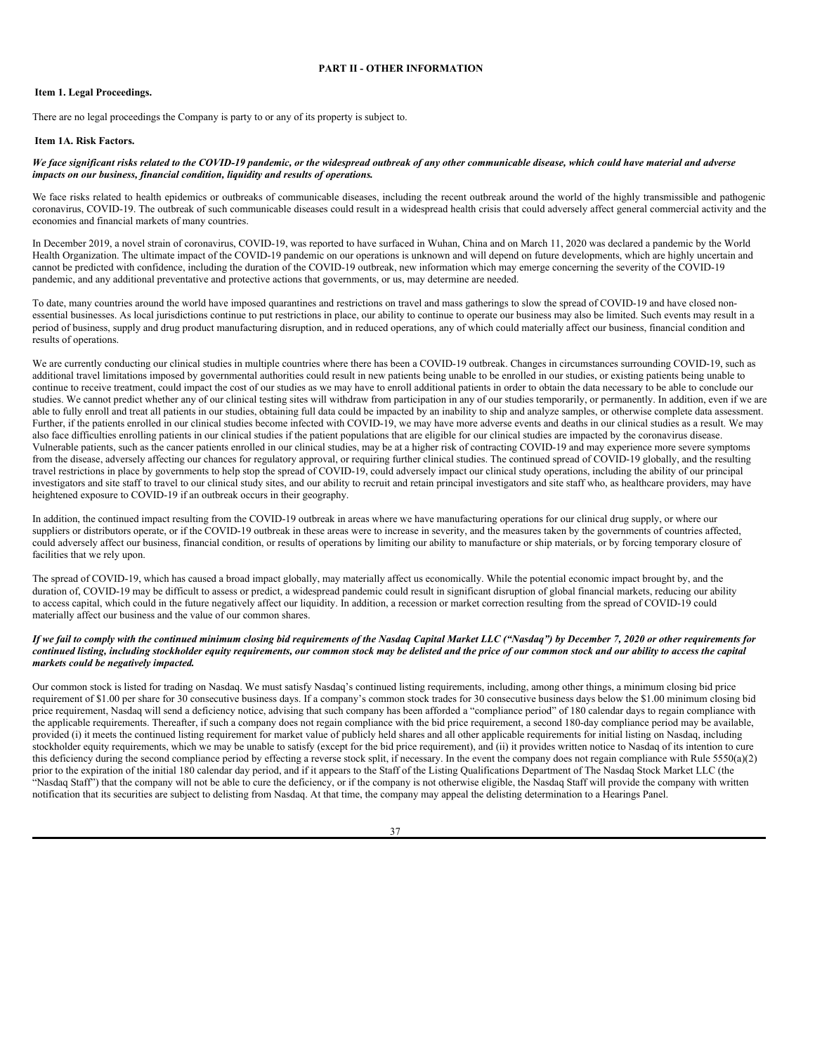## PART II - OTHER INFORMATION

### Item 1. Legal Proceedings.

There are no legal proceedings the Company is party to or any of its property is subject to.

### Item 1A. Risk Factors.

***We face significant risks related to the COVID-19 pandemic, or the widespread outbreak of any other communicable disease, which could have material and adverse impacts on our business, financial condition, liquidity and results of operations.***

We face risks related to health epidemics or outbreaks of communicable diseases, including the recent outbreak around the world of the highly transmissible and pathogenic coronavirus, COVID-19. The outbreak of such communicable diseases could result in a widespread health crisis that could adversely affect general commercial activity and the economies and financial markets of many countries.

In December 2019, a novel strain of coronavirus, COVID-19, was reported to have surfaced in Wuhan, China and on March 11, 2020 was declared a pandemic by the World Health Organization. The ultimate impact of the COVID-19 pandemic on our operations is unknown and will depend on future developments, which are highly uncertain and cannot be predicted with confidence, including the duration of the COVID-19 outbreak, new information which may emerge concerning the severity of the COVID-19 pandemic, and any additional preventative and protective actions that governments, or us, may determine are needed.

To date, many countries around the world have imposed quarantines and restrictions on travel and mass gatherings to slow the spread of COVID-19 and have closed non-essential businesses. As local jurisdictions continue to put restrictions in place, our ability to continue to operate our business may also be limited. Such events may result in a period of business, supply and drug product manufacturing disruption, and in reduced operations, any of which could materially affect our business, financial condition and results of operations.

We are currently conducting our clinical studies in multiple countries where there has been a COVID-19 outbreak. Changes in circumstances surrounding COVID-19, such as additional travel limitations imposed by governmental authorities could result in new patients being unable to be enrolled in our studies, or existing patients being unable to continue to receive treatment, could impact the cost of our studies as we may have to enroll additional patients in order to obtain the data necessary to be able to conclude our studies. We cannot predict whether any of our clinical testing sites will withdraw from participation in any of our studies temporarily, or permanently. In addition, even if we are able to fully enroll and treat all patients in our studies, obtaining full data could be impacted by an inability to ship and analyze samples, or otherwise complete data assessment. Further, if the patients enrolled in our clinical studies become infected with COVID-19, we may have more adverse events and deaths in our clinical studies as a result. We may also face difficulties enrolling patients in our clinical studies if the patient populations that are eligible for our clinical studies are impacted by the coronavirus disease. Vulnerable patients, such as the cancer patients enrolled in our clinical studies, may be at a higher risk of contracting COVID-19 and may experience more severe symptoms from the disease, adversely affecting our chances for regulatory approval, or requiring further clinical studies. The continued spread of COVID-19 globally, and the resulting travel restrictions in place by governments to help stop the spread of COVID-19, could adversely impact our clinical study operations, including the ability of our principal investigators and site staff to travel to our clinical study sites, and our ability to recruit and retain principal investigators and site staff who, as healthcare providers, may have heightened exposure to COVID-19 if an outbreak occurs in their geography.

In addition, the continued impact resulting from the COVID-19 outbreak in areas where we have manufacturing operations for our clinical drug supply, or where our suppliers or distributors operate, or if the COVID-19 outbreak in these areas were to increase in severity, and the measures taken by the governments of countries affected, could adversely affect our business, financial condition, or results of operations by limiting our ability to manufacture or ship materials, or by forcing temporary closure of facilities that we rely upon.

The spread of COVID-19, which has caused a broad impact globally, may materially affect us economically. While the potential economic impact brought by, and the duration of, COVID-19 may be difficult to assess or predict, a widespread pandemic could result in significant disruption of global financial markets, reducing our ability to access capital, which could in the future negatively affect our liquidity. In addition, a recession or market correction resulting from the spread of COVID-19 could materially affect our business and the value of our common shares.

***If we fail to comply with the continued minimum closing bid requirements of the Nasdaq Capital Market LLC ("Nasdaq") by December 7, 2020 or other requirements for continued listing, including stockholder equity requirements, our common stock may be delisted and the price of our common stock and our ability to access the capital markets could be negatively impacted.***

Our common stock is listed for trading on Nasdaq. We must satisfy Nasdaq's continued listing requirements, including, among other things, a minimum closing bid price requirement of $1.00 per share for 30 consecutive business days. If a company's common stock trades for 30 consecutive business days below the $1.00 minimum closing bid price requirement, Nasdaq will send a deficiency notice, advising that such company has been afforded a "compliance period" of 180 calendar days to regain compliance with the applicable requirements. Thereafter, if such a company does not regain compliance with the bid price requirement, a second 180-day compliance period may be available, provided (i) it meets the continued listing requirement for market value of publicly held shares and all other applicable requirements for initial listing on Nasdaq, including stockholder equity requirements, which we may be unable to satisfy (except for the bid price requirement), and (ii) it provides written notice to Nasdaq of its intention to cure this deficiency during the second compliance period by effecting a reverse stock split, if necessary. In the event the company does not regain compliance with Rule 5550(a)(2) prior to the expiration of the initial 180 calendar day period, and if it appears to the Staff of the Listing Qualifications Department of The Nasdaq Stock Market LLC (the "Nasdaq Staff") that the company will not be able to cure the deficiency, or if the company is not otherwise eligible, the Nasdaq Staff will provide the company with written notification that its securities are subject to delisting from Nasdaq. At that time, the company may appeal the delisting determination to a Hearings Panel.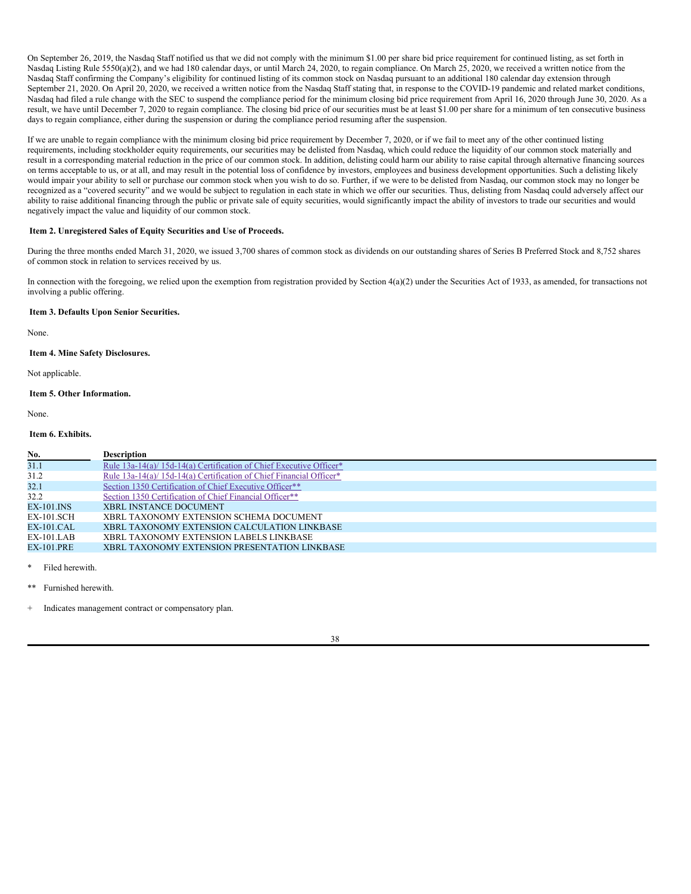On September 26, 2019, the Nasdaq Staff notified us that we did not comply with the minimum $1.00 per share bid price requirement for continued listing, as set forth in Nasdaq Listing Rule 5550(a)(2), and we had 180 calendar days, or until March 24, 2020, to regain compliance. On March 25, 2020, we received a written notice from the Nasdaq Staff confirming the Company's eligibility for continued listing of its common stock on Nasdaq pursuant to an additional 180 calendar day extension through September 21, 2020. On April 20, 2020, we received a written notice from the Nasdaq Staff stating that, in response to the COVID-19 pandemic and related market conditions, Nasdaq had filed a rule change with the SEC to suspend the compliance period for the minimum closing bid price requirement from April 16, 2020 through June 30, 2020. As a result, we have until December 7, 2020 to regain compliance. The closing bid price of our securities must be at least $1.00 per share for a minimum of ten consecutive business days to regain compliance, either during the suspension or during the compliance period resuming after the suspension.

If we are unable to regain compliance with the minimum closing bid price requirement by December 7, 2020, or if we fail to meet any of the other continued listing requirements, including stockholder equity requirements, our securities may be delisted from Nasdaq, which could reduce the liquidity of our common stock materially and result in a corresponding material reduction in the price of our common stock. In addition, delisting could harm our ability to raise capital through alternative financing sources on terms acceptable to us, or at all, and may result in the potential loss of confidence by investors, employees and business development opportunities. Such a delisting likely would impair your ability to sell or purchase our common stock when you wish to do so. Further, if we were to be delisted from Nasdaq, our common stock may no longer be recognized as a "covered security" and we would be subject to regulation in each state in which we offer our securities. Thus, delisting from Nasdaq could adversely affect our ability to raise additional financing through the public or private sale of equity securities, would significantly impact the ability of investors to trade our securities and would negatively impact the value and liquidity of our common stock.

### Item 2. Unregistered Sales of Equity Securities and Use of Proceeds.

During the three months ended March 31, 2020, we issued 3,700 shares of common stock as dividends on our outstanding shares of Series B Preferred Stock and 8,752 shares of common stock in relation to services received by us.

In connection with the foregoing, we relied upon the exemption from registration provided by Section 4(a)(2) under the Securities Act of 1933, as amended, for transactions not involving a public offering.

### Item 3. Defaults Upon Senior Securities.

None.

### Item 4. Mine Safety Disclosures.

Not applicable.

### Item 5. Other Information.

None.

### Item 6. Exhibits.

| No. | Description |
|---|---|
| 31.1 | Rule 13a-14(a)/ 15d-14(a) Certification of Chief Executive Officer* |
| 31.2 | Rule 13a-14(a)/ 15d-14(a) Certification of Chief Financial Officer* |
| 32.1 | Section 1350 Certification of Chief Executive Officer** |
| 32.2 | Section 1350 Certification of Chief Financial Officer** |
| EX-101.INS | XBRL INSTANCE DOCUMENT |
| EX-101.SCH | XBRL TAXONOMY EXTENSION SCHEMA DOCUMENT |
| EX-101.CAL | XBRL TAXONOMY EXTENSION CALCULATION LINKBASE |
| EX-101.LAB | XBRL TAXONOMY EXTENSION LABELS LINKBASE |
| EX-101.PRE | XBRL TAXONOMY EXTENSION PRESENTATION LINKBASE |

\* Filed herewith.

** Furnished herewith.

\+ Indicates management contract or compensatory plan.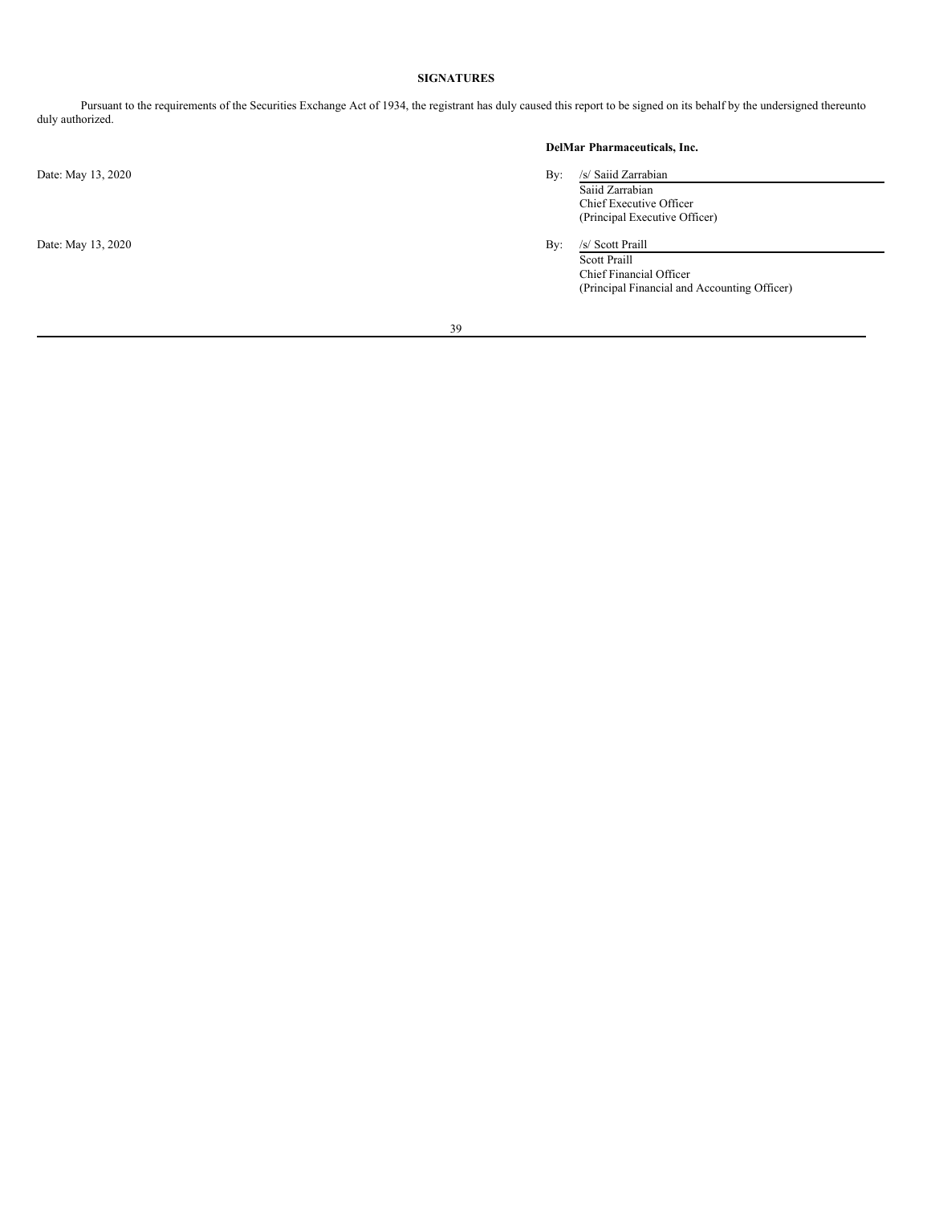**SIGNATURES**

Pursuant to the requirements of the Securities Exchange Act of 1934, the registrant has duly caused this report to be signed on its behalf by the undersigned thereunto duly authorized.

**DelMar Pharmaceuticals, Inc.**

Date: May 13, 2020

By: /s/ Saiid Zarrabian
Saiid Zarrabian
Chief Executive Officer
(Principal Executive Officer)

Date: May 13, 2020

By: /s/ Scott Praill
Scott Praill
Chief Financial Officer
(Principal Financial and Accounting Officer)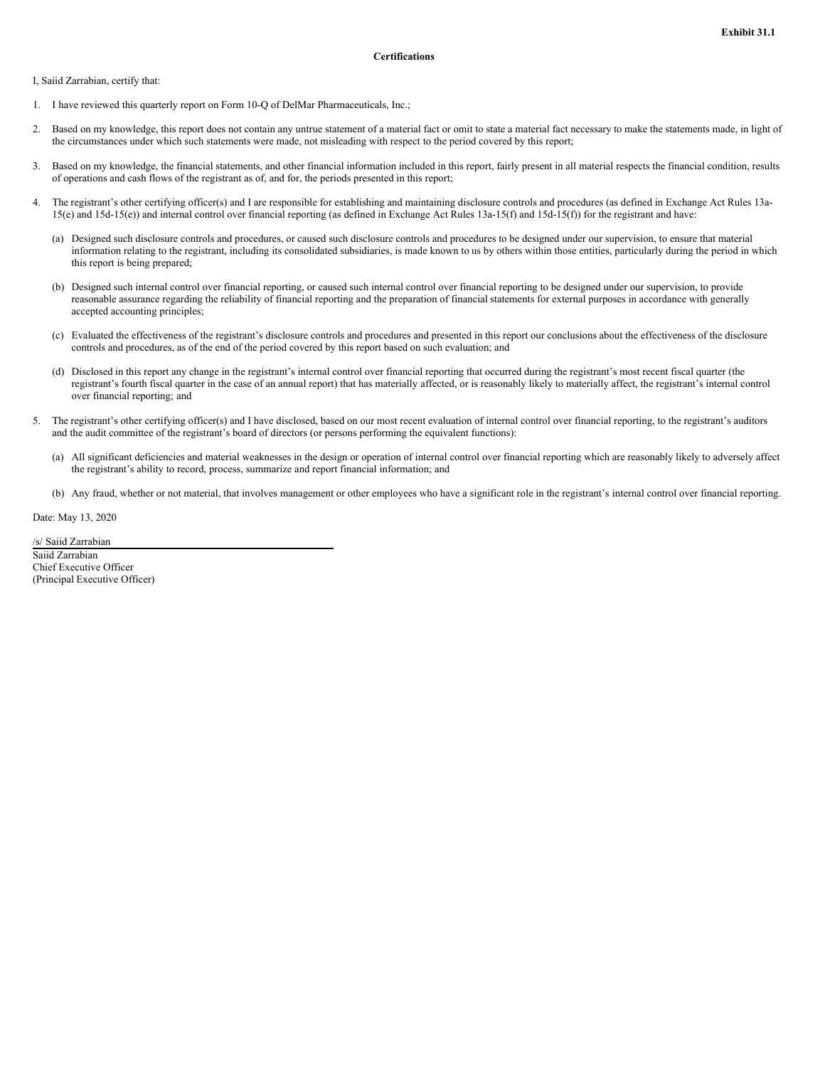**Exhibit 31.1**

**Certifications**

I, Saiid Zarrabian, certify that:

1. I have reviewed this quarterly report on Form 10-Q of DelMar Pharmaceuticals, Inc.;

2. Based on my knowledge, this report does not contain any untrue statement of a material fact or omit to state a material fact necessary to make the statements made, in light of the circumstances under which such statements were made, not misleading with respect to the period covered by this report;

3. Based on my knowledge, the financial statements, and other financial information included in this report, fairly present in all material respects the financial condition, results of operations and cash flows of the registrant as of, and for, the periods presented in this report;

4. The registrant's other certifying officer(s) and I are responsible for establishing and maintaining disclosure controls and procedures (as defined in Exchange Act Rules 13a-15(e) and 15d-15(e)) and internal control over financial reporting (as defined in Exchange Act Rules 13a-15(f) and 15d-15(f)) for the registrant and have:

   (a) Designed such disclosure controls and procedures, or caused such disclosure controls and procedures to be designed under our supervision, to ensure that material information relating to the registrant, including its consolidated subsidiaries, is made known to us by others within those entities, particularly during the period in which this report is being prepared;

   (b) Designed such internal control over financial reporting, or caused such internal control over financial reporting to be designed under our supervision, to provide reasonable assurance regarding the reliability of financial reporting and the preparation of financial statements for external purposes in accordance with generally accepted accounting principles;

   (c) Evaluated the effectiveness of the registrant's disclosure controls and procedures and presented in this report our conclusions about the effectiveness of the disclosure controls and procedures, as of the end of the period covered by this report based on such evaluation; and

   (d) Disclosed in this report any change in the registrant's internal control over financial reporting that occurred during the registrant's most recent fiscal quarter (the registrant's fourth fiscal quarter in the case of an annual report) that has materially affected, or is reasonably likely to materially affect, the registrant's internal control over financial reporting; and

5. The registrant's other certifying officer(s) and I have disclosed, based on our most recent evaluation of internal control over financial reporting, to the registrant's auditors and the audit committee of the registrant's board of directors (or persons performing the equivalent functions):

   (a) All significant deficiencies and material weaknesses in the design or operation of internal control over financial reporting which are reasonably likely to adversely affect the registrant's ability to record, process, summarize and report financial information; and

   (b) Any fraud, whether or not material, that involves management or other employees who have a significant role in the registrant's internal control over financial reporting.

Date: May 13, 2020

/s/ Saiid Zarrabian
Saiid Zarrabian
Chief Executive Officer
(Principal Executive Officer)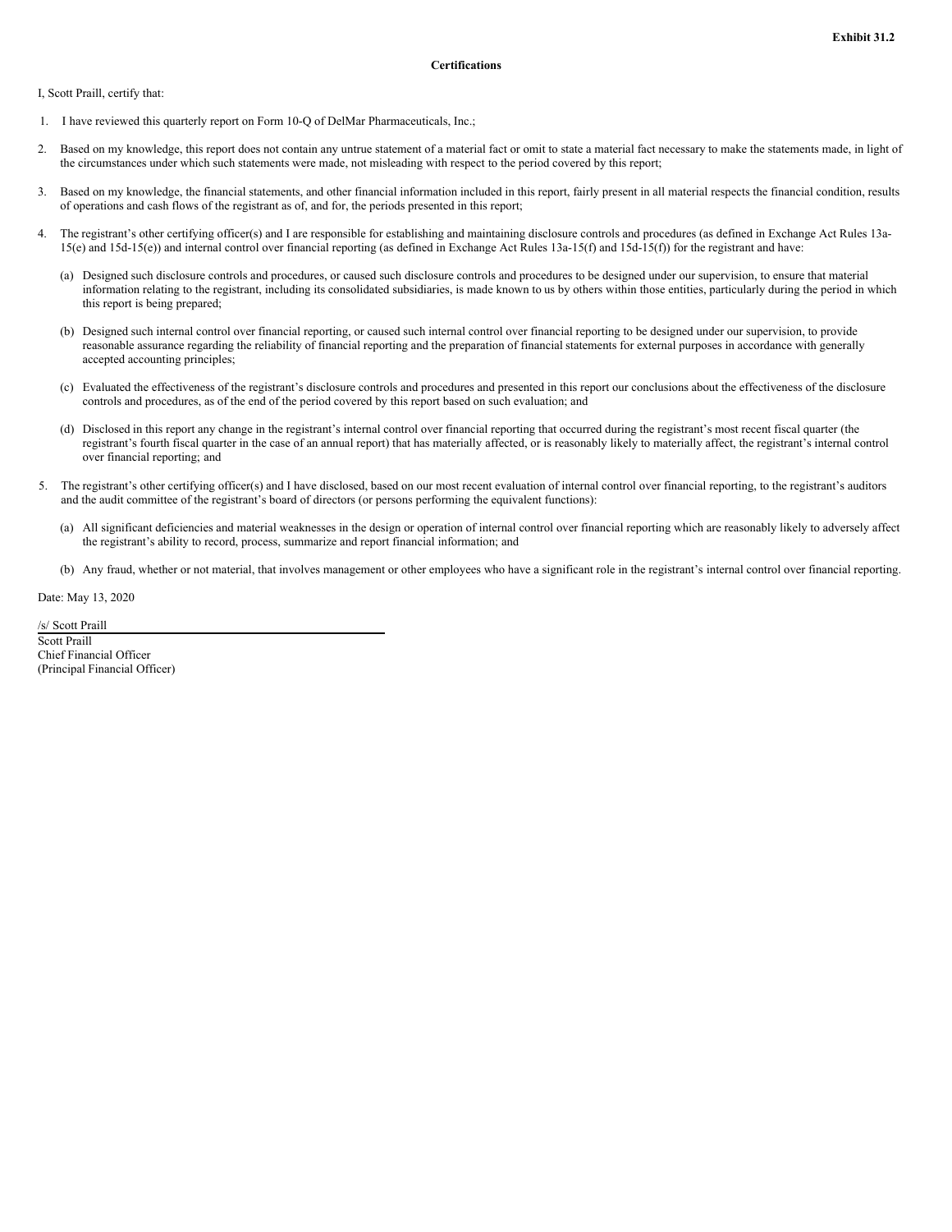**Exhibit 31.2**

**Certifications**

I, Scott Praill, certify that:

1. I have reviewed this quarterly report on Form 10-Q of DelMar Pharmaceuticals, Inc.;

2. Based on my knowledge, this report does not contain any untrue statement of a material fact or omit to state a material fact necessary to make the statements made, in light of the circumstances under which such statements were made, not misleading with respect to the period covered by this report;

3. Based on my knowledge, the financial statements, and other financial information included in this report, fairly present in all material respects the financial condition, results of operations and cash flows of the registrant as of, and for, the periods presented in this report;

4. The registrant's other certifying officer(s) and I are responsible for establishing and maintaining disclosure controls and procedures (as defined in Exchange Act Rules 13a-15(e) and 15d-15(e)) and internal control over financial reporting (as defined in Exchange Act Rules 13a-15(f) and 15d-15(f)) for the registrant and have:

   (a) Designed such disclosure controls and procedures, or caused such disclosure controls and procedures to be designed under our supervision, to ensure that material information relating to the registrant, including its consolidated subsidiaries, is made known to us by others within those entities, particularly during the period in which this report is being prepared;

   (b) Designed such internal control over financial reporting, or caused such internal control over financial reporting to be designed under our supervision, to provide reasonable assurance regarding the reliability of financial reporting and the preparation of financial statements for external purposes in accordance with generally accepted accounting principles;

   (c) Evaluated the effectiveness of the registrant's disclosure controls and procedures and presented in this report our conclusions about the effectiveness of the disclosure controls and procedures, as of the end of the period covered by this report based on such evaluation; and

   (d) Disclosed in this report any change in the registrant's internal control over financial reporting that occurred during the registrant's most recent fiscal quarter (the registrant's fourth fiscal quarter in the case of an annual report) that has materially affected, or is reasonably likely to materially affect, the registrant's internal control over financial reporting; and

5. The registrant's other certifying officer(s) and I have disclosed, based on our most recent evaluation of internal control over financial reporting, to the registrant's auditors and the audit committee of the registrant's board of directors (or persons performing the equivalent functions):

   (a) All significant deficiencies and material weaknesses in the design or operation of internal control over financial reporting which are reasonably likely to adversely affect the registrant's ability to record, process, summarize and report financial information; and

   (b) Any fraud, whether or not material, that involves management or other employees who have a significant role in the registrant's internal control over financial reporting.

Date: May 13, 2020

/s/ Scott Praill

Scott Praill
Chief Financial Officer
(Principal Financial Officer)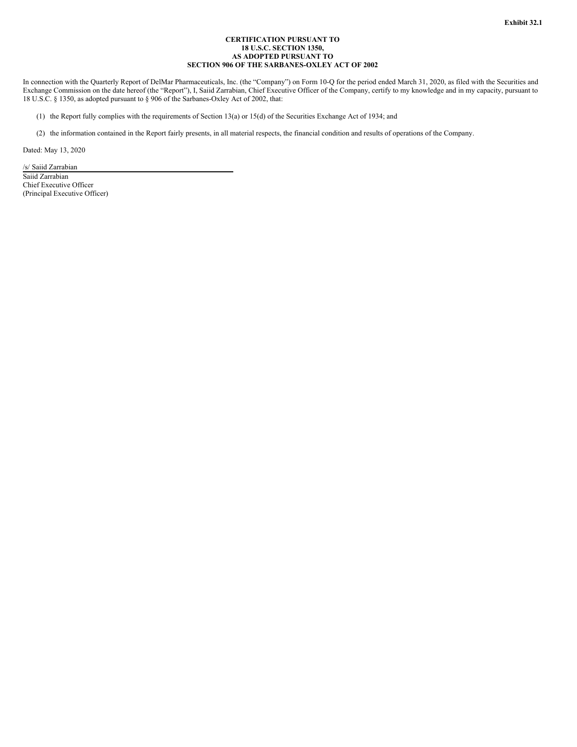**Exhibit 32.1**

**CERTIFICATION PURSUANT TO**
**18 U.S.C. SECTION 1350,**
**AS ADOPTED PURSUANT TO**
**SECTION 906 OF THE SARBANES-OXLEY ACT OF 2002**

In connection with the Quarterly Report of DelMar Pharmaceuticals, Inc. (the "Company") on Form 10-Q for the period ended March 31, 2020, as filed with the Securities and Exchange Commission on the date hereof (the "Report"), I, Saiid Zarrabian, Chief Executive Officer of the Company, certify to my knowledge and in my capacity, pursuant to 18 U.S.C. § 1350, as adopted pursuant to § 906 of the Sarbanes-Oxley Act of 2002, that:

(1) the Report fully complies with the requirements of Section 13(a) or 15(d) of the Securities Exchange Act of 1934; and

(2) the information contained in the Report fairly presents, in all material respects, the financial condition and results of operations of the Company.

Dated: May 13, 2020

/s/ Saiid Zarrabian

Saiid Zarrabian
Chief Executive Officer
(Principal Executive Officer)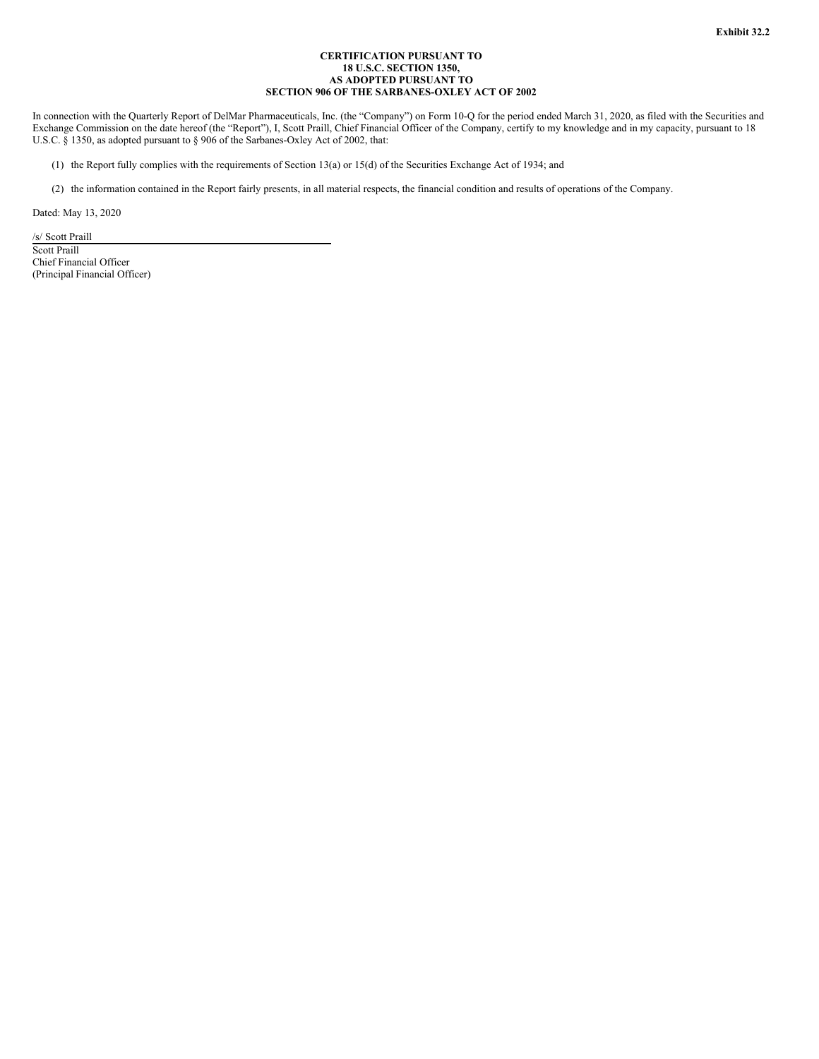**Exhibit 32.2**

**CERTIFICATION PURSUANT TO**
**18 U.S.C. SECTION 1350,**
**AS ADOPTED PURSUANT TO**
**SECTION 906 OF THE SARBANES-OXLEY ACT OF 2002**

In connection with the Quarterly Report of DelMar Pharmaceuticals, Inc. (the "Company") on Form 10-Q for the period ended March 31, 2020, as filed with the Securities and Exchange Commission on the date hereof (the "Report"), I, Scott Praill, Chief Financial Officer of the Company, certify to my knowledge and in my capacity, pursuant to 18 U.S.C. § 1350, as adopted pursuant to § 906 of the Sarbanes-Oxley Act of 2002, that:

(1) the Report fully complies with the requirements of Section 13(a) or 15(d) of the Securities Exchange Act of 1934; and

(2) the information contained in the Report fairly presents, in all material respects, the financial condition and results of operations of the Company.

Dated: May 13, 2020

/s/ Scott Praill
Scott Praill
Chief Financial Officer
(Principal Financial Officer)